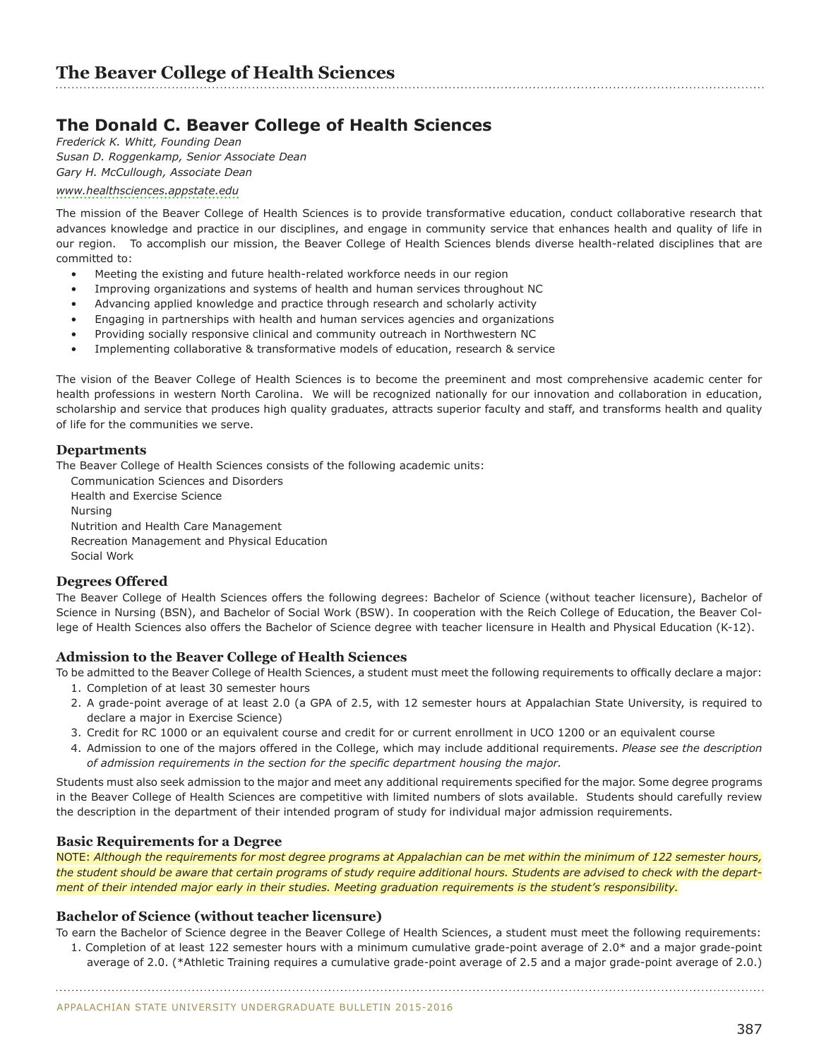# The Beaver College of Health Sciences

## The Donald C. Beaver College of Health Sciences

*Frederick K. Whitt, Founding Dean*
*Susan D. Roggenkamp, Senior Associate Dean*
*Gary H. McCullough, Associate Dean*

www.healthsciences.appstate.edu

The mission of the Beaver College of Health Sciences is to provide transformative education, conduct collaborative research that advances knowledge and practice in our disciplines, and engage in community service that enhances health and quality of life in our region. To accomplish our mission, the Beaver College of Health Sciences blends diverse health-related disciplines that are committed to:

- Meeting the existing and future health-related workforce needs in our region
- Improving organizations and systems of health and human services throughout NC
- Advancing applied knowledge and practice through research and scholarly activity
- Engaging in partnerships with health and human services agencies and organizations
- Providing socially responsive clinical and community outreach in Northwestern NC
- Implementing collaborative & transformative models of education, research & service

The vision of the Beaver College of Health Sciences is to become the preeminent and most comprehensive academic center for health professions in western North Carolina. We will be recognized nationally for our innovation and collaboration in education, scholarship and service that produces high quality graduates, attracts superior faculty and staff, and transforms health and quality of life for the communities we serve.

### Departments

The Beaver College of Health Sciences consists of the following academic units:

Communication Sciences and Disorders
Health and Exercise Science
Nursing
Nutrition and Health Care Management
Recreation Management and Physical Education
Social Work

### Degrees Offered

The Beaver College of Health Sciences offers the following degrees: Bachelor of Science (without teacher licensure), Bachelor of Science in Nursing (BSN), and Bachelor of Social Work (BSW). In cooperation with the Reich College of Education, the Beaver College of Health Sciences also offers the Bachelor of Science degree with teacher licensure in Health and Physical Education (K-12).

### Admission to the Beaver College of Health Sciences

To be admitted to the Beaver College of Health Sciences, a student must meet the following requirements to offically declare a major:

1. Completion of at least 30 semester hours
2. A grade-point average of at least 2.0 (a GPA of 2.5, with 12 semester hours at Appalachian State University, is required to declare a major in Exercise Science)
3. Credit for RC 1000 or an equivalent course and credit for or current enrollment in UCO 1200 or an equivalent course
4. Admission to one of the majors offered in the College, which may include additional requirements. *Please see the description of admission requirements in the section for the specific department housing the major.*

Students must also seek admission to the major and meet any additional requirements specified for the major. Some degree programs in the Beaver College of Health Sciences are competitive with limited numbers of slots available. Students should carefully review the description in the department of their intended program of study for individual major admission requirements.

### Basic Requirements for a Degree

NOTE: *Although the requirements for most degree programs at Appalachian can be met within the minimum of 122 semester hours, the student should be aware that certain programs of study require additional hours. Students are advised to check with the department of their intended major early in their studies. Meeting graduation requirements is the student's responsibility.*

### Bachelor of Science (without teacher licensure)

To earn the Bachelor of Science degree in the Beaver College of Health Sciences, a student must meet the following requirements:

1. Completion of at least 122 semester hours with a minimum cumulative grade-point average of 2.0* and a major grade-point average of 2.0. (*Athletic Training requires a cumulative grade-point average of 2.5 and a major grade-point average of 2.0.)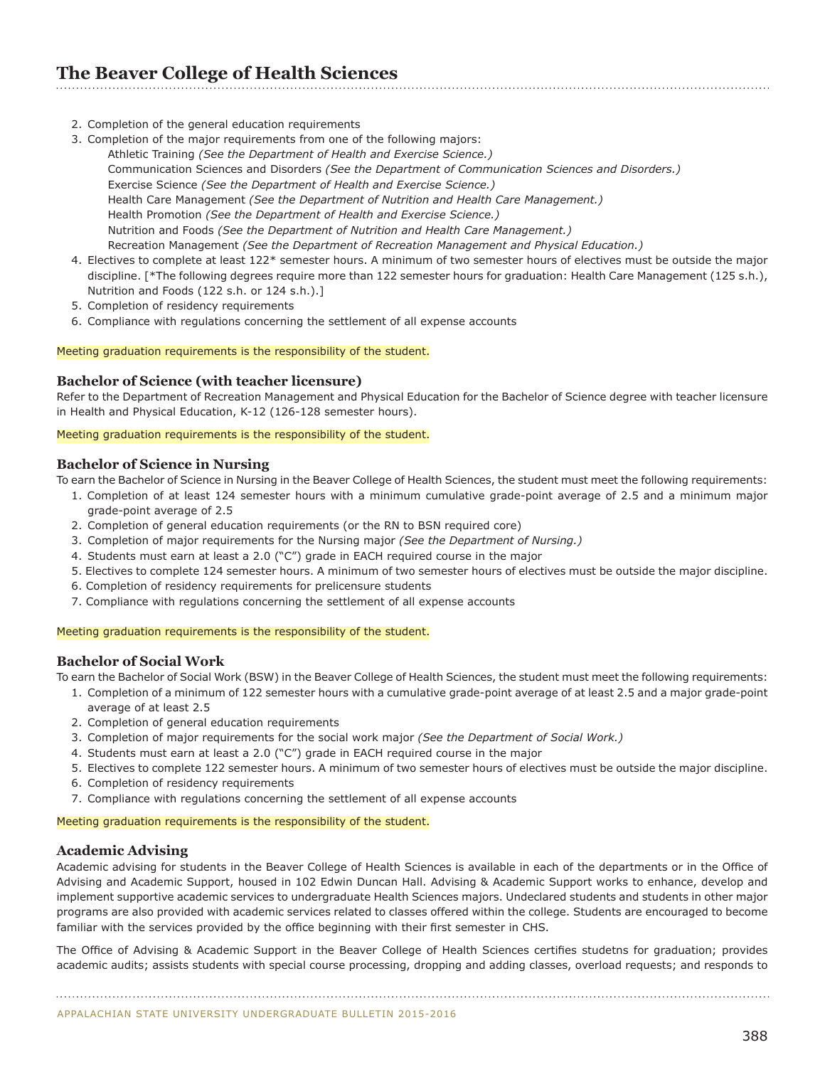2. Completion of the general education requirements
3. Completion of the major requirements from one of the following majors:
   - Athletic Training *(See the Department of Health and Exercise Science.)*
   - Communication Sciences and Disorders *(See the Department of Communication Sciences and Disorders.)*
   - Exercise Science *(See the Department of Health and Exercise Science.)*
   - Health Care Management *(See the Department of Nutrition and Health Care Management.)*
   - Health Promotion *(See the Department of Health and Exercise Science.)*
   - Nutrition and Foods *(See the Department of Nutrition and Health Care Management.)*
   - Recreation Management *(See the Department of Recreation Management and Physical Education.)*
4. Electives to complete at least 122* semester hours. A minimum of two semester hours of electives must be outside the major discipline. [*The following degrees require more than 122 semester hours for graduation: Health Care Management (125 s.h.), Nutrition and Foods (122 s.h. or 124 s.h.).]
5. Completion of residency requirements
6. Compliance with regulations concerning the settlement of all expense accounts

Meeting graduation requirements is the responsibility of the student.

### Bachelor of Science (with teacher licensure)

Refer to the Department of Recreation Management and Physical Education for the Bachelor of Science degree with teacher licensure in Health and Physical Education, K-12 (126-128 semester hours).

Meeting graduation requirements is the responsibility of the student.

### Bachelor of Science in Nursing

To earn the Bachelor of Science in Nursing in the Beaver College of Health Sciences, the student must meet the following requirements:

1. Completion of at least 124 semester hours with a minimum cumulative grade-point average of 2.5 and a minimum major grade-point average of 2.5
2. Completion of general education requirements (or the RN to BSN required core)
3. Completion of major requirements for the Nursing major *(See the Department of Nursing.)*
4. Students must earn at least a 2.0 ("C") grade in EACH required course in the major
5. Electives to complete 124 semester hours. A minimum of two semester hours of electives must be outside the major discipline.
6. Completion of residency requirements for prelicensure students
7. Compliance with regulations concerning the settlement of all expense accounts

Meeting graduation requirements is the responsibility of the student.

### Bachelor of Social Work

To earn the Bachelor of Social Work (BSW) in the Beaver College of Health Sciences, the student must meet the following requirements:

1. Completion of a minimum of 122 semester hours with a cumulative grade-point average of at least 2.5 and a major grade-point average of at least 2.5
2. Completion of general education requirements
3. Completion of major requirements for the social work major *(See the Department of Social Work.)*
4. Students must earn at least a 2.0 ("C") grade in EACH required course in the major
5. Electives to complete 122 semester hours. A minimum of two semester hours of electives must be outside the major discipline.
6. Completion of residency requirements
7. Compliance with regulations concerning the settlement of all expense accounts

Meeting graduation requirements is the responsibility of the student.

### Academic Advising

Academic advising for students in the Beaver College of Health Sciences is available in each of the departments or in the Office of Advising and Academic Support, housed in 102 Edwin Duncan Hall. Advising & Academic Support works to enhance, develop and implement supportive academic services to undergraduate Health Sciences majors. Undeclared students and students in other major programs are also provided with academic services related to classes offered within the college. Students are encouraged to become familiar with the services provided by the office beginning with their first semester in CHS.

The Office of Advising & Academic Support in the Beaver College of Health Sciences certifies studetns for graduation; provides academic audits; assists students with special course processing, dropping and adding classes, overload requests; and responds to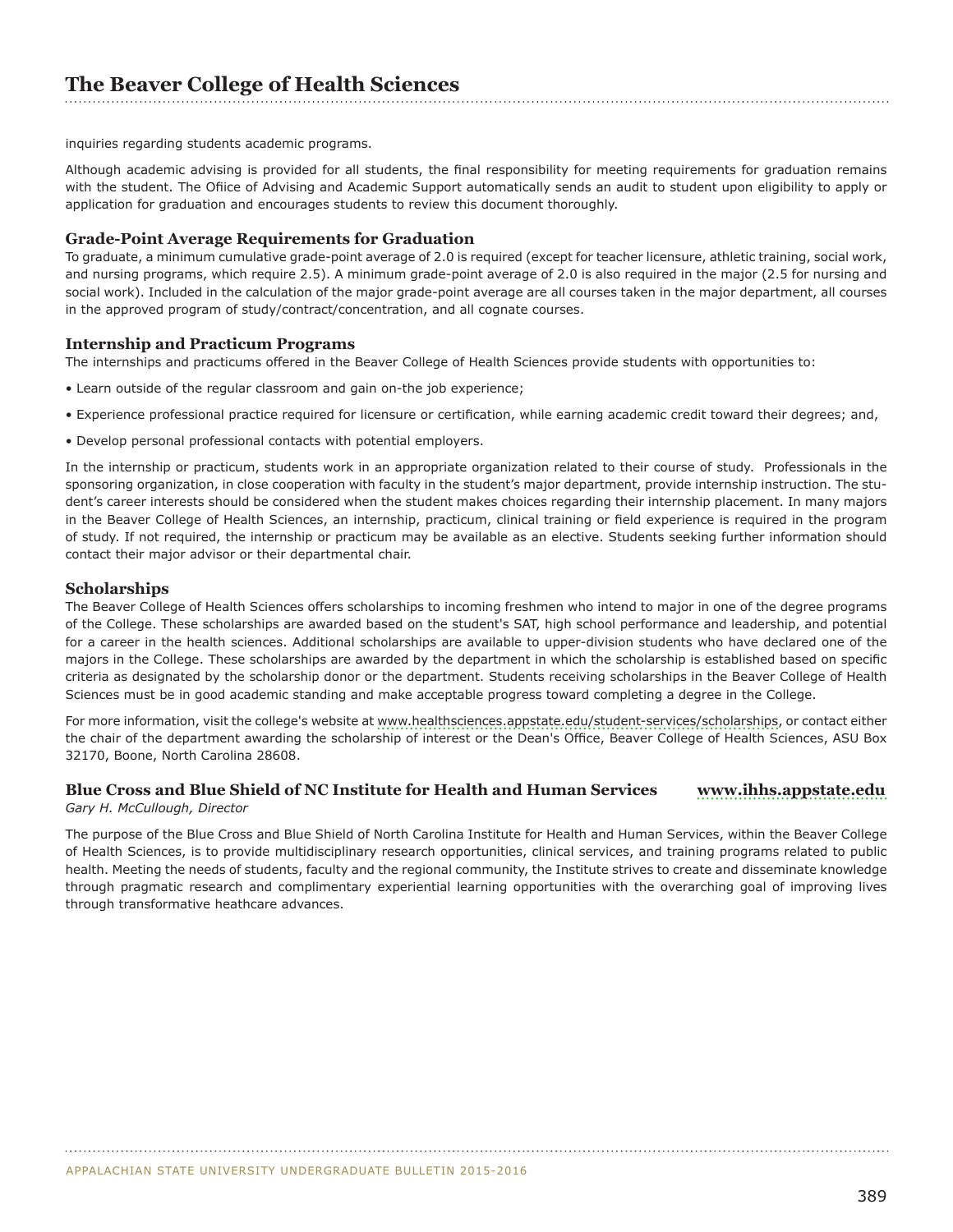inquiries regarding students academic programs.

Although academic advising is provided for all students, the final responsibility for meeting requirements for graduation remains with the student. The Ofiice of Advising and Academic Support automatically sends an audit to student upon eligibility to apply or application for graduation and encourages students to review this document thoroughly.

### Grade-Point Average Requirements for Graduation

To graduate, a minimum cumulative grade-point average of 2.0 is required (except for teacher licensure, athletic training, social work, and nursing programs, which require 2.5). A minimum grade-point average of 2.0 is also required in the major (2.5 for nursing and social work). Included in the calculation of the major grade-point average are all courses taken in the major department, all courses in the approved program of study/contract/concentration, and all cognate courses.

### Internship and Practicum Programs

The internships and practicums offered in the Beaver College of Health Sciences provide students with opportunities to:

- Learn outside of the regular classroom and gain on-the job experience;
- Experience professional practice required for licensure or certification, while earning academic credit toward their degrees; and,
- Develop personal professional contacts with potential employers.

In the internship or practicum, students work in an appropriate organization related to their course of study. Professionals in the sponsoring organization, in close cooperation with faculty in the student's major department, provide internship instruction. The student's career interests should be considered when the student makes choices regarding their internship placement. In many majors in the Beaver College of Health Sciences, an internship, practicum, clinical training or field experience is required in the program of study. If not required, the internship or practicum may be available as an elective. Students seeking further information should contact their major advisor or their departmental chair.

### Scholarships

The Beaver College of Health Sciences offers scholarships to incoming freshmen who intend to major in one of the degree programs of the College. These scholarships are awarded based on the student's SAT, high school performance and leadership, and potential for a career in the health sciences. Additional scholarships are available to upper-division students who have declared one of the majors in the College. These scholarships are awarded by the department in which the scholarship is established based on specific criteria as designated by the scholarship donor or the department. Students receiving scholarships in the Beaver College of Health Sciences must be in good academic standing and make acceptable progress toward completing a degree in the College.

For more information, visit the college's website at www.healthsciences.appstate.edu/student-services/scholarships, or contact either the chair of the department awarding the scholarship of interest or the Dean's Office, Beaver College of Health Sciences, ASU Box 32170, Boone, North Carolina 28608.

### Blue Cross and Blue Shield of NC Institute for Health and Human Services — www.ihhs.appstate.edu

*Gary H. McCullough, Director*

The purpose of the Blue Cross and Blue Shield of North Carolina Institute for Health and Human Services, within the Beaver College of Health Sciences, is to provide multidisciplinary research opportunities, clinical services, and training programs related to public health. Meeting the needs of students, faculty and the regional community, the Institute strives to create and disseminate knowledge through pragmatic research and complimentary experiential learning opportunities with the overarching goal of improving lives through transformative heathcare advances.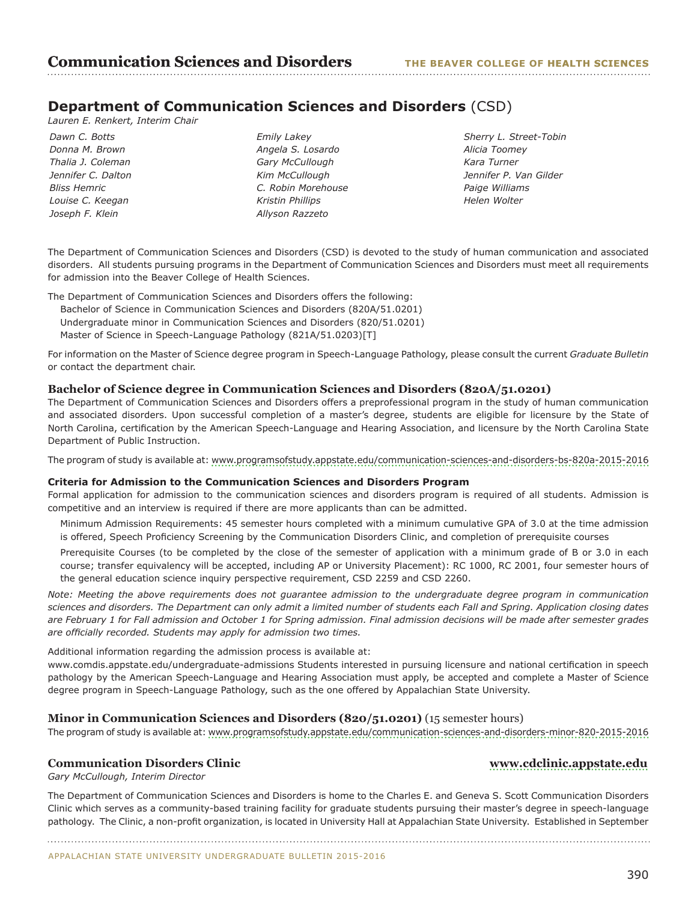## Department of Communication Sciences and Disorders (CSD)

*Lauren E. Renkert, Interim Chair*

*Dawn C. Botts*
*Donna M. Brown*
*Thalia J. Coleman*
*Jennifer C. Dalton*
*Bliss Hemric*
*Louise C. Keegan*
*Joseph F. Klein*
*Emily Lakey*
*Angela S. Losardo*
*Gary McCullough*
*Kim McCullough*
*C. Robin Morehouse*
*Kristin Phillips*
*Allyson Razzeto*
*Sherry L. Street-Tobin*
*Alicia Toomey*
*Kara Turner*
*Jennifer P. Van Gilder*
*Paige Williams*
*Helen Wolter*

The Department of Communication Sciences and Disorders (CSD) is devoted to the study of human communication and associated disorders. All students pursuing programs in the Department of Communication Sciences and Disorders must meet all requirements for admission into the Beaver College of Health Sciences.

The Department of Communication Sciences and Disorders offers the following:
- Bachelor of Science in Communication Sciences and Disorders (820A/51.0201)
- Undergraduate minor in Communication Sciences and Disorders (820/51.0201)
- Master of Science in Speech-Language Pathology (821A/51.0203)[T]

For information on the Master of Science degree program in Speech-Language Pathology, please consult the current *Graduate Bulletin* or contact the department chair.

### Bachelor of Science degree in Communication Sciences and Disorders (820A/51.0201)

The Department of Communication Sciences and Disorders offers a preprofessional program in the study of human communication and associated disorders. Upon successful completion of a master's degree, students are eligible for licensure by the State of North Carolina, certification by the American Speech-Language and Hearing Association, and licensure by the North Carolina State Department of Public Instruction.

The program of study is available at: www.programsofstudy.appstate.edu/communication-sciences-and-disorders-bs-820a-2015-2016

#### Criteria for Admission to the Communication Sciences and Disorders Program

Formal application for admission to the communication sciences and disorders program is required of all students. Admission is competitive and an interview is required if there are more applicants than can be admitted.

Minimum Admission Requirements: 45 semester hours completed with a minimum cumulative GPA of 3.0 at the time admission is offered, Speech Proficiency Screening by the Communication Disorders Clinic, and completion of prerequisite courses

Prerequisite Courses (to be completed by the close of the semester of application with a minimum grade of B or 3.0 in each course; transfer equivalency will be accepted, including AP or University Placement): RC 1000, RC 2001, four semester hours of the general education science inquiry perspective requirement, CSD 2259 and CSD 2260.

*Note: Meeting the above requirements does not guarantee admission to the undergraduate degree program in communication sciences and disorders. The Department can only admit a limited number of students each Fall and Spring. Application closing dates are February 1 for Fall admission and October 1 for Spring admission. Final admission decisions will be made after semester grades are officially recorded. Students may apply for admission two times.*

Additional information regarding the admission process is available at:
www.comdis.appstate.edu/undergraduate-admissions Students interested in pursuing licensure and national certification in speech pathology by the American Speech-Language and Hearing Association must apply, be accepted and complete a Master of Science degree program in Speech-Language Pathology, such as the one offered by Appalachian State University.

### Minor in Communication Sciences and Disorders (820/51.0201) (15 semester hours)

The program of study is available at: www.programsofstudy.appstate.edu/communication-sciences-and-disorders-minor-820-2015-2016

### Communication Disorders Clinic

www.cdclinic.appstate.edu

*Gary McCullough, Interim Director*

The Department of Communication Sciences and Disorders is home to the Charles E. and Geneva S. Scott Communication Disorders Clinic which serves as a community-based training facility for graduate students pursuing their master's degree in speech-language pathology. The Clinic, a non-profit organization, is located in University Hall at Appalachian State University. Established in September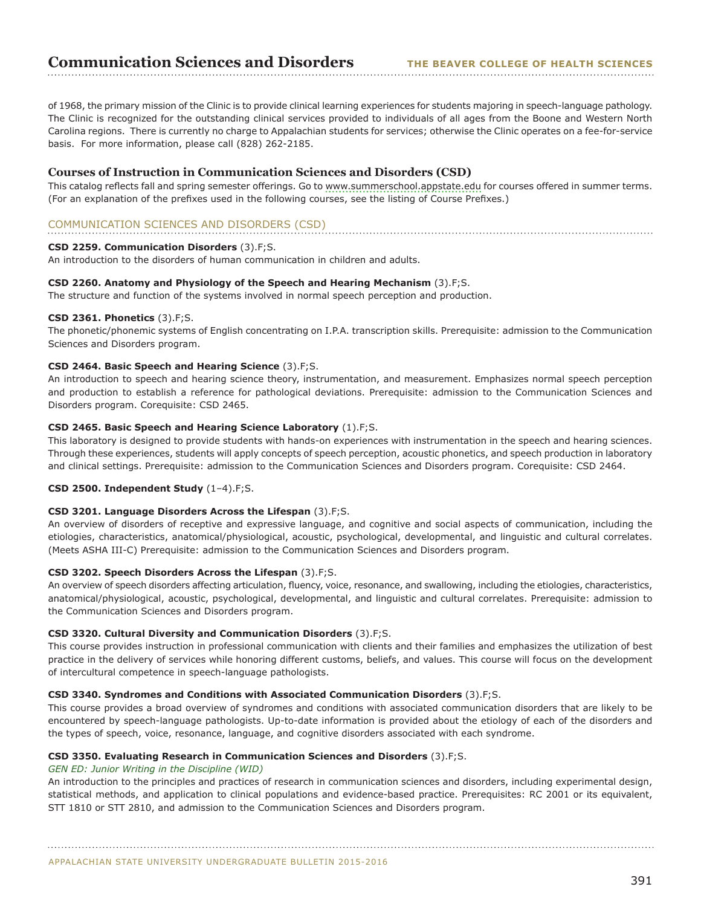of 1968, the primary mission of the Clinic is to provide clinical learning experiences for students majoring in speech-language pathology. The Clinic is recognized for the outstanding clinical services provided to individuals of all ages from the Boone and Western North Carolina regions. There is currently no charge to Appalachian students for services; otherwise the Clinic operates on a fee-for-service basis. For more information, please call (828) 262-2185.

### Courses of Instruction in Communication Sciences and Disorders (CSD)

This catalog reflects fall and spring semester offerings. Go to www.summerschool.appstate.edu for courses offered in summer terms. (For an explanation of the prefixes used in the following courses, see the listing of Course Prefixes.)

## COMMUNICATION SCIENCES AND DISORDERS (CSD)

**CSD 2259. Communication Disorders** (3).F;S.
An introduction to the disorders of human communication in children and adults.

**CSD 2260. Anatomy and Physiology of the Speech and Hearing Mechanism** (3).F;S.
The structure and function of the systems involved in normal speech perception and production.

**CSD 2361. Phonetics** (3).F;S.
The phonetic/phonemic systems of English concentrating on I.P.A. transcription skills. Prerequisite: admission to the Communication Sciences and Disorders program.

**CSD 2464. Basic Speech and Hearing Science** (3).F;S.
An introduction to speech and hearing science theory, instrumentation, and measurement. Emphasizes normal speech perception and production to establish a reference for pathological deviations. Prerequisite: admission to the Communication Sciences and Disorders program. Corequisite: CSD 2465.

**CSD 2465. Basic Speech and Hearing Science Laboratory** (1).F;S.
This laboratory is designed to provide students with hands-on experiences with instrumentation in the speech and hearing sciences. Through these experiences, students will apply concepts of speech perception, acoustic phonetics, and speech production in laboratory and clinical settings. Prerequisite: admission to the Communication Sciences and Disorders program. Corequisite: CSD 2464.

**CSD 2500. Independent Study** (1–4).F;S.

**CSD 3201. Language Disorders Across the Lifespan** (3).F;S.
An overview of disorders of receptive and expressive language, and cognitive and social aspects of communication, including the etiologies, characteristics, anatomical/physiological, acoustic, psychological, developmental, and linguistic and cultural correlates. (Meets ASHA III-C) Prerequisite: admission to the Communication Sciences and Disorders program.

**CSD 3202. Speech Disorders Across the Lifespan** (3).F;S.
An overview of speech disorders affecting articulation, fluency, voice, resonance, and swallowing, including the etiologies, characteristics, anatomical/physiological, acoustic, psychological, developmental, and linguistic and cultural correlates. Prerequisite: admission to the Communication Sciences and Disorders program.

**CSD 3320. Cultural Diversity and Communication Disorders** (3).F;S.
This course provides instruction in professional communication with clients and their families and emphasizes the utilization of best practice in the delivery of services while honoring different customs, beliefs, and values. This course will focus on the development of intercultural competence in speech-language pathologists.

**CSD 3340. Syndromes and Conditions with Associated Communication Disorders** (3).F;S.
This course provides a broad overview of syndromes and conditions with associated communication disorders that are likely to be encountered by speech-language pathologists. Up-to-date information is provided about the etiology of each of the disorders and the types of speech, voice, resonance, language, and cognitive disorders associated with each syndrome.

**CSD 3350. Evaluating Research in Communication Sciences and Disorders** (3).F;S.
*GEN ED: Junior Writing in the Discipline (WID)*
An introduction to the principles and practices of research in communication sciences and disorders, including experimental design, statistical methods, and application to clinical populations and evidence-based practice. Prerequisites: RC 2001 or its equivalent, STT 1810 or STT 2810, and admission to the Communication Sciences and Disorders program.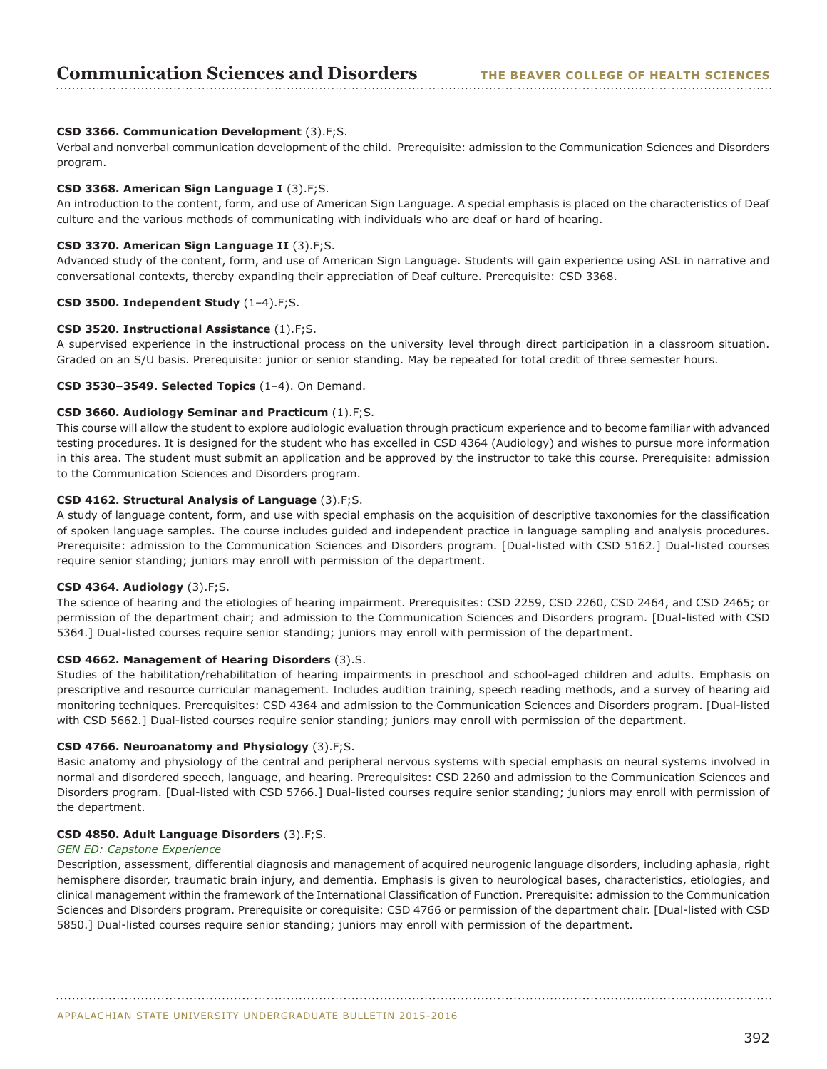**CSD 3366. Communication Development** (3).F;S.
Verbal and nonverbal communication development of the child. Prerequisite: admission to the Communication Sciences and Disorders program.

**CSD 3368. American Sign Language I** (3).F;S.
An introduction to the content, form, and use of American Sign Language. A special emphasis is placed on the characteristics of Deaf culture and the various methods of communicating with individuals who are deaf or hard of hearing.

**CSD 3370. American Sign Language II** (3).F;S.
Advanced study of the content, form, and use of American Sign Language. Students will gain experience using ASL in narrative and conversational contexts, thereby expanding their appreciation of Deaf culture. Prerequisite: CSD 3368.

**CSD 3500. Independent Study** (1–4).F;S.

**CSD 3520. Instructional Assistance** (1).F;S.
A supervised experience in the instructional process on the university level through direct participation in a classroom situation. Graded on an S/U basis. Prerequisite: junior or senior standing. May be repeated for total credit of three semester hours.

**CSD 3530–3549. Selected Topics** (1–4). On Demand.

**CSD 3660. Audiology Seminar and Practicum** (1).F;S.
This course will allow the student to explore audiologic evaluation through practicum experience and to become familiar with advanced testing procedures. It is designed for the student who has excelled in CSD 4364 (Audiology) and wishes to pursue more information in this area. The student must submit an application and be approved by the instructor to take this course. Prerequisite: admission to the Communication Sciences and Disorders program.

**CSD 4162. Structural Analysis of Language** (3).F;S.
A study of language content, form, and use with special emphasis on the acquisition of descriptive taxonomies for the classification of spoken language samples. The course includes guided and independent practice in language sampling and analysis procedures. Prerequisite: admission to the Communication Sciences and Disorders program. [Dual-listed with CSD 5162.] Dual-listed courses require senior standing; juniors may enroll with permission of the department.

**CSD 4364. Audiology** (3).F;S.
The science of hearing and the etiologies of hearing impairment. Prerequisites: CSD 2259, CSD 2260, CSD 2464, and CSD 2465; or permission of the department chair; and admission to the Communication Sciences and Disorders program. [Dual-listed with CSD 5364.] Dual-listed courses require senior standing; juniors may enroll with permission of the department.

**CSD 4662. Management of Hearing Disorders** (3).S.
Studies of the habilitation/rehabilitation of hearing impairments in preschool and school-aged children and adults. Emphasis on prescriptive and resource curricular management. Includes audition training, speech reading methods, and a survey of hearing aid monitoring techniques. Prerequisites: CSD 4364 and admission to the Communication Sciences and Disorders program. [Dual-listed with CSD 5662.] Dual-listed courses require senior standing; juniors may enroll with permission of the department.

**CSD 4766. Neuroanatomy and Physiology** (3).F;S.
Basic anatomy and physiology of the central and peripheral nervous systems with special emphasis on neural systems involved in normal and disordered speech, language, and hearing. Prerequisites: CSD 2260 and admission to the Communication Sciences and Disorders program. [Dual-listed with CSD 5766.] Dual-listed courses require senior standing; juniors may enroll with permission of the department.

**CSD 4850. Adult Language Disorders** (3).F;S.
*GEN ED: Capstone Experience*
Description, assessment, differential diagnosis and management of acquired neurogenic language disorders, including aphasia, right hemisphere disorder, traumatic brain injury, and dementia. Emphasis is given to neurological bases, characteristics, etiologies, and clinical management within the framework of the International Classification of Function. Prerequisite: admission to the Communication Sciences and Disorders program. Prerequisite or corequisite: CSD 4766 or permission of the department chair. [Dual-listed with CSD 5850.] Dual-listed courses require senior standing; juniors may enroll with permission of the department.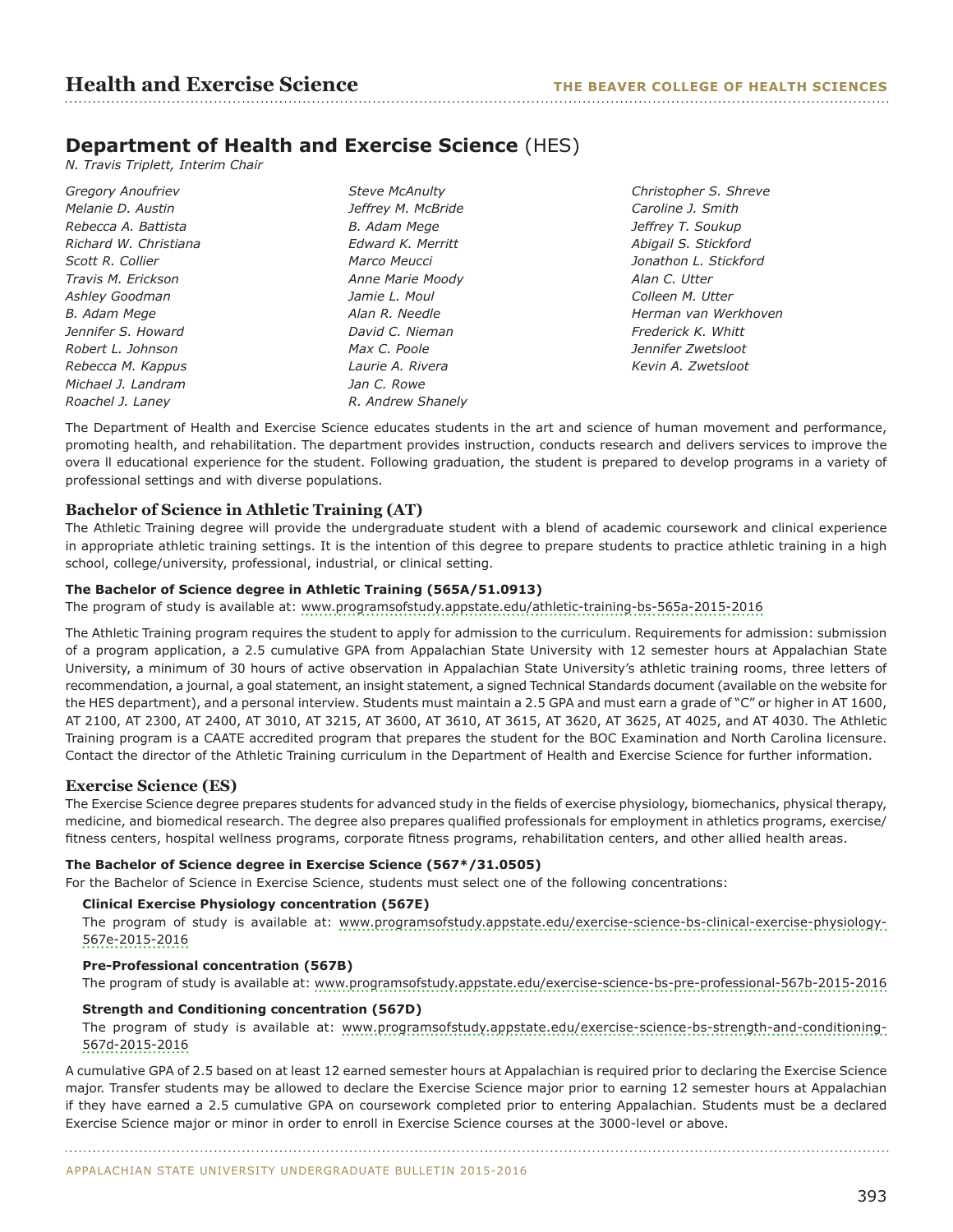# Health and Exercise Science

THE BEAVER COLLEGE OF HEALTH SCIENCES

## Department of Health and Exercise Science (HES)

*N. Travis Triplett, Interim Chair*

*Gregory Anoufriev*
*Melanie D. Austin*
*Rebecca A. Battista*
*Richard W. Christiana*
*Scott R. Collier*
*Travis M. Erickson*
*Ashley Goodman*
*B. Adam Mege*
*Jennifer S. Howard*
*Robert L. Johnson*
*Rebecca M. Kappus*
*Michael J. Landram*
*Roachel J. Laney*
*Steve McAnulty*
*Jeffrey M. McBride*
*B. Adam Mege*
*Edward K. Merritt*
*Marco Meucci*
*Anne Marie Moody*
*Jamie L. Moul*
*Alan R. Needle*
*David C. Nieman*
*Max C. Poole*
*Laurie A. Rivera*
*Jan C. Rowe*
*R. Andrew Shanely*
*Christopher S. Shreve*
*Caroline J. Smith*
*Jeffrey T. Soukup*
*Abigail S. Stickford*
*Jonathon L. Stickford*
*Alan C. Utter*
*Colleen M. Utter*
*Herman van Werkhoven*
*Frederick K. Whitt*
*Jennifer Zwetsloot*
*Kevin A. Zwetsloot*

The Department of Health and Exercise Science educates students in the art and science of human movement and performance, promoting health, and rehabilitation. The department provides instruction, conducts research and delivers services to improve the overa ll educational experience for the student. Following graduation, the student is prepared to develop programs in a variety of professional settings and with diverse populations.

### Bachelor of Science in Athletic Training (AT)

The Athletic Training degree will provide the undergraduate student with a blend of academic coursework and clinical experience in appropriate athletic training settings. It is the intention of this degree to prepare students to practice athletic training in a high school, college/university, professional, industrial, or clinical setting.

**The Bachelor of Science degree in Athletic Training (565A/51.0913)**

The program of study is available at: www.programsofstudy.appstate.edu/athletic-training-bs-565a-2015-2016

The Athletic Training program requires the student to apply for admission to the curriculum. Requirements for admission: submission of a program application, a 2.5 cumulative GPA from Appalachian State University with 12 semester hours at Appalachian State University, a minimum of 30 hours of active observation in Appalachian State University's athletic training rooms, three letters of recommendation, a journal, a goal statement, an insight statement, a signed Technical Standards document (available on the website for the HES department), and a personal interview. Students must maintain a 2.5 GPA and must earn a grade of "C" or higher in AT 1600, AT 2100, AT 2300, AT 2400, AT 3010, AT 3215, AT 3600, AT 3610, AT 3615, AT 3620, AT 3625, AT 4025, and AT 4030. The Athletic Training program is a CAATE accredited program that prepares the student for the BOC Examination and North Carolina licensure. Contact the director of the Athletic Training curriculum in the Department of Health and Exercise Science for further information.

### Exercise Science (ES)

The Exercise Science degree prepares students for advanced study in the fields of exercise physiology, biomechanics, physical therapy, medicine, and biomedical research. The degree also prepares qualified professionals for employment in athletics programs, exercise/fitness centers, hospital wellness programs, corporate fitness programs, rehabilitation centers, and other allied health areas.

**The Bachelor of Science degree in Exercise Science (567*/31.0505)**

For the Bachelor of Science in Exercise Science, students must select one of the following concentrations:

**Clinical Exercise Physiology concentration (567E)**

The program of study is available at: www.programsofstudy.appstate.edu/exercise-science-bs-clinical-exercise-physiology-567e-2015-2016

**Pre-Professional concentration (567B)**

The program of study is available at: www.programsofstudy.appstate.edu/exercise-science-bs-pre-professional-567b-2015-2016

**Strength and Conditioning concentration (567D)**

The program of study is available at: www.programsofstudy.appstate.edu/exercise-science-bs-strength-and-conditioning-567d-2015-2016

A cumulative GPA of 2.5 based on at least 12 earned semester hours at Appalachian is required prior to declaring the Exercise Science major. Transfer students may be allowed to declare the Exercise Science major prior to earning 12 semester hours at Appalachian if they have earned a 2.5 cumulative GPA on coursework completed prior to entering Appalachian. Students must be a declared Exercise Science major or minor in order to enroll in Exercise Science courses at the 3000-level or above.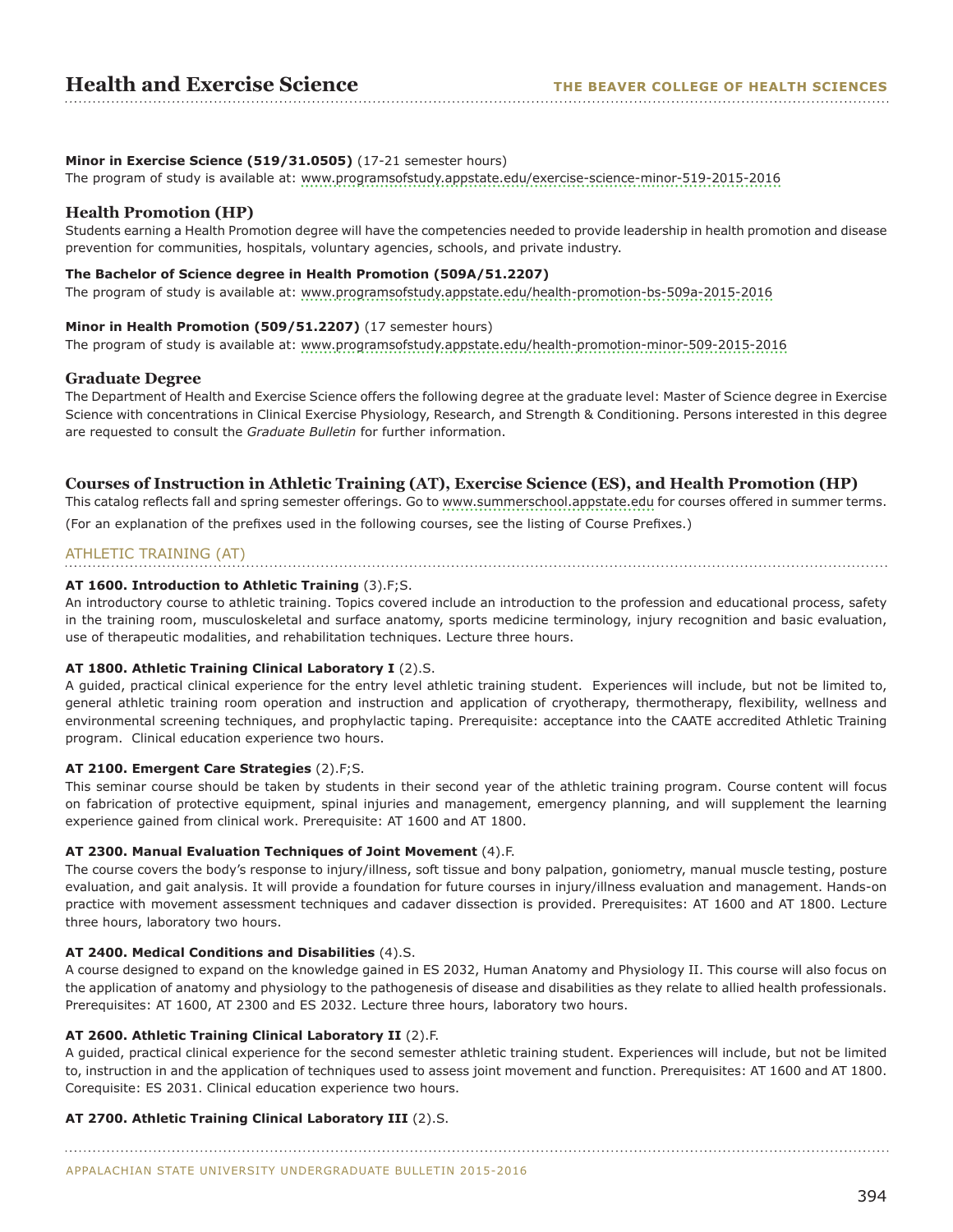**Minor in Exercise Science (519/31.0505)** (17-21 semester hours)
The program of study is available at: www.programsofstudy.appstate.edu/exercise-science-minor-519-2015-2016

## Health Promotion (HP)

Students earning a Health Promotion degree will have the competencies needed to provide leadership in health promotion and disease prevention for communities, hospitals, voluntary agencies, schools, and private industry.

**The Bachelor of Science degree in Health Promotion (509A/51.2207)**
The program of study is available at: www.programsofstudy.appstate.edu/health-promotion-bs-509a-2015-2016

**Minor in Health Promotion (509/51.2207)** (17 semester hours)
The program of study is available at: www.programsofstudy.appstate.edu/health-promotion-minor-509-2015-2016

## Graduate Degree

The Department of Health and Exercise Science offers the following degree at the graduate level: Master of Science degree in Exercise Science with concentrations in Clinical Exercise Physiology, Research, and Strength & Conditioning. Persons interested in this degree are requested to consult the *Graduate Bulletin* for further information.

## Courses of Instruction in Athletic Training (AT), Exercise Science (ES), and Health Promotion (HP)

This catalog reflects fall and spring semester offerings. Go to www.summerschool.appstate.edu for courses offered in summer terms.

(For an explanation of the prefixes used in the following courses, see the listing of Course Prefixes.)

### ATHLETIC TRAINING (AT)

**AT 1600. Introduction to Athletic Training** (3).F;S.
An introductory course to athletic training. Topics covered include an introduction to the profession and educational process, safety in the training room, musculoskeletal and surface anatomy, sports medicine terminology, injury recognition and basic evaluation, use of therapeutic modalities, and rehabilitation techniques. Lecture three hours.

**AT 1800. Athletic Training Clinical Laboratory I** (2).S.
A guided, practical clinical experience for the entry level athletic training student. Experiences will include, but not be limited to, general athletic training room operation and instruction and application of cryotherapy, thermotherapy, flexibility, wellness and environmental screening techniques, and prophylactic taping. Prerequisite: acceptance into the CAATE accredited Athletic Training program. Clinical education experience two hours.

**AT 2100. Emergent Care Strategies** (2).F;S.
This seminar course should be taken by students in their second year of the athletic training program. Course content will focus on fabrication of protective equipment, spinal injuries and management, emergency planning, and will supplement the learning experience gained from clinical work. Prerequisite: AT 1600 and AT 1800.

**AT 2300. Manual Evaluation Techniques of Joint Movement** (4).F.
The course covers the body's response to injury/illness, soft tissue and bony palpation, goniometry, manual muscle testing, posture evaluation, and gait analysis. It will provide a foundation for future courses in injury/illness evaluation and management. Hands-on practice with movement assessment techniques and cadaver dissection is provided. Prerequisites: AT 1600 and AT 1800. Lecture three hours, laboratory two hours.

**AT 2400. Medical Conditions and Disabilities** (4).S.
A course designed to expand on the knowledge gained in ES 2032, Human Anatomy and Physiology II. This course will also focus on the application of anatomy and physiology to the pathogenesis of disease and disabilities as they relate to allied health professionals. Prerequisites: AT 1600, AT 2300 and ES 2032. Lecture three hours, laboratory two hours.

**AT 2600. Athletic Training Clinical Laboratory II** (2).F.
A guided, practical clinical experience for the second semester athletic training student. Experiences will include, but not be limited to, instruction in and the application of techniques used to assess joint movement and function. Prerequisites: AT 1600 and AT 1800. Corequisite: ES 2031. Clinical education experience two hours.

**AT 2700. Athletic Training Clinical Laboratory III** (2).S.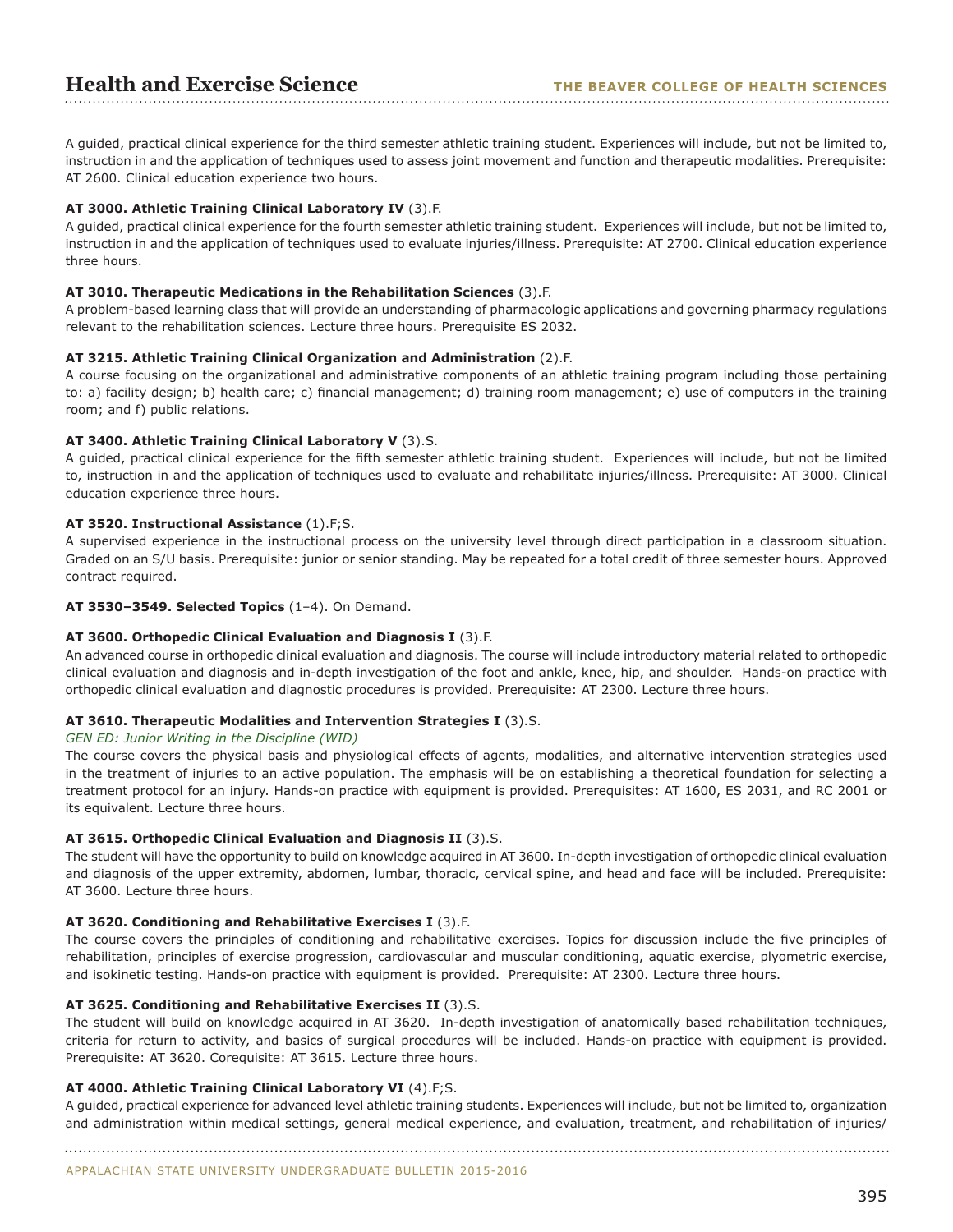A guided, practical clinical experience for the third semester athletic training student. Experiences will include, but not be limited to, instruction in and the application of techniques used to assess joint movement and function and therapeutic modalities. Prerequisite: AT 2600. Clinical education experience two hours.

**AT 3000. Athletic Training Clinical Laboratory IV** (3).F.
A guided, practical clinical experience for the fourth semester athletic training student. Experiences will include, but not be limited to, instruction in and the application of techniques used to evaluate injuries/illness. Prerequisite: AT 2700. Clinical education experience three hours.

**AT 3010. Therapeutic Medications in the Rehabilitation Sciences** (3).F.
A problem-based learning class that will provide an understanding of pharmacologic applications and governing pharmacy regulations relevant to the rehabilitation sciences. Lecture three hours. Prerequisite ES 2032.

**AT 3215. Athletic Training Clinical Organization and Administration** (2).F.
A course focusing on the organizational and administrative components of an athletic training program including those pertaining to: a) facility design; b) health care; c) financial management; d) training room management; e) use of computers in the training room; and f) public relations.

**AT 3400. Athletic Training Clinical Laboratory V** (3).S.
A guided, practical clinical experience for the fifth semester athletic training student. Experiences will include, but not be limited to, instruction in and the application of techniques used to evaluate and rehabilitate injuries/illness. Prerequisite: AT 3000. Clinical education experience three hours.

**AT 3520. Instructional Assistance** (1).F;S.
A supervised experience in the instructional process on the university level through direct participation in a classroom situation. Graded on an S/U basis. Prerequisite: junior or senior standing. May be repeated for a total credit of three semester hours. Approved contract required.

**AT 3530–3549. Selected Topics** (1–4). On Demand.

**AT 3600. Orthopedic Clinical Evaluation and Diagnosis I** (3).F.
An advanced course in orthopedic clinical evaluation and diagnosis. The course will include introductory material related to orthopedic clinical evaluation and diagnosis and in-depth investigation of the foot and ankle, knee, hip, and shoulder. Hands-on practice with orthopedic clinical evaluation and diagnostic procedures is provided. Prerequisite: AT 2300. Lecture three hours.

**AT 3610. Therapeutic Modalities and Intervention Strategies I** (3).S.
*GEN ED: Junior Writing in the Discipline (WID)*
The course covers the physical basis and physiological effects of agents, modalities, and alternative intervention strategies used in the treatment of injuries to an active population. The emphasis will be on establishing a theoretical foundation for selecting a treatment protocol for an injury. Hands-on practice with equipment is provided. Prerequisites: AT 1600, ES 2031, and RC 2001 or its equivalent. Lecture three hours.

**AT 3615. Orthopedic Clinical Evaluation and Diagnosis II** (3).S.
The student will have the opportunity to build on knowledge acquired in AT 3600. In-depth investigation of orthopedic clinical evaluation and diagnosis of the upper extremity, abdomen, lumbar, thoracic, cervical spine, and head and face will be included. Prerequisite: AT 3600. Lecture three hours.

**AT 3620. Conditioning and Rehabilitative Exercises I** (3).F.
The course covers the principles of conditioning and rehabilitative exercises. Topics for discussion include the five principles of rehabilitation, principles of exercise progression, cardiovascular and muscular conditioning, aquatic exercise, plyometric exercise, and isokinetic testing. Hands-on practice with equipment is provided. Prerequisite: AT 2300. Lecture three hours.

**AT 3625. Conditioning and Rehabilitative Exercises II** (3).S.
The student will build on knowledge acquired in AT 3620. In-depth investigation of anatomically based rehabilitation techniques, criteria for return to activity, and basics of surgical procedures will be included. Hands-on practice with equipment is provided. Prerequisite: AT 3620. Corequisite: AT 3615. Lecture three hours.

**AT 4000. Athletic Training Clinical Laboratory VI** (4).F;S.
A guided, practical experience for advanced level athletic training students. Experiences will include, but not be limited to, organization and administration within medical settings, general medical experience, and evaluation, treatment, and rehabilitation of injuries/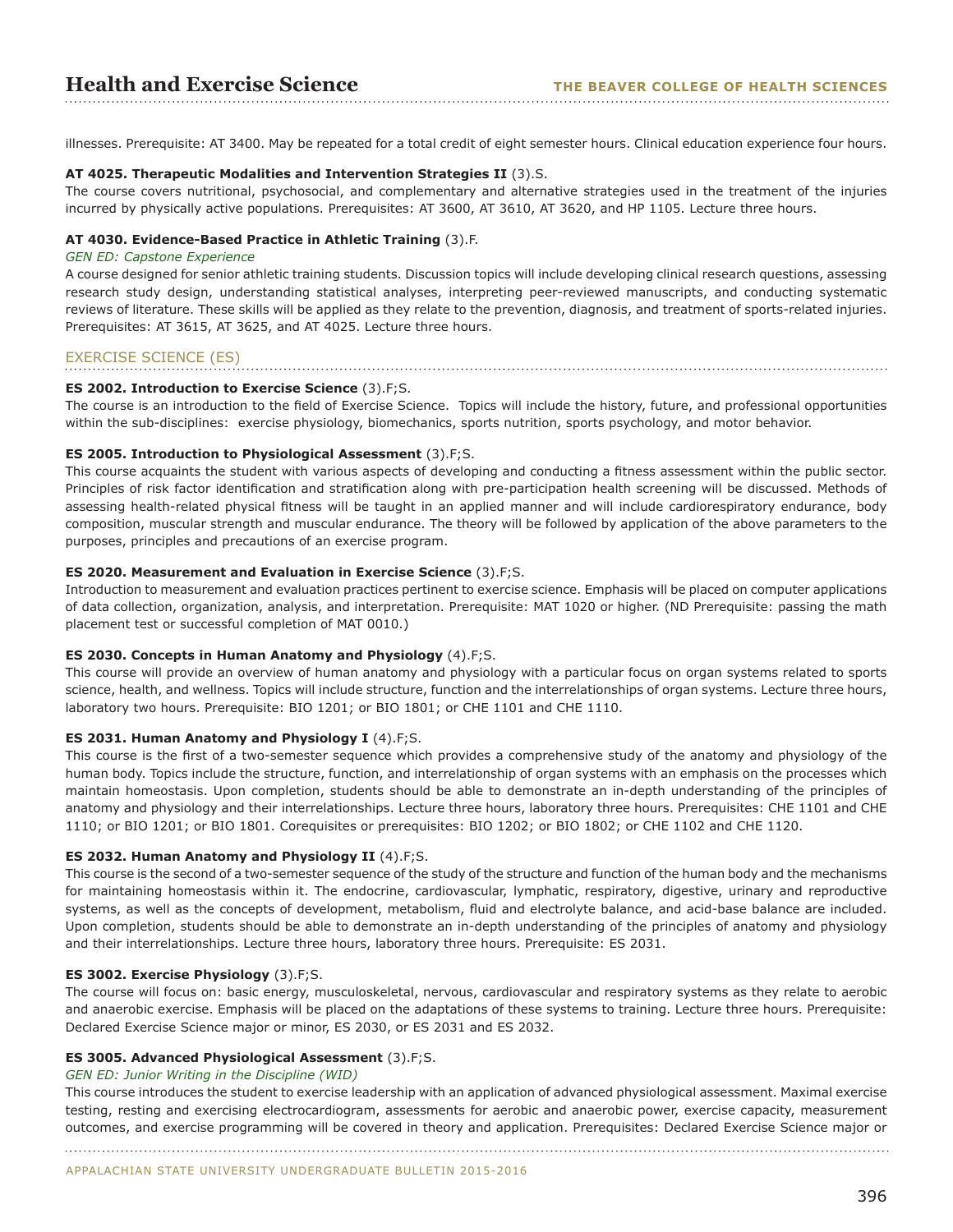illnesses. Prerequisite: AT 3400. May be repeated for a total credit of eight semester hours. Clinical education experience four hours.

**AT 4025. Therapeutic Modalities and Intervention Strategies II** (3).S.
The course covers nutritional, psychosocial, and complementary and alternative strategies used in the treatment of the injuries incurred by physically active populations. Prerequisites: AT 3600, AT 3610, AT 3620, and HP 1105. Lecture three hours.

**AT 4030. Evidence-Based Practice in Athletic Training** (3).F.
*GEN ED: Capstone Experience*
A course designed for senior athletic training students. Discussion topics will include developing clinical research questions, assessing research study design, understanding statistical analyses, interpreting peer-reviewed manuscripts, and conducting systematic reviews of literature. These skills will be applied as they relate to the prevention, diagnosis, and treatment of sports-related injuries. Prerequisites: AT 3615, AT 3625, and AT 4025. Lecture three hours.

## EXERCISE SCIENCE (ES)

**ES 2002. Introduction to Exercise Science** (3).F;S.
The course is an introduction to the field of Exercise Science. Topics will include the history, future, and professional opportunities within the sub-disciplines: exercise physiology, biomechanics, sports nutrition, sports psychology, and motor behavior.

**ES 2005. Introduction to Physiological Assessment** (3).F;S.
This course acquaints the student with various aspects of developing and conducting a fitness assessment within the public sector. Principles of risk factor identification and stratification along with pre-participation health screening will be discussed. Methods of assessing health-related physical fitness will be taught in an applied manner and will include cardiorespiratory endurance, body composition, muscular strength and muscular endurance. The theory will be followed by application of the above parameters to the purposes, principles and precautions of an exercise program.

**ES 2020. Measurement and Evaluation in Exercise Science** (3).F;S.
Introduction to measurement and evaluation practices pertinent to exercise science. Emphasis will be placed on computer applications of data collection, organization, analysis, and interpretation. Prerequisite: MAT 1020 or higher. (ND Prerequisite: passing the math placement test or successful completion of MAT 0010.)

**ES 2030. Concepts in Human Anatomy and Physiology** (4).F;S.
This course will provide an overview of human anatomy and physiology with a particular focus on organ systems related to sports science, health, and wellness. Topics will include structure, function and the interrelationships of organ systems. Lecture three hours, laboratory two hours. Prerequisite: BIO 1201; or BIO 1801; or CHE 1101 and CHE 1110.

**ES 2031. Human Anatomy and Physiology I** (4).F;S.
This course is the first of a two-semester sequence which provides a comprehensive study of the anatomy and physiology of the human body. Topics include the structure, function, and interrelationship of organ systems with an emphasis on the processes which maintain homeostasis. Upon completion, students should be able to demonstrate an in-depth understanding of the principles of anatomy and physiology and their interrelationships. Lecture three hours, laboratory three hours. Prerequisites: CHE 1101 and CHE 1110; or BIO 1201; or BIO 1801. Corequisites or prerequisites: BIO 1202; or BIO 1802; or CHE 1102 and CHE 1120.

**ES 2032. Human Anatomy and Physiology II** (4).F;S.
This course is the second of a two-semester sequence of the study of the structure and function of the human body and the mechanisms for maintaining homeostasis within it. The endocrine, cardiovascular, lymphatic, respiratory, digestive, urinary and reproductive systems, as well as the concepts of development, metabolism, fluid and electrolyte balance, and acid-base balance are included. Upon completion, students should be able to demonstrate an in-depth understanding of the principles of anatomy and physiology and their interrelationships. Lecture three hours, laboratory three hours. Prerequisite: ES 2031.

**ES 3002. Exercise Physiology** (3).F;S.
The course will focus on: basic energy, musculoskeletal, nervous, cardiovascular and respiratory systems as they relate to aerobic and anaerobic exercise. Emphasis will be placed on the adaptations of these systems to training. Lecture three hours. Prerequisite: Declared Exercise Science major or minor, ES 2030, or ES 2031 and ES 2032.

**ES 3005. Advanced Physiological Assessment** (3).F;S.
*GEN ED: Junior Writing in the Discipline (WID)*
This course introduces the student to exercise leadership with an application of advanced physiological assessment. Maximal exercise testing, resting and exercising electrocardiogram, assessments for aerobic and anaerobic power, exercise capacity, measurement outcomes, and exercise programming will be covered in theory and application. Prerequisites: Declared Exercise Science major or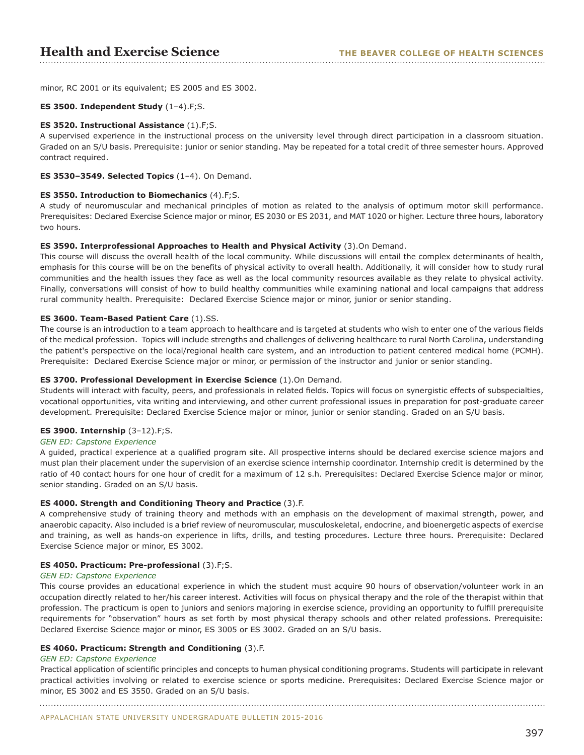minor, RC 2001 or its equivalent; ES 2005 and ES 3002.

**ES 3500. Independent Study** (1–4).F;S.

**ES 3520. Instructional Assistance** (1).F;S.
A supervised experience in the instructional process on the university level through direct participation in a classroom situation. Graded on an S/U basis. Prerequisite: junior or senior standing. May be repeated for a total credit of three semester hours. Approved contract required.

**ES 3530–3549. Selected Topics** (1–4). On Demand.

**ES 3550. Introduction to Biomechanics** (4).F;S.
A study of neuromuscular and mechanical principles of motion as related to the analysis of optimum motor skill performance. Prerequisites: Declared Exercise Science major or minor, ES 2030 or ES 2031, and MAT 1020 or higher. Lecture three hours, laboratory two hours.

**ES 3590. Interprofessional Approaches to Health and Physical Activity** (3).On Demand.
This course will discuss the overall health of the local community. While discussions will entail the complex determinants of health, emphasis for this course will be on the benefits of physical activity to overall health. Additionally, it will consider how to study rural communities and the health issues they face as well as the local community resources available as they relate to physical activity. Finally, conversations will consist of how to build healthy communities while examining national and local campaigns that address rural community health. Prerequisite: Declared Exercise Science major or minor, junior or senior standing.

**ES 3600. Team-Based Patient Care** (1).SS.
The course is an introduction to a team approach to healthcare and is targeted at students who wish to enter one of the various fields of the medical profession. Topics will include strengths and challenges of delivering healthcare to rural North Carolina, understanding the patient's perspective on the local/regional health care system, and an introduction to patient centered medical home (PCMH). Prerequisite: Declared Exercise Science major or minor, or permission of the instructor and junior or senior standing.

**ES 3700. Professional Development in Exercise Science** (1).On Demand.
Students will interact with faculty, peers, and professionals in related fields. Topics will focus on synergistic effects of subspecialties, vocational opportunities, vita writing and interviewing, and other current professional issues in preparation for post-graduate career development. Prerequisite: Declared Exercise Science major or minor, junior or senior standing. Graded on an S/U basis.

**ES 3900. Internship** (3–12).F;S.
*GEN ED: Capstone Experience*
A guided, practical experience at a qualified program site. All prospective interns should be declared exercise science majors and must plan their placement under the supervision of an exercise science internship coordinator. Internship credit is determined by the ratio of 40 contact hours for one hour of credit for a maximum of 12 s.h. Prerequisites: Declared Exercise Science major or minor, senior standing. Graded on an S/U basis.

**ES 4000. Strength and Conditioning Theory and Practice** (3).F.
A comprehensive study of training theory and methods with an emphasis on the development of maximal strength, power, and anaerobic capacity. Also included is a brief review of neuromuscular, musculoskeletal, endocrine, and bioenergetic aspects of exercise and training, as well as hands-on experience in lifts, drills, and testing procedures. Lecture three hours. Prerequisite: Declared Exercise Science major or minor, ES 3002.

**ES 4050. Practicum: Pre-professional** (3).F;S.
*GEN ED: Capstone Experience*
This course provides an educational experience in which the student must acquire 90 hours of observation/volunteer work in an occupation directly related to her/his career interest. Activities will focus on physical therapy and the role of the therapist within that profession. The practicum is open to juniors and seniors majoring in exercise science, providing an opportunity to fulfill prerequisite requirements for "observation" hours as set forth by most physical therapy schools and other related professions. Prerequisite: Declared Exercise Science major or minor, ES 3005 or ES 3002. Graded on an S/U basis.

**ES 4060. Practicum: Strength and Conditioning** (3).F.
*GEN ED: Capstone Experience*
Practical application of scientific principles and concepts to human physical conditioning programs. Students will participate in relevant practical activities involving or related to exercise science or sports medicine. Prerequisites: Declared Exercise Science major or minor, ES 3002 and ES 3550. Graded on an S/U basis.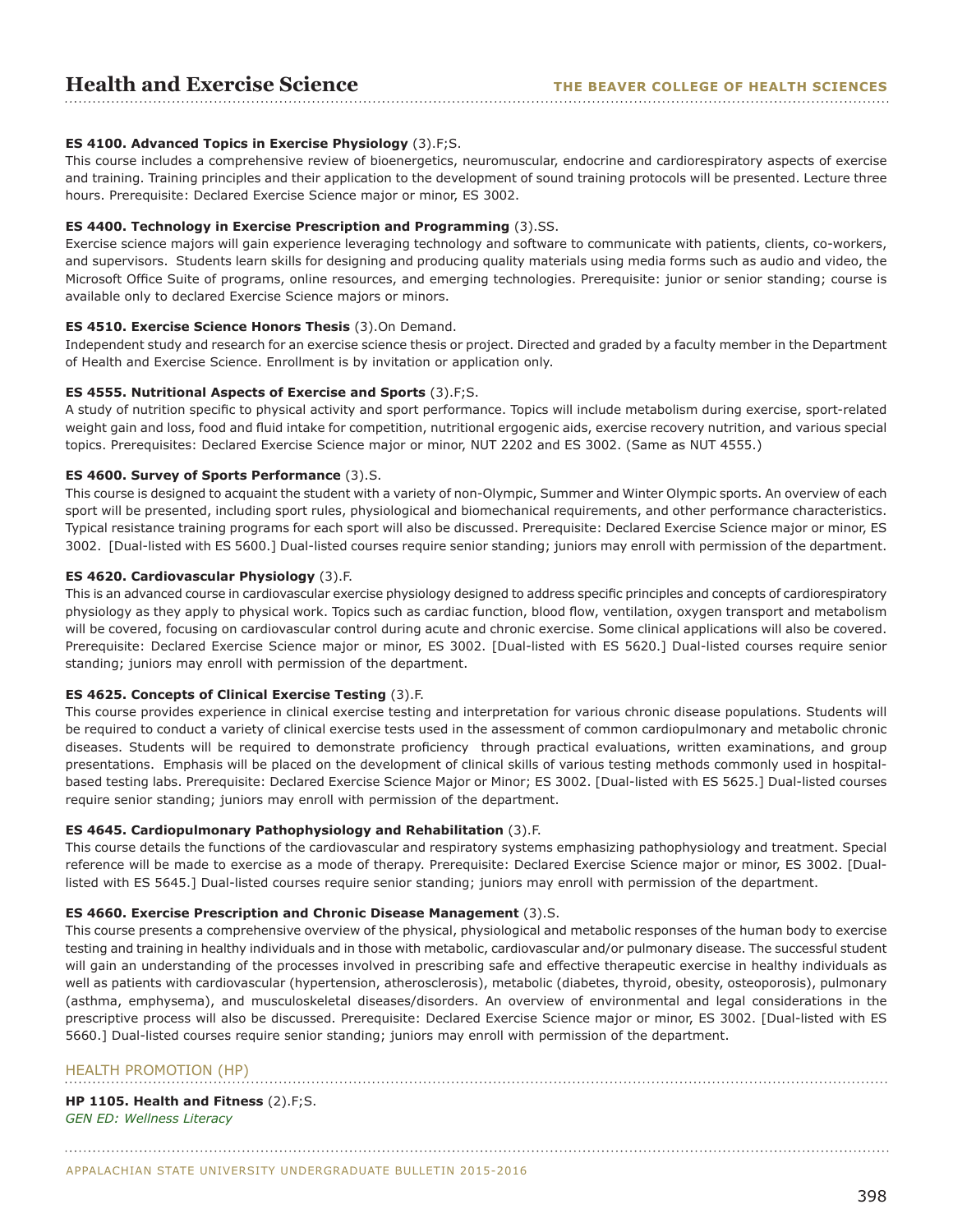**ES 4100. Advanced Topics in Exercise Physiology** (3).F;S.
This course includes a comprehensive review of bioenergetics, neuromuscular, endocrine and cardiorespiratory aspects of exercise and training. Training principles and their application to the development of sound training protocols will be presented. Lecture three hours. Prerequisite: Declared Exercise Science major or minor, ES 3002.

**ES 4400. Technology in Exercise Prescription and Programming** (3).SS.
Exercise science majors will gain experience leveraging technology and software to communicate with patients, clients, co-workers, and supervisors. Students learn skills for designing and producing quality materials using media forms such as audio and video, the Microsoft Office Suite of programs, online resources, and emerging technologies. Prerequisite: junior or senior standing; course is available only to declared Exercise Science majors or minors.

**ES 4510. Exercise Science Honors Thesis** (3).On Demand.
Independent study and research for an exercise science thesis or project. Directed and graded by a faculty member in the Department of Health and Exercise Science. Enrollment is by invitation or application only.

**ES 4555. Nutritional Aspects of Exercise and Sports** (3).F;S.
A study of nutrition specific to physical activity and sport performance. Topics will include metabolism during exercise, sport-related weight gain and loss, food and fluid intake for competition, nutritional ergogenic aids, exercise recovery nutrition, and various special topics. Prerequisites: Declared Exercise Science major or minor, NUT 2202 and ES 3002. (Same as NUT 4555.)

**ES 4600. Survey of Sports Performance** (3).S.
This course is designed to acquaint the student with a variety of non-Olympic, Summer and Winter Olympic sports. An overview of each sport will be presented, including sport rules, physiological and biomechanical requirements, and other performance characteristics. Typical resistance training programs for each sport will also be discussed. Prerequisite: Declared Exercise Science major or minor, ES 3002. [Dual-listed with ES 5600.] Dual-listed courses require senior standing; juniors may enroll with permission of the department.

**ES 4620. Cardiovascular Physiology** (3).F.
This is an advanced course in cardiovascular exercise physiology designed to address specific principles and concepts of cardiorespiratory physiology as they apply to physical work. Topics such as cardiac function, blood flow, ventilation, oxygen transport and metabolism will be covered, focusing on cardiovascular control during acute and chronic exercise. Some clinical applications will also be covered. Prerequisite: Declared Exercise Science major or minor, ES 3002. [Dual-listed with ES 5620.] Dual-listed courses require senior standing; juniors may enroll with permission of the department.

**ES 4625. Concepts of Clinical Exercise Testing** (3).F.
This course provides experience in clinical exercise testing and interpretation for various chronic disease populations. Students will be required to conduct a variety of clinical exercise tests used in the assessment of common cardiopulmonary and metabolic chronic diseases. Students will be required to demonstrate proficiency through practical evaluations, written examinations, and group presentations. Emphasis will be placed on the development of clinical skills of various testing methods commonly used in hospital-based testing labs. Prerequisite: Declared Exercise Science Major or Minor; ES 3002. [Dual-listed with ES 5625.] Dual-listed courses require senior standing; juniors may enroll with permission of the department.

**ES 4645. Cardiopulmonary Pathophysiology and Rehabilitation** (3).F.
This course details the functions of the cardiovascular and respiratory systems emphasizing pathophysiology and treatment. Special reference will be made to exercise as a mode of therapy. Prerequisite: Declared Exercise Science major or minor, ES 3002. [Dual-listed with ES 5645.] Dual-listed courses require senior standing; juniors may enroll with permission of the department.

**ES 4660. Exercise Prescription and Chronic Disease Management** (3).S.
This course presents a comprehensive overview of the physical, physiological and metabolic responses of the human body to exercise testing and training in healthy individuals and in those with metabolic, cardiovascular and/or pulmonary disease. The successful student will gain an understanding of the processes involved in prescribing safe and effective therapeutic exercise in healthy individuals as well as patients with cardiovascular (hypertension, atherosclerosis), metabolic (diabetes, thyroid, obesity, osteoporosis), pulmonary (asthma, emphysema), and musculoskeletal diseases/disorders. An overview of environmental and legal considerations in the prescriptive process will also be discussed. Prerequisite: Declared Exercise Science major or minor, ES 3002. [Dual-listed with ES 5660.] Dual-listed courses require senior standing; juniors may enroll with permission of the department.

## HEALTH PROMOTION (HP)

**HP 1105. Health and Fitness** (2).F;S.
*GEN ED: Wellness Literacy*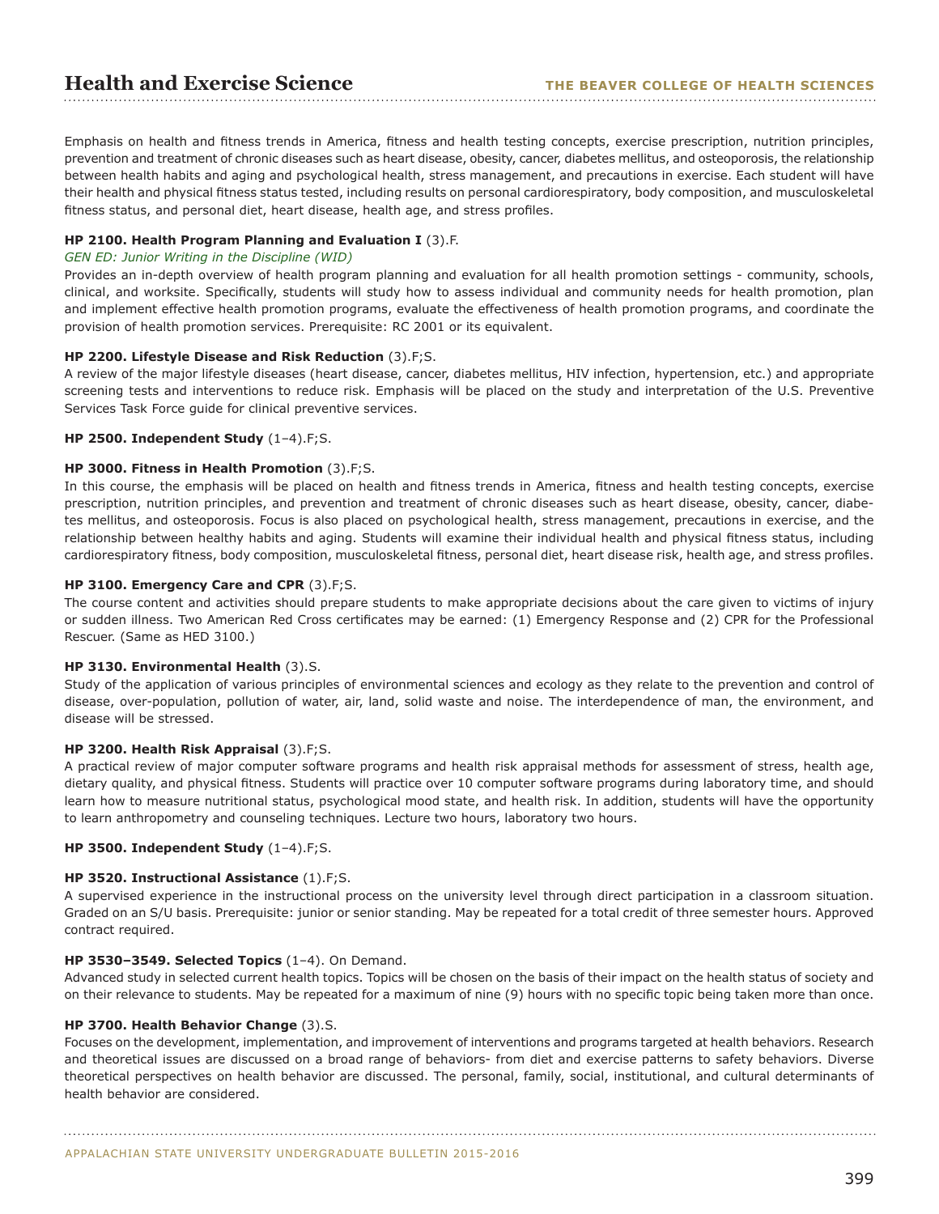Emphasis on health and fitness trends in America, fitness and health testing concepts, exercise prescription, nutrition principles, prevention and treatment of chronic diseases such as heart disease, obesity, cancer, diabetes mellitus, and osteoporosis, the relationship between health habits and aging and psychological health, stress management, and precautions in exercise. Each student will have their health and physical fitness status tested, including results on personal cardiorespiratory, body composition, and musculoskeletal fitness status, and personal diet, heart disease, health age, and stress profiles.

**HP 2100. Health Program Planning and Evaluation I** (3).F.
*GEN ED: Junior Writing in the Discipline (WID)*
Provides an in-depth overview of health program planning and evaluation for all health promotion settings - community, schools, clinical, and worksite. Specifically, students will study how to assess individual and community needs for health promotion, plan and implement effective health promotion programs, evaluate the effectiveness of health promotion programs, and coordinate the provision of health promotion services. Prerequisite: RC 2001 or its equivalent.

**HP 2200. Lifestyle Disease and Risk Reduction** (3).F;S.
A review of the major lifestyle diseases (heart disease, cancer, diabetes mellitus, HIV infection, hypertension, etc.) and appropriate screening tests and interventions to reduce risk. Emphasis will be placed on the study and interpretation of the U.S. Preventive Services Task Force guide for clinical preventive services.

**HP 2500. Independent Study** (1–4).F;S.

**HP 3000. Fitness in Health Promotion** (3).F;S.
In this course, the emphasis will be placed on health and fitness trends in America, fitness and health testing concepts, exercise prescription, nutrition principles, and prevention and treatment of chronic diseases such as heart disease, obesity, cancer, diabetes mellitus, and osteoporosis. Focus is also placed on psychological health, stress management, precautions in exercise, and the relationship between healthy habits and aging. Students will examine their individual health and physical fitness status, including cardiorespiratory fitness, body composition, musculoskeletal fitness, personal diet, heart disease risk, health age, and stress profiles.

**HP 3100. Emergency Care and CPR** (3).F;S.
The course content and activities should prepare students to make appropriate decisions about the care given to victims of injury or sudden illness. Two American Red Cross certificates may be earned: (1) Emergency Response and (2) CPR for the Professional Rescuer. (Same as HED 3100.)

**HP 3130. Environmental Health** (3).S.
Study of the application of various principles of environmental sciences and ecology as they relate to the prevention and control of disease, over-population, pollution of water, air, land, solid waste and noise. The interdependence of man, the environment, and disease will be stressed.

**HP 3200. Health Risk Appraisal** (3).F;S.
A practical review of major computer software programs and health risk appraisal methods for assessment of stress, health age, dietary quality, and physical fitness. Students will practice over 10 computer software programs during laboratory time, and should learn how to measure nutritional status, psychological mood state, and health risk. In addition, students will have the opportunity to learn anthropometry and counseling techniques. Lecture two hours, laboratory two hours.

**HP 3500. Independent Study** (1–4).F;S.

**HP 3520. Instructional Assistance** (1).F;S.
A supervised experience in the instructional process on the university level through direct participation in a classroom situation. Graded on an S/U basis. Prerequisite: junior or senior standing. May be repeated for a total credit of three semester hours. Approved contract required.

**HP 3530–3549. Selected Topics** (1–4). On Demand.
Advanced study in selected current health topics. Topics will be chosen on the basis of their impact on the health status of society and on their relevance to students. May be repeated for a maximum of nine (9) hours with no specific topic being taken more than once.

**HP 3700. Health Behavior Change** (3).S.
Focuses on the development, implementation, and improvement of interventions and programs targeted at health behaviors. Research and theoretical issues are discussed on a broad range of behaviors- from diet and exercise patterns to safety behaviors. Diverse theoretical perspectives on health behavior are discussed. The personal, family, social, institutional, and cultural determinants of health behavior are considered.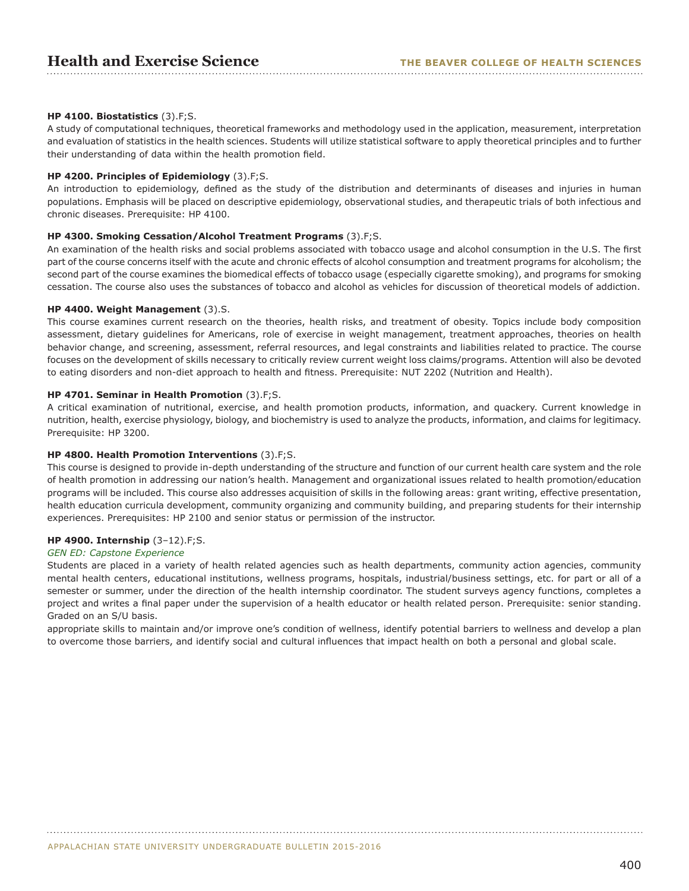**HP 4100. Biostatistics** (3).F;S.
A study of computational techniques, theoretical frameworks and methodology used in the application, measurement, interpretation and evaluation of statistics in the health sciences. Students will utilize statistical software to apply theoretical principles and to further their understanding of data within the health promotion field.

**HP 4200. Principles of Epidemiology** (3).F;S.
An introduction to epidemiology, defined as the study of the distribution and determinants of diseases and injuries in human populations. Emphasis will be placed on descriptive epidemiology, observational studies, and therapeutic trials of both infectious and chronic diseases. Prerequisite: HP 4100.

**HP 4300. Smoking Cessation/Alcohol Treatment Programs** (3).F;S.
An examination of the health risks and social problems associated with tobacco usage and alcohol consumption in the U.S. The first part of the course concerns itself with the acute and chronic effects of alcohol consumption and treatment programs for alcoholism; the second part of the course examines the biomedical effects of tobacco usage (especially cigarette smoking), and programs for smoking cessation. The course also uses the substances of tobacco and alcohol as vehicles for discussion of theoretical models of addiction.

**HP 4400. Weight Management** (3).S.
This course examines current research on the theories, health risks, and treatment of obesity. Topics include body composition assessment, dietary guidelines for Americans, role of exercise in weight management, treatment approaches, theories on health behavior change, and screening, assessment, referral resources, and legal constraints and liabilities related to practice. The course focuses on the development of skills necessary to critically review current weight loss claims/programs. Attention will also be devoted to eating disorders and non-diet approach to health and fitness. Prerequisite: NUT 2202 (Nutrition and Health).

**HP 4701. Seminar in Health Promotion** (3).F;S.
A critical examination of nutritional, exercise, and health promotion products, information, and quackery. Current knowledge in nutrition, health, exercise physiology, biology, and biochemistry is used to analyze the products, information, and claims for legitimacy. Prerequisite: HP 3200.

**HP 4800. Health Promotion Interventions** (3).F;S.
This course is designed to provide in-depth understanding of the structure and function of our current health care system and the role of health promotion in addressing our nation's health. Management and organizational issues related to health promotion/education programs will be included. This course also addresses acquisition of skills in the following areas: grant writing, effective presentation, health education curricula development, community organizing and community building, and preparing students for their internship experiences. Prerequisites: HP 2100 and senior status or permission of the instructor.

**HP 4900. Internship** (3–12).F;S.
*GEN ED: Capstone Experience*
Students are placed in a variety of health related agencies such as health departments, community action agencies, community mental health centers, educational institutions, wellness programs, hospitals, industrial/business settings, etc. for part or all of a semester or summer, under the direction of the health internship coordinator. The student surveys agency functions, completes a project and writes a final paper under the supervision of a health educator or health related person. Prerequisite: senior standing. Graded on an S/U basis.
appropriate skills to maintain and/or improve one's condition of wellness, identify potential barriers to wellness and develop a plan to overcome those barriers, and identify social and cultural influences that impact health on both a personal and global scale.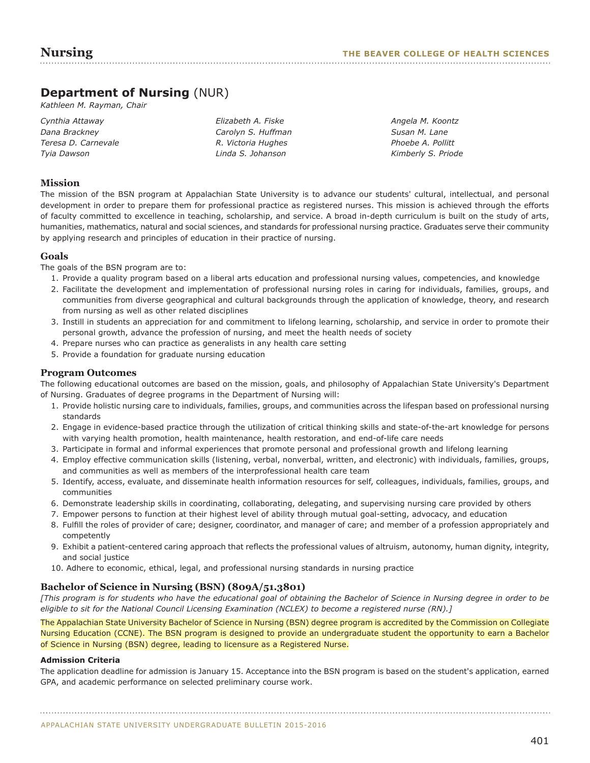## Department of Nursing (NUR)

*Kathleen M. Rayman, Chair*

*Cynthia Attaway*
*Dana Brackney*
*Teresa D. Carnevale*
*Tyia Dawson*
*Elizabeth A. Fiske*
*Carolyn S. Huffman*
*R. Victoria Hughes*
*Linda S. Johanson*
*Angela M. Koontz*
*Susan M. Lane*
*Phoebe A. Pollitt*
*Kimberly S. Priode*

### Mission

The mission of the BSN program at Appalachian State University is to advance our students' cultural, intellectual, and personal development in order to prepare them for professional practice as registered nurses. This mission is achieved through the efforts of faculty committed to excellence in teaching, scholarship, and service. A broad in-depth curriculum is built on the study of arts, humanities, mathematics, natural and social sciences, and standards for professional nursing practice. Graduates serve their community by applying research and principles of education in their practice of nursing.

### Goals

The goals of the BSN program are to:

1. Provide a quality program based on a liberal arts education and professional nursing values, competencies, and knowledge
2. Facilitate the development and implementation of professional nursing roles in caring for individuals, families, groups, and communities from diverse geographical and cultural backgrounds through the application of knowledge, theory, and research from nursing as well as other related disciplines
3. Instill in students an appreciation for and commitment to lifelong learning, scholarship, and service in order to promote their personal growth, advance the profession of nursing, and meet the health needs of society
4. Prepare nurses who can practice as generalists in any health care setting
5. Provide a foundation for graduate nursing education

### Program Outcomes

The following educational outcomes are based on the mission, goals, and philosophy of Appalachian State University's Department of Nursing. Graduates of degree programs in the Department of Nursing will:

1. Provide holistic nursing care to individuals, families, groups, and communities across the lifespan based on professional nursing standards
2. Engage in evidence-based practice through the utilization of critical thinking skills and state-of-the-art knowledge for persons with varying health promotion, health maintenance, health restoration, and end-of-life care needs
3. Participate in formal and informal experiences that promote personal and professional growth and lifelong learning
4. Employ effective communication skills (listening, verbal, nonverbal, written, and electronic) with individuals, families, groups, and communities as well as members of the interprofessional health care team
5. Identify, access, evaluate, and disseminate health information resources for self, colleagues, individuals, families, groups, and communities
6. Demonstrate leadership skills in coordinating, collaborating, delegating, and supervising nursing care provided by others
7. Empower persons to function at their highest level of ability through mutual goal-setting, advocacy, and education
8. Fulfill the roles of provider of care; designer, coordinator, and manager of care; and member of a profession appropriately and competently
9. Exhibit a patient-centered caring approach that reflects the professional values of altruism, autonomy, human dignity, integrity, and social justice
10. Adhere to economic, ethical, legal, and professional nursing standards in nursing practice

### Bachelor of Science in Nursing (BSN) (809A/51.3801)

*[This program is for students who have the educational goal of obtaining the Bachelor of Science in Nursing degree in order to be eligible to sit for the National Council Licensing Examination (NCLEX) to become a registered nurse (RN).]*

The Appalachian State University Bachelor of Science in Nursing (BSN) degree program is accredited by the Commission on Collegiate Nursing Education (CCNE). The BSN program is designed to provide an undergraduate student the opportunity to earn a Bachelor of Science in Nursing (BSN) degree, leading to licensure as a Registered Nurse.

#### Admission Criteria

The application deadline for admission is January 15. Acceptance into the BSN program is based on the student's application, earned GPA, and academic performance on selected preliminary course work.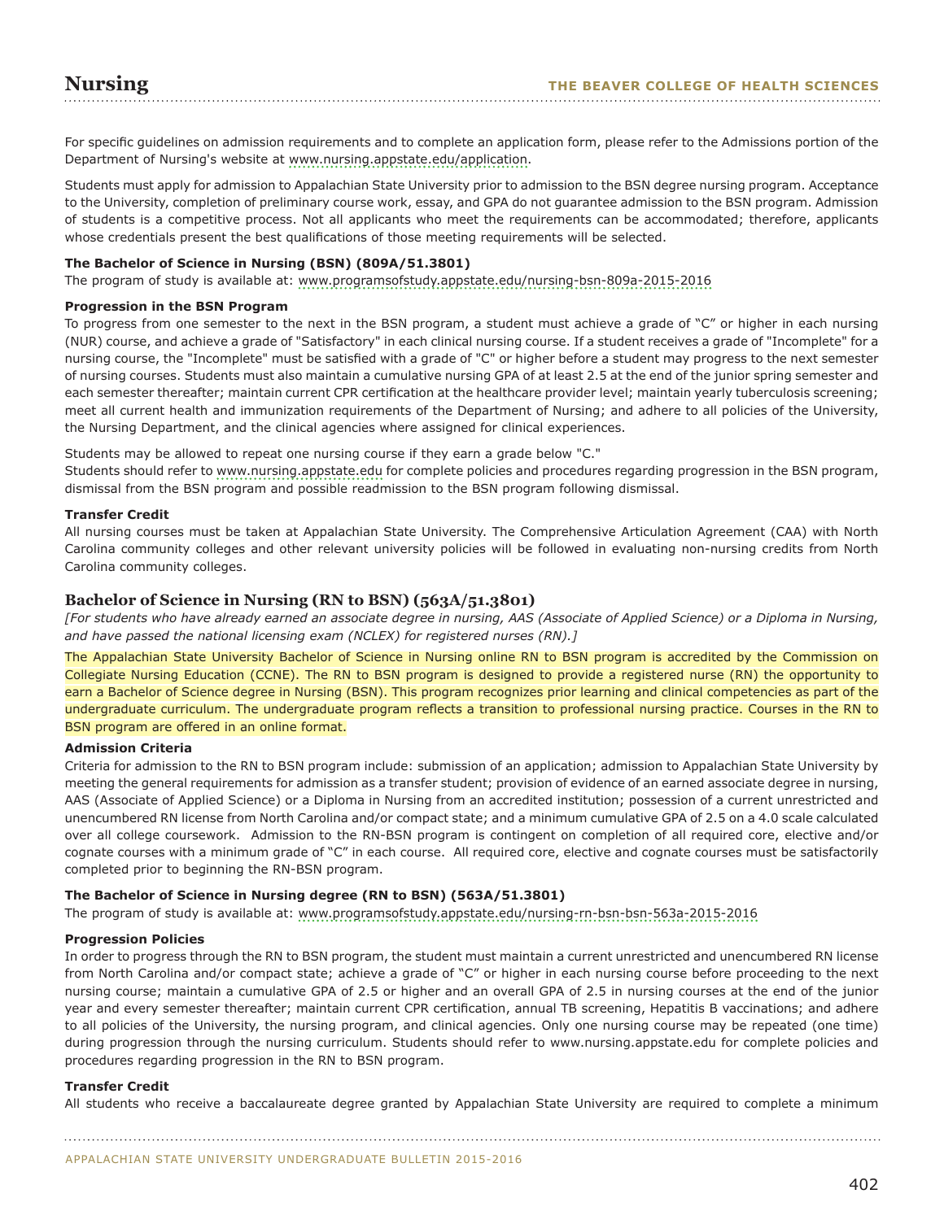For specific guidelines on admission requirements and to complete an application form, please refer to the Admissions portion of the Department of Nursing's website at www.nursing.appstate.edu/application.

Students must apply for admission to Appalachian State University prior to admission to the BSN degree nursing program. Acceptance to the University, completion of preliminary course work, essay, and GPA do not guarantee admission to the BSN program. Admission of students is a competitive process. Not all applicants who meet the requirements can be accommodated; therefore, applicants whose credentials present the best qualifications of those meeting requirements will be selected.

**The Bachelor of Science in Nursing (BSN) (809A/51.3801)**

The program of study is available at: www.programsofstudy.appstate.edu/nursing-bsn-809a-2015-2016

**Progression in the BSN Program**

To progress from one semester to the next in the BSN program, a student must achieve a grade of "C" or higher in each nursing (NUR) course, and achieve a grade of "Satisfactory" in each clinical nursing course. If a student receives a grade of "Incomplete" for a nursing course, the "Incomplete" must be satisfied with a grade of "C" or higher before a student may progress to the next semester of nursing courses. Students must also maintain a cumulative nursing GPA of at least 2.5 at the end of the junior spring semester and each semester thereafter; maintain current CPR certification at the healthcare provider level; maintain yearly tuberculosis screening; meet all current health and immunization requirements of the Department of Nursing; and adhere to all policies of the University, the Nursing Department, and the clinical agencies where assigned for clinical experiences.

Students may be allowed to repeat one nursing course if they earn a grade below "C."
Students should refer to www.nursing.appstate.edu for complete policies and procedures regarding progression in the BSN program, dismissal from the BSN program and possible readmission to the BSN program following dismissal.

**Transfer Credit**

All nursing courses must be taken at Appalachian State University. The Comprehensive Articulation Agreement (CAA) with North Carolina community colleges and other relevant university policies will be followed in evaluating non-nursing credits from North Carolina community colleges.

## Bachelor of Science in Nursing (RN to BSN) (563A/51.3801)

*[For students who have already earned an associate degree in nursing, AAS (Associate of Applied Science) or a Diploma in Nursing, and have passed the national licensing exam (NCLEX) for registered nurses (RN).]*

The Appalachian State University Bachelor of Science in Nursing online RN to BSN program is accredited by the Commission on Collegiate Nursing Education (CCNE). The RN to BSN program is designed to provide a registered nurse (RN) the opportunity to earn a Bachelor of Science degree in Nursing (BSN). This program recognizes prior learning and clinical competencies as part of the undergraduate curriculum. The undergraduate program reflects a transition to professional nursing practice. Courses in the RN to BSN program are offered in an online format.

**Admission Criteria**

Criteria for admission to the RN to BSN program include: submission of an application; admission to Appalachian State University by meeting the general requirements for admission as a transfer student; provision of evidence of an earned associate degree in nursing, AAS (Associate of Applied Science) or a Diploma in Nursing from an accredited institution; possession of a current unrestricted and unencumbered RN license from North Carolina and/or compact state; and a minimum cumulative GPA of 2.5 on a 4.0 scale calculated over all college coursework. Admission to the RN-BSN program is contingent on completion of all required core, elective and/or cognate courses with a minimum grade of "C" in each course. All required core, elective and cognate courses must be satisfactorily completed prior to beginning the RN-BSN program.

**The Bachelor of Science in Nursing degree (RN to BSN) (563A/51.3801)**

The program of study is available at: www.programsofstudy.appstate.edu/nursing-rn-bsn-bsn-563a-2015-2016

**Progression Policies**

In order to progress through the RN to BSN program, the student must maintain a current unrestricted and unencumbered RN license from North Carolina and/or compact state; achieve a grade of "C" or higher in each nursing course before proceeding to the next nursing course; maintain a cumulative GPA of 2.5 or higher and an overall GPA of 2.5 in nursing courses at the end of the junior year and every semester thereafter; maintain current CPR certification, annual TB screening, Hepatitis B vaccinations; and adhere to all policies of the University, the nursing program, and clinical agencies. Only one nursing course may be repeated (one time) during progression through the nursing curriculum. Students should refer to www.nursing.appstate.edu for complete policies and procedures regarding progression in the RN to BSN program.

**Transfer Credit**

All students who receive a baccalaureate degree granted by Appalachian State University are required to complete a minimum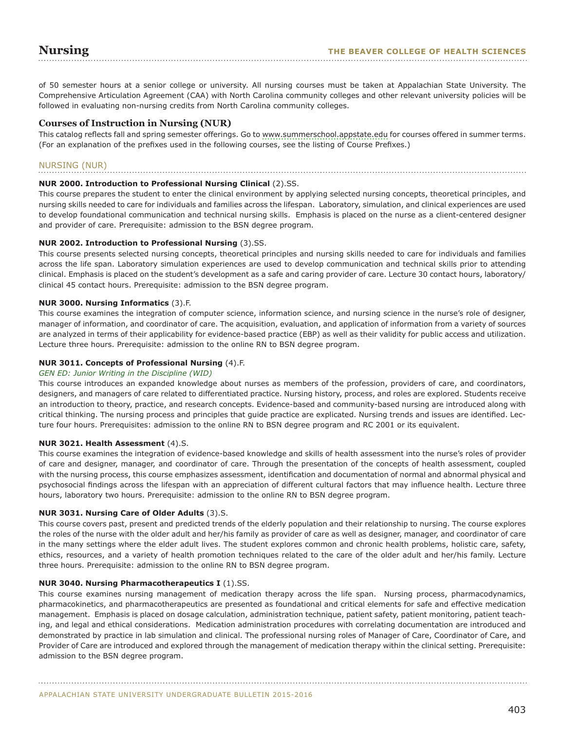of 50 semester hours at a senior college or university. All nursing courses must be taken at Appalachian State University. The Comprehensive Articulation Agreement (CAA) with North Carolina community colleges and other relevant university policies will be followed in evaluating non-nursing credits from North Carolina community colleges.

## Courses of Instruction in Nursing (NUR)

This catalog reflects fall and spring semester offerings. Go to www.summerschool.appstate.edu for courses offered in summer terms. (For an explanation of the prefixes used in the following courses, see the listing of Course Prefixes.)

### NURSING (NUR)

**NUR 2000. Introduction to Professional Nursing Clinical** (2).SS.
This course prepares the student to enter the clinical environment by applying selected nursing concepts, theoretical principles, and nursing skills needed to care for individuals and families across the lifespan. Laboratory, simulation, and clinical experiences are used to develop foundational communication and technical nursing skills. Emphasis is placed on the nurse as a client-centered designer and provider of care. Prerequisite: admission to the BSN degree program.

**NUR 2002. Introduction to Professional Nursing** (3).SS.
This course presents selected nursing concepts, theoretical principles and nursing skills needed to care for individuals and families across the life span. Laboratory simulation experiences are used to develop communication and technical skills prior to attending clinical. Emphasis is placed on the student's development as a safe and caring provider of care. Lecture 30 contact hours, laboratory/clinical 45 contact hours. Prerequisite: admission to the BSN degree program.

**NUR 3000. Nursing Informatics** (3).F.
This course examines the integration of computer science, information science, and nursing science in the nurse's role of designer, manager of information, and coordinator of care. The acquisition, evaluation, and application of information from a variety of sources are analyzed in terms of their applicability for evidence-based practice (EBP) as well as their validity for public access and utilization. Lecture three hours. Prerequisite: admission to the online RN to BSN degree program.

**NUR 3011. Concepts of Professional Nursing** (4).F.
*GEN ED: Junior Writing in the Discipline (WID)*
This course introduces an expanded knowledge about nurses as members of the profession, providers of care, and coordinators, designers, and managers of care related to differentiated practice. Nursing history, process, and roles are explored. Students receive an introduction to theory, practice, and research concepts. Evidence-based and community-based nursing are introduced along with critical thinking. The nursing process and principles that guide practice are explicated. Nursing trends and issues are identified. Lecture four hours. Prerequisites: admission to the online RN to BSN degree program and RC 2001 or its equivalent.

**NUR 3021. Health Assessment** (4).S.
This course examines the integration of evidence-based knowledge and skills of health assessment into the nurse's roles of provider of care and designer, manager, and coordinator of care. Through the presentation of the concepts of health assessment, coupled with the nursing process, this course emphasizes assessment, identification and documentation of normal and abnormal physical and psychosocial findings across the lifespan with an appreciation of different cultural factors that may influence health. Lecture three hours, laboratory two hours. Prerequisite: admission to the online RN to BSN degree program.

**NUR 3031. Nursing Care of Older Adults** (3).S.
This course covers past, present and predicted trends of the elderly population and their relationship to nursing. The course explores the roles of the nurse with the older adult and her/his family as provider of care as well as designer, manager, and coordinator of care in the many settings where the elder adult lives. The student explores common and chronic health problems, holistic care, safety, ethics, resources, and a variety of health promotion techniques related to the care of the older adult and her/his family. Lecture three hours. Prerequisite: admission to the online RN to BSN degree program.

**NUR 3040. Nursing Pharmacotherapeutics I** (1).SS.
This course examines nursing management of medication therapy across the life span. Nursing process, pharmacodynamics, pharmacokinetics, and pharmacotherapeutics are presented as foundational and critical elements for safe and effective medication management. Emphasis is placed on dosage calculation, administration technique, patient safety, patient monitoring, patient teaching, and legal and ethical considerations. Medication administration procedures with correlating documentation are introduced and demonstrated by practice in lab simulation and clinical. The professional nursing roles of Manager of Care, Coordinator of Care, and Provider of Care are introduced and explored through the management of medication therapy within the clinical setting. Prerequisite: admission to the BSN degree program.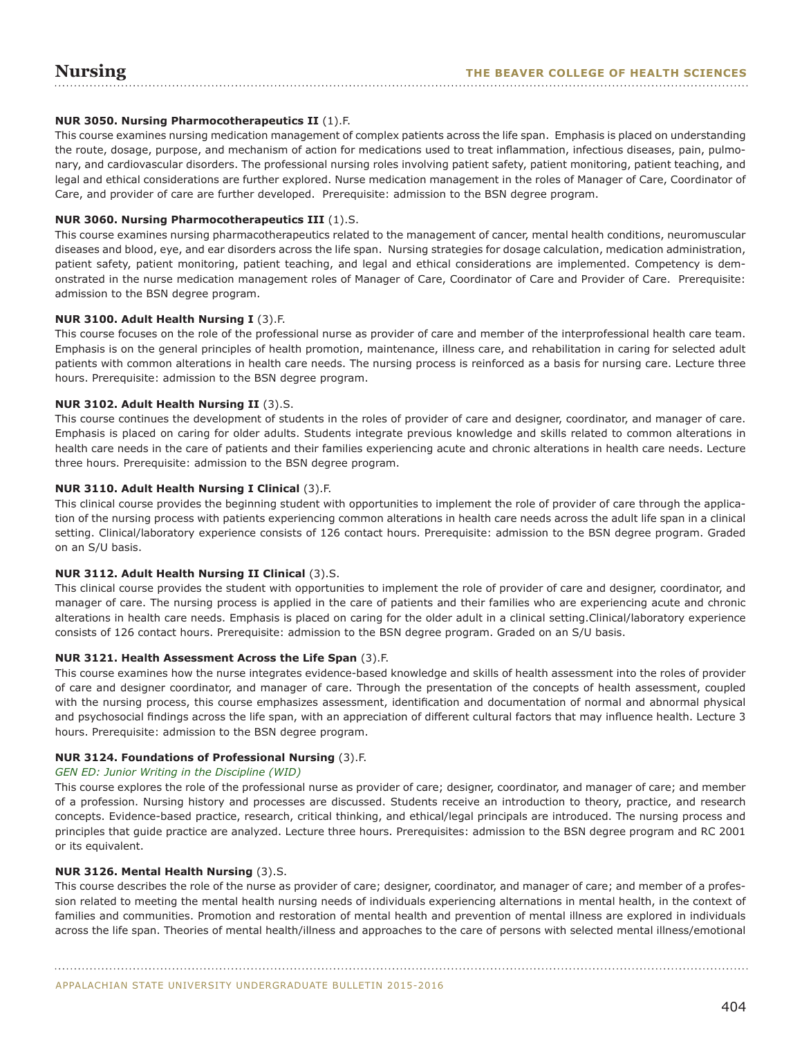**NUR 3050. Nursing Pharmocotherapeutics II** (1).F.

This course examines nursing medication management of complex patients across the life span. Emphasis is placed on understanding the route, dosage, purpose, and mechanism of action for medications used to treat inflammation, infectious diseases, pain, pulmonary, and cardiovascular disorders. The professional nursing roles involving patient safety, patient monitoring, patient teaching, and legal and ethical considerations are further explored. Nurse medication management in the roles of Manager of Care, Coordinator of Care, and provider of care are further developed. Prerequisite: admission to the BSN degree program.

**NUR 3060. Nursing Pharmocotherapeutics III** (1).S.

This course examines nursing pharmacotherapeutics related to the management of cancer, mental health conditions, neuromuscular diseases and blood, eye, and ear disorders across the life span. Nursing strategies for dosage calculation, medication administration, patient safety, patient monitoring, patient teaching, and legal and ethical considerations are implemented. Competency is demonstrated in the nurse medication management roles of Manager of Care, Coordinator of Care and Provider of Care. Prerequisite: admission to the BSN degree program.

**NUR 3100. Adult Health Nursing I** (3).F.

This course focuses on the role of the professional nurse as provider of care and member of the interprofessional health care team. Emphasis is on the general principles of health promotion, maintenance, illness care, and rehabilitation in caring for selected adult patients with common alterations in health care needs. The nursing process is reinforced as a basis for nursing care. Lecture three hours. Prerequisite: admission to the BSN degree program.

**NUR 3102. Adult Health Nursing II** (3).S.

This course continues the development of students in the roles of provider of care and designer, coordinator, and manager of care. Emphasis is placed on caring for older adults. Students integrate previous knowledge and skills related to common alterations in health care needs in the care of patients and their families experiencing acute and chronic alterations in health care needs. Lecture three hours. Prerequisite: admission to the BSN degree program.

**NUR 3110. Adult Health Nursing I Clinical** (3).F.

This clinical course provides the beginning student with opportunities to implement the role of provider of care through the application of the nursing process with patients experiencing common alterations in health care needs across the adult life span in a clinical setting. Clinical/laboratory experience consists of 126 contact hours. Prerequisite: admission to the BSN degree program. Graded on an S/U basis.

**NUR 3112. Adult Health Nursing II Clinical** (3).S.

This clinical course provides the student with opportunities to implement the role of provider of care and designer, coordinator, and manager of care. The nursing process is applied in the care of patients and their families who are experiencing acute and chronic alterations in health care needs. Emphasis is placed on caring for the older adult in a clinical setting.Clinical/laboratory experience consists of 126 contact hours. Prerequisite: admission to the BSN degree program. Graded on an S/U basis.

**NUR 3121. Health Assessment Across the Life Span** (3).F.

This course examines how the nurse integrates evidence-based knowledge and skills of health assessment into the roles of provider of care and designer coordinator, and manager of care. Through the presentation of the concepts of health assessment, coupled with the nursing process, this course emphasizes assessment, identification and documentation of normal and abnormal physical and psychosocial findings across the life span, with an appreciation of different cultural factors that may influence health. Lecture 3 hours. Prerequisite: admission to the BSN degree program.

**NUR 3124. Foundations of Professional Nursing** (3).F.

*GEN ED: Junior Writing in the Discipline (WID)*

This course explores the role of the professional nurse as provider of care; designer, coordinator, and manager of care; and member of a profession. Nursing history and processes are discussed. Students receive an introduction to theory, practice, and research concepts. Evidence-based practice, research, critical thinking, and ethical/legal principals are introduced. The nursing process and principles that guide practice are analyzed. Lecture three hours. Prerequisites: admission to the BSN degree program and RC 2001 or its equivalent.

**NUR 3126. Mental Health Nursing** (3).S.

This course describes the role of the nurse as provider of care; designer, coordinator, and manager of care; and member of a profession related to meeting the mental health nursing needs of individuals experiencing alternations in mental health, in the context of families and communities. Promotion and restoration of mental health and prevention of mental illness are explored in individuals across the life span. Theories of mental health/illness and approaches to the care of persons with selected mental illness/emotional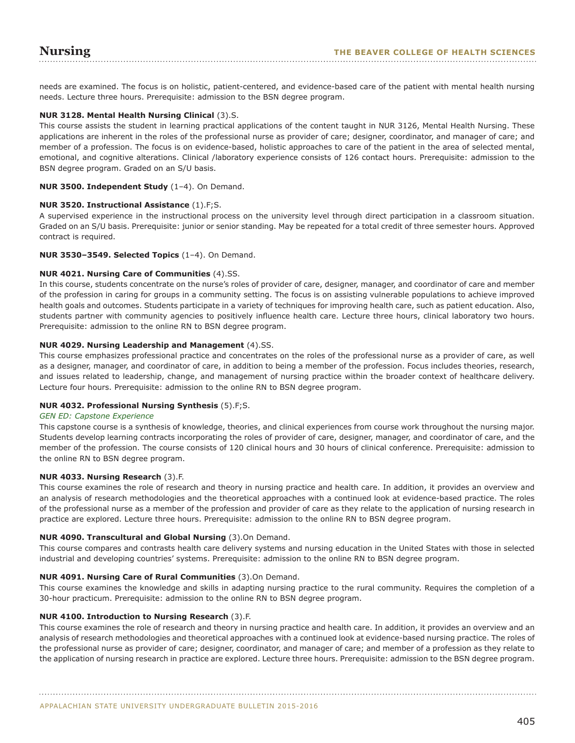needs are examined. The focus is on holistic, patient-centered, and evidence-based care of the patient with mental health nursing needs. Lecture three hours. Prerequisite: admission to the BSN degree program.

**NUR 3128. Mental Health Nursing Clinical** (3).S.
This course assists the student in learning practical applications of the content taught in NUR 3126, Mental Health Nursing. These applications are inherent in the roles of the professional nurse as provider of care; designer, coordinator, and manager of care; and member of a profession. The focus is on evidence-based, holistic approaches to care of the patient in the area of selected mental, emotional, and cognitive alterations. Clinical /laboratory experience consists of 126 contact hours. Prerequisite: admission to the BSN degree program. Graded on an S/U basis.

**NUR 3500. Independent Study** (1–4). On Demand.

**NUR 3520. Instructional Assistance** (1).F;S.
A supervised experience in the instructional process on the university level through direct participation in a classroom situation. Graded on an S/U basis. Prerequisite: junior or senior standing. May be repeated for a total credit of three semester hours. Approved contract is required.

**NUR 3530–3549. Selected Topics** (1–4). On Demand.

**NUR 4021. Nursing Care of Communities** (4).SS.
In this course, students concentrate on the nurse's roles of provider of care, designer, manager, and coordinator of care and member of the profession in caring for groups in a community setting. The focus is on assisting vulnerable populations to achieve improved health goals and outcomes. Students participate in a variety of techniques for improving health care, such as patient education. Also, students partner with community agencies to positively influence health care. Lecture three hours, clinical laboratory two hours. Prerequisite: admission to the online RN to BSN degree program.

**NUR 4029. Nursing Leadership and Management** (4).SS.
This course emphasizes professional practice and concentrates on the roles of the professional nurse as a provider of care, as well as a designer, manager, and coordinator of care, in addition to being a member of the profession. Focus includes theories, research, and issues related to leadership, change, and management of nursing practice within the broader context of healthcare delivery. Lecture four hours. Prerequisite: admission to the online RN to BSN degree program.

**NUR 4032. Professional Nursing Synthesis** (5).F;S.
*GEN ED: Capstone Experience*
This capstone course is a synthesis of knowledge, theories, and clinical experiences from course work throughout the nursing major. Students develop learning contracts incorporating the roles of provider of care, designer, manager, and coordinator of care, and the member of the profession. The course consists of 120 clinical hours and 30 hours of clinical conference. Prerequisite: admission to the online RN to BSN degree program.

**NUR 4033. Nursing Research** (3).F.
This course examines the role of research and theory in nursing practice and health care. In addition, it provides an overview and an analysis of research methodologies and the theoretical approaches with a continued look at evidence-based practice. The roles of the professional nurse as a member of the profession and provider of care as they relate to the application of nursing research in practice are explored. Lecture three hours. Prerequisite: admission to the online RN to BSN degree program.

**NUR 4090. Transcultural and Global Nursing** (3).On Demand.
This course compares and contrasts health care delivery systems and nursing education in the United States with those in selected industrial and developing countries' systems. Prerequisite: admission to the online RN to BSN degree program.

**NUR 4091. Nursing Care of Rural Communities** (3).On Demand.
This course examines the knowledge and skills in adapting nursing practice to the rural community. Requires the completion of a 30-hour practicum. Prerequisite: admission to the online RN to BSN degree program.

**NUR 4100. Introduction to Nursing Research** (3).F.
This course examines the role of research and theory in nursing practice and health care. In addition, it provides an overview and an analysis of research methodologies and theoretical approaches with a continued look at evidence-based nursing practice. The roles of the professional nurse as provider of care; designer, coordinator, and manager of care; and member of a profession as they relate to the application of nursing research in practice are explored. Lecture three hours. Prerequisite: admission to the BSN degree program.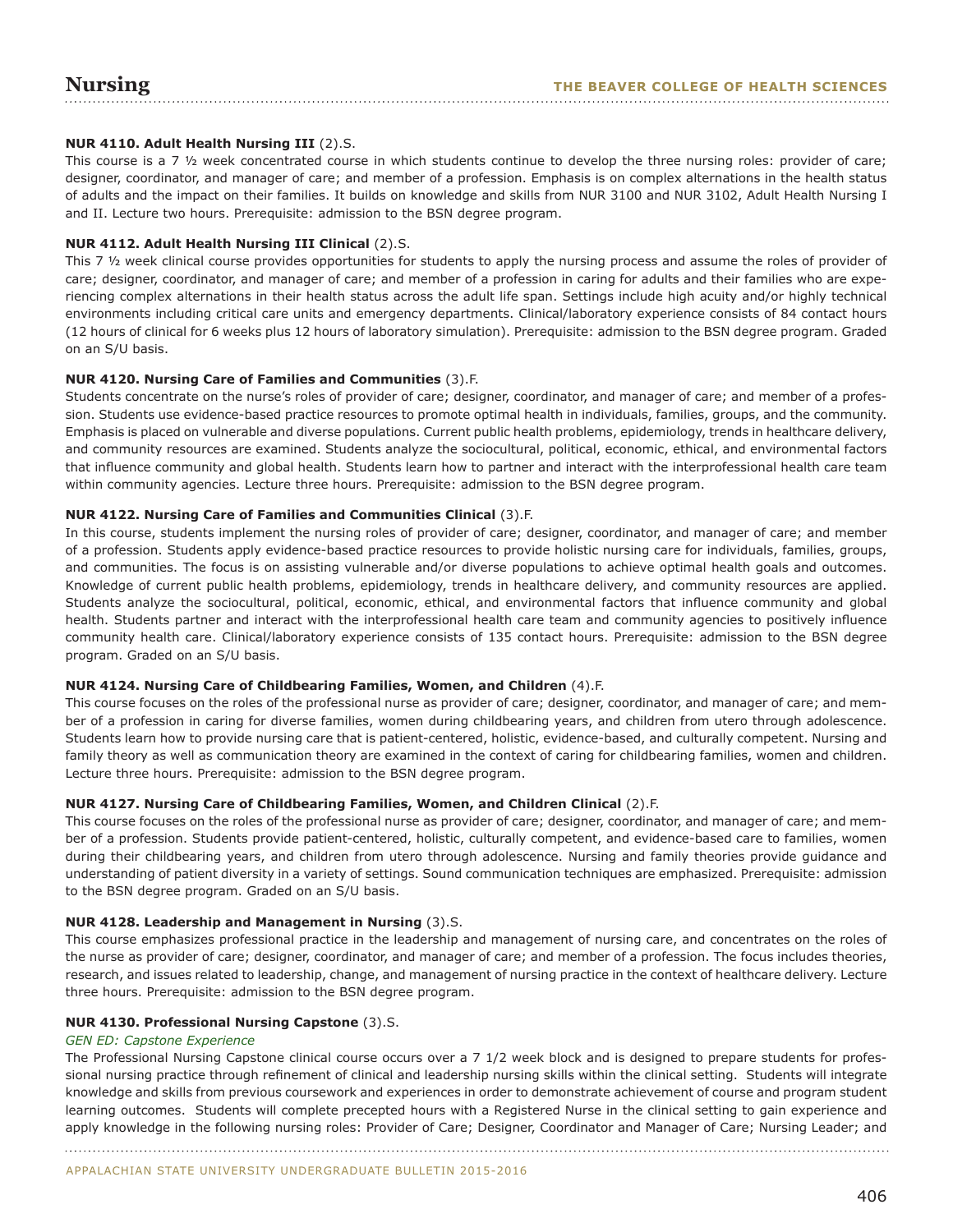**NUR 4110. Adult Health Nursing III** (2).S.

This course is a 7 ½ week concentrated course in which students continue to develop the three nursing roles: provider of care; designer, coordinator, and manager of care; and member of a profession. Emphasis is on complex alternations in the health status of adults and the impact on their families. It builds on knowledge and skills from NUR 3100 and NUR 3102, Adult Health Nursing I and II. Lecture two hours. Prerequisite: admission to the BSN degree program.

**NUR 4112. Adult Health Nursing III Clinical** (2).S.

This 7 ½ week clinical course provides opportunities for students to apply the nursing process and assume the roles of provider of care; designer, coordinator, and manager of care; and member of a profession in caring for adults and their families who are experiencing complex alternations in their health status across the adult life span. Settings include high acuity and/or highly technical environments including critical care units and emergency departments. Clinical/laboratory experience consists of 84 contact hours (12 hours of clinical for 6 weeks plus 12 hours of laboratory simulation). Prerequisite: admission to the BSN degree program. Graded on an S/U basis.

**NUR 4120. Nursing Care of Families and Communities** (3).F.

Students concentrate on the nurse's roles of provider of care; designer, coordinator, and manager of care; and member of a profession. Students use evidence-based practice resources to promote optimal health in individuals, families, groups, and the community. Emphasis is placed on vulnerable and diverse populations. Current public health problems, epidemiology, trends in healthcare delivery, and community resources are examined. Students analyze the sociocultural, political, economic, ethical, and environmental factors that influence community and global health. Students learn how to partner and interact with the interprofessional health care team within community agencies. Lecture three hours. Prerequisite: admission to the BSN degree program.

**NUR 4122. Nursing Care of Families and Communities Clinical** (3).F.

In this course, students implement the nursing roles of provider of care; designer, coordinator, and manager of care; and member of a profession. Students apply evidence-based practice resources to provide holistic nursing care for individuals, families, groups, and communities. The focus is on assisting vulnerable and/or diverse populations to achieve optimal health goals and outcomes. Knowledge of current public health problems, epidemiology, trends in healthcare delivery, and community resources are applied. Students analyze the sociocultural, political, economic, ethical, and environmental factors that influence community and global health. Students partner and interact with the interprofessional health care team and community agencies to positively influence community health care. Clinical/laboratory experience consists of 135 contact hours. Prerequisite: admission to the BSN degree program. Graded on an S/U basis.

**NUR 4124. Nursing Care of Childbearing Families, Women, and Children** (4).F.

This course focuses on the roles of the professional nurse as provider of care; designer, coordinator, and manager of care; and member of a profession in caring for diverse families, women during childbearing years, and children from utero through adolescence. Students learn how to provide nursing care that is patient-centered, holistic, evidence-based, and culturally competent. Nursing and family theory as well as communication theory are examined in the context of caring for childbearing families, women and children. Lecture three hours. Prerequisite: admission to the BSN degree program.

**NUR 4127. Nursing Care of Childbearing Families, Women, and Children Clinical** (2).F.

This course focuses on the roles of the professional nurse as provider of care; designer, coordinator, and manager of care; and member of a profession. Students provide patient-centered, holistic, culturally competent, and evidence-based care to families, women during their childbearing years, and children from utero through adolescence. Nursing and family theories provide guidance and understanding of patient diversity in a variety of settings. Sound communication techniques are emphasized. Prerequisite: admission to the BSN degree program. Graded on an S/U basis.

**NUR 4128. Leadership and Management in Nursing** (3).S.

This course emphasizes professional practice in the leadership and management of nursing care, and concentrates on the roles of the nurse as provider of care; designer, coordinator, and manager of care; and member of a profession. The focus includes theories, research, and issues related to leadership, change, and management of nursing practice in the context of healthcare delivery. Lecture three hours. Prerequisite: admission to the BSN degree program.

**NUR 4130. Professional Nursing Capstone** (3).S.

*GEN ED: Capstone Experience*

The Professional Nursing Capstone clinical course occurs over a 7 1/2 week block and is designed to prepare students for professional nursing practice through refinement of clinical and leadership nursing skills within the clinical setting. Students will integrate knowledge and skills from previous coursework and experiences in order to demonstrate achievement of course and program student learning outcomes. Students will complete precepted hours with a Registered Nurse in the clinical setting to gain experience and apply knowledge in the following nursing roles: Provider of Care; Designer, Coordinator and Manager of Care; Nursing Leader; and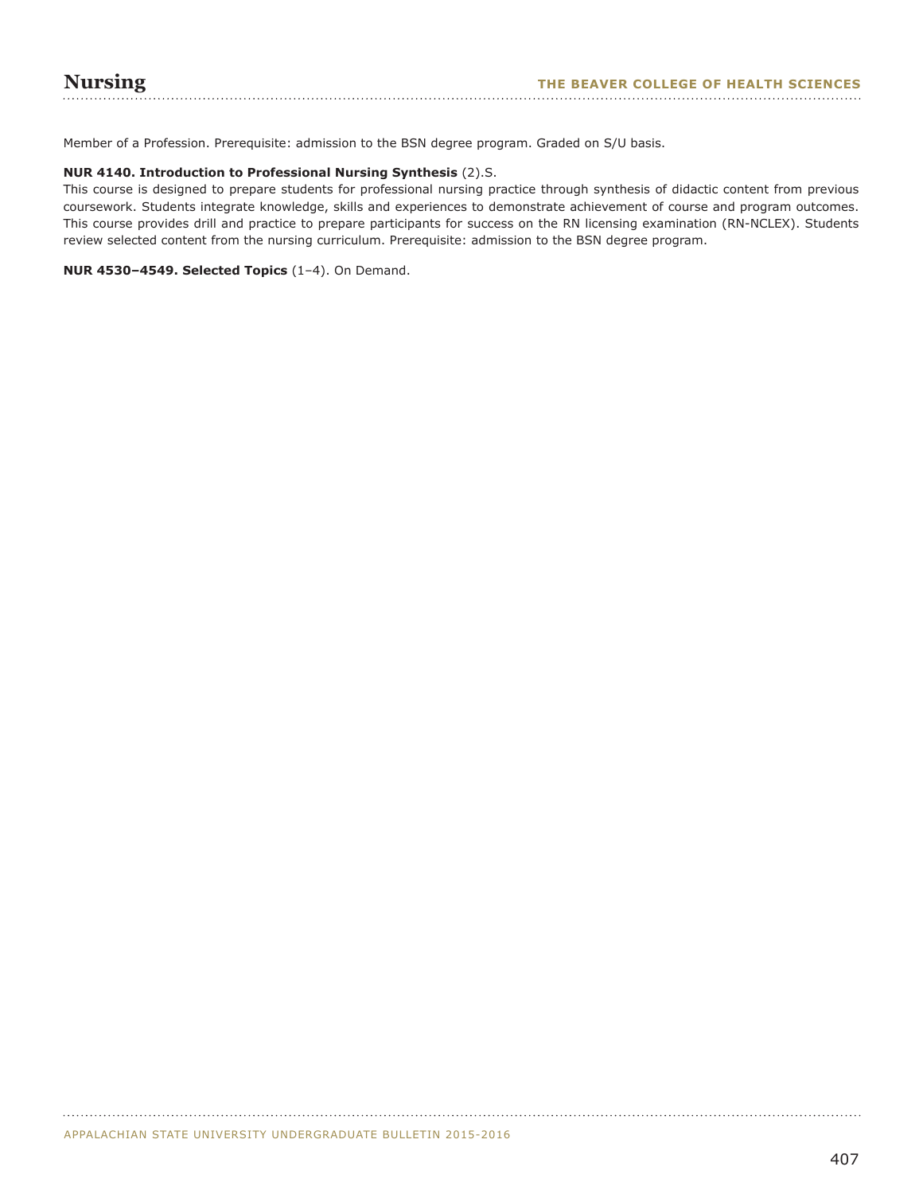Member of a Profession. Prerequisite: admission to the BSN degree program. Graded on S/U basis.

**NUR 4140. Introduction to Professional Nursing Synthesis** (2).S.
This course is designed to prepare students for professional nursing practice through synthesis of didactic content from previous coursework. Students integrate knowledge, skills and experiences to demonstrate achievement of course and program outcomes. This course provides drill and practice to prepare participants for success on the RN licensing examination (RN-NCLEX). Students review selected content from the nursing curriculum. Prerequisite: admission to the BSN degree program.

**NUR 4530–4549. Selected Topics** (1–4). On Demand.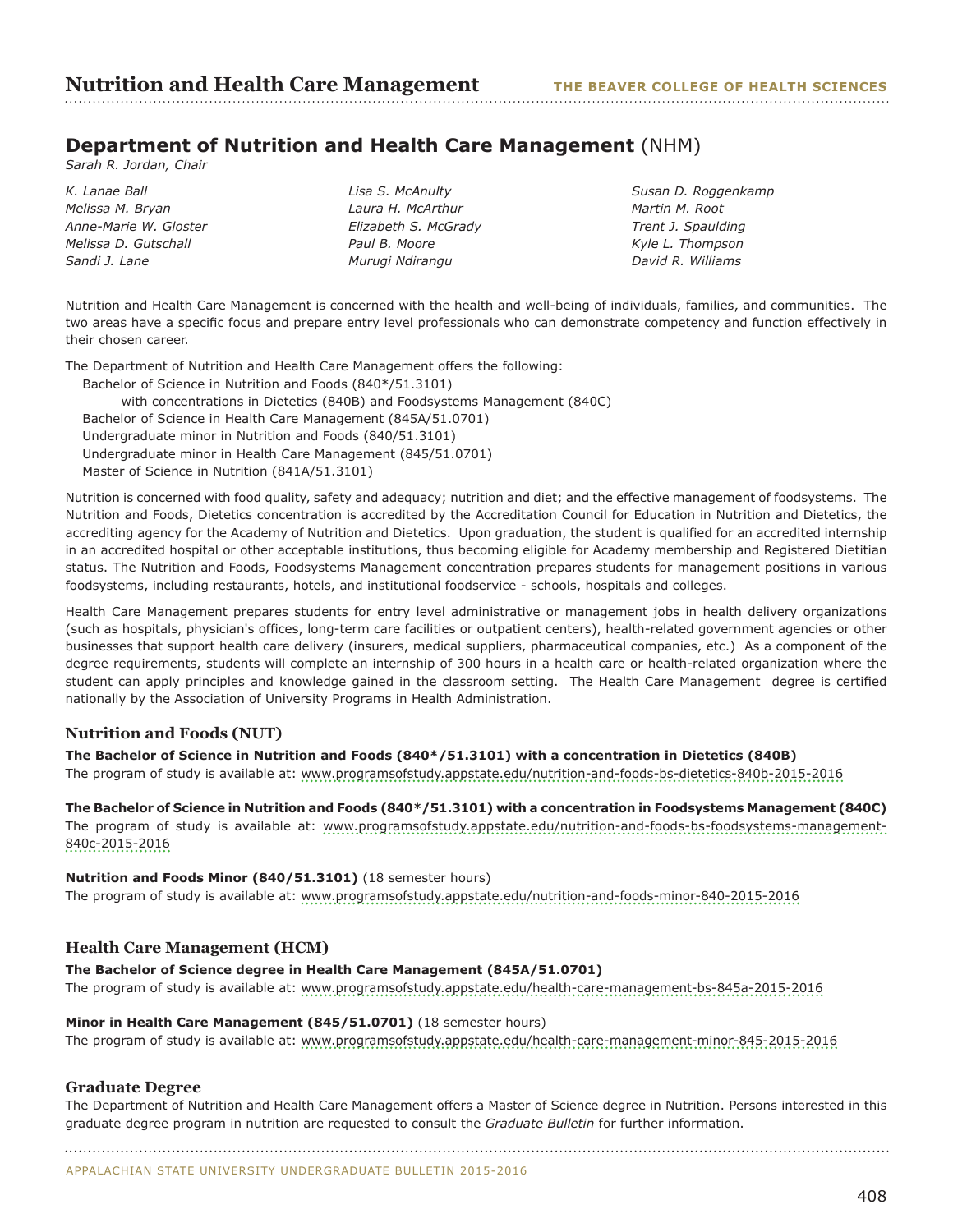# Nutrition and Health Care Management

## Department of Nutrition and Health Care Management (NHM)

*Sarah R. Jordan, Chair*

*K. Lanae Ball*
*Melissa M. Bryan*
*Anne-Marie W. Gloster*
*Melissa D. Gutschall*
*Sandi J. Lane*
*Lisa S. McAnulty*
*Laura H. McArthur*
*Elizabeth S. McGrady*
*Paul B. Moore*
*Murugi Ndirangu*
*Susan D. Roggenkamp*
*Martin M. Root*
*Trent J. Spaulding*
*Kyle L. Thompson*
*David R. Williams*

Nutrition and Health Care Management is concerned with the health and well-being of individuals, families, and communities. The two areas have a specific focus and prepare entry level professionals who can demonstrate competency and function effectively in their chosen career.

The Department of Nutrition and Health Care Management offers the following:

- Bachelor of Science in Nutrition and Foods (840*/51.3101)
  - with concentrations in Dietetics (840B) and Foodsystems Management (840C)
- Bachelor of Science in Health Care Management (845A/51.0701)
- Undergraduate minor in Nutrition and Foods (840/51.3101)
- Undergraduate minor in Health Care Management (845/51.0701)
- Master of Science in Nutrition (841A/51.3101)

Nutrition is concerned with food quality, safety and adequacy; nutrition and diet; and the effective management of foodsystems. The Nutrition and Foods, Dietetics concentration is accredited by the Accreditation Council for Education in Nutrition and Dietetics, the accrediting agency for the Academy of Nutrition and Dietetics. Upon graduation, the student is qualified for an accredited internship in an accredited hospital or other acceptable institutions, thus becoming eligible for Academy membership and Registered Dietitian status. The Nutrition and Foods, Foodsystems Management concentration prepares students for management positions in various foodsystems, including restaurants, hotels, and institutional foodservice - schools, hospitals and colleges.

Health Care Management prepares students for entry level administrative or management jobs in health delivery organizations (such as hospitals, physician's offices, long-term care facilities or outpatient centers), health-related government agencies or other businesses that support health care delivery (insurers, medical suppliers, pharmaceutical companies, etc.) As a component of the degree requirements, students will complete an internship of 300 hours in a health care or health-related organization where the student can apply principles and knowledge gained in the classroom setting. The Health Care Management degree is certified nationally by the Association of University Programs in Health Administration.

### Nutrition and Foods (NUT)

**The Bachelor of Science in Nutrition and Foods (840*/51.3101) with a concentration in Dietetics (840B)**
The program of study is available at: www.programsofstudy.appstate.edu/nutrition-and-foods-bs-dietetics-840b-2015-2016

**The Bachelor of Science in Nutrition and Foods (840*/51.3101) with a concentration in Foodsystems Management (840C)**
The program of study is available at: www.programsofstudy.appstate.edu/nutrition-and-foods-bs-foodsystems-management-840c-2015-2016

**Nutrition and Foods Minor (840/51.3101)** (18 semester hours)
The program of study is available at: www.programsofstudy.appstate.edu/nutrition-and-foods-minor-840-2015-2016

### Health Care Management (HCM)

**The Bachelor of Science degree in Health Care Management (845A/51.0701)**
The program of study is available at: www.programsofstudy.appstate.edu/health-care-management-bs-845a-2015-2016

**Minor in Health Care Management (845/51.0701)** (18 semester hours)
The program of study is available at: www.programsofstudy.appstate.edu/health-care-management-minor-845-2015-2016

### Graduate Degree

The Department of Nutrition and Health Care Management offers a Master of Science degree in Nutrition. Persons interested in this graduate degree program in nutrition are requested to consult the *Graduate Bulletin* for further information.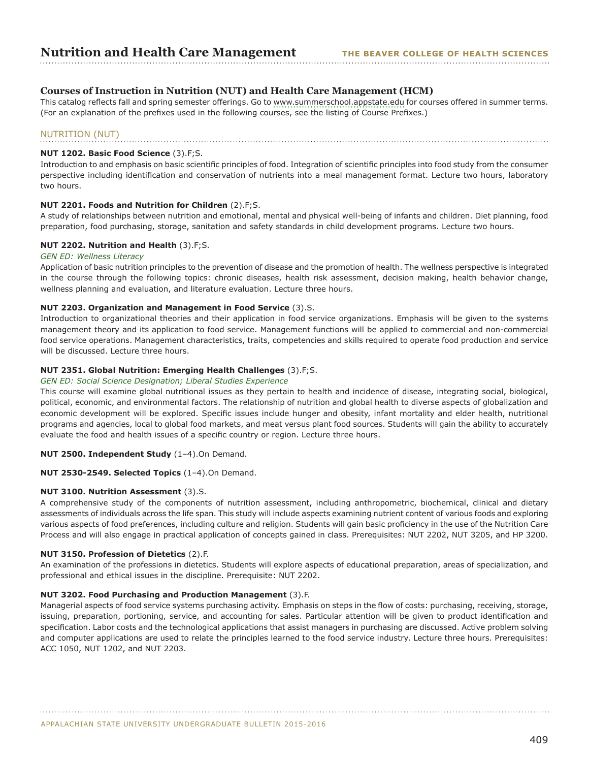## Courses of Instruction in Nutrition (NUT) and Health Care Management (HCM)

This catalog reflects fall and spring semester offerings. Go to www.summerschool.appstate.edu for courses offered in summer terms. (For an explanation of the prefixes used in the following courses, see the listing of Course Prefixes.)

### NUTRITION (NUT)

**NUT 1202. Basic Food Science** (3).F;S.
Introduction to and emphasis on basic scientific principles of food. Integration of scientific principles into food study from the consumer perspective including identification and conservation of nutrients into a meal management format. Lecture two hours, laboratory two hours.

**NUT 2201. Foods and Nutrition for Children** (2).F;S.
A study of relationships between nutrition and emotional, mental and physical well-being of infants and children. Diet planning, food preparation, food purchasing, storage, sanitation and safety standards in child development programs. Lecture two hours.

**NUT 2202. Nutrition and Health** (3).F;S.
*GEN ED: Wellness Literacy*
Application of basic nutrition principles to the prevention of disease and the promotion of health. The wellness perspective is integrated in the course through the following topics: chronic diseases, health risk assessment, decision making, health behavior change, wellness planning and evaluation, and literature evaluation. Lecture three hours.

**NUT 2203. Organization and Management in Food Service** (3).S.
Introduction to organizational theories and their application in food service organizations. Emphasis will be given to the systems management theory and its application to food service. Management functions will be applied to commercial and non-commercial food service operations. Management characteristics, traits, competencies and skills required to operate food production and service will be discussed. Lecture three hours.

**NUT 2351. Global Nutrition: Emerging Health Challenges** (3).F;S.
*GEN ED: Social Science Designation; Liberal Studies Experience*
This course will examine global nutritional issues as they pertain to health and incidence of disease, integrating social, biological, political, economic, and environmental factors. The relationship of nutrition and global health to diverse aspects of globalization and economic development will be explored. Specific issues include hunger and obesity, infant mortality and elder health, nutritional programs and agencies, local to global food markets, and meat versus plant food sources. Students will gain the ability to accurately evaluate the food and health issues of a specific country or region. Lecture three hours.

**NUT 2500. Independent Study** (1–4).On Demand.

**NUT 2530-2549. Selected Topics** (1–4).On Demand.

**NUT 3100. Nutrition Assessment** (3).S.
A comprehensive study of the components of nutrition assessment, including anthropometric, biochemical, clinical and dietary assessments of individuals across the life span. This study will include aspects examining nutrient content of various foods and exploring various aspects of food preferences, including culture and religion. Students will gain basic proficiency in the use of the Nutrition Care Process and will also engage in practical application of concepts gained in class. Prerequisites: NUT 2202, NUT 3205, and HP 3200.

**NUT 3150. Profession of Dietetics** (2).F.
An examination of the professions in dietetics. Students will explore aspects of educational preparation, areas of specialization, and professional and ethical issues in the discipline. Prerequisite: NUT 2202.

**NUT 3202. Food Purchasing and Production Management** (3).F.
Managerial aspects of food service systems purchasing activity. Emphasis on steps in the flow of costs: purchasing, receiving, storage, issuing, preparation, portioning, service, and accounting for sales. Particular attention will be given to product identification and specification. Labor costs and the technological applications that assist managers in purchasing are discussed. Active problem solving and computer applications are used to relate the principles learned to the food service industry. Lecture three hours. Prerequisites: ACC 1050, NUT 1202, and NUT 2203.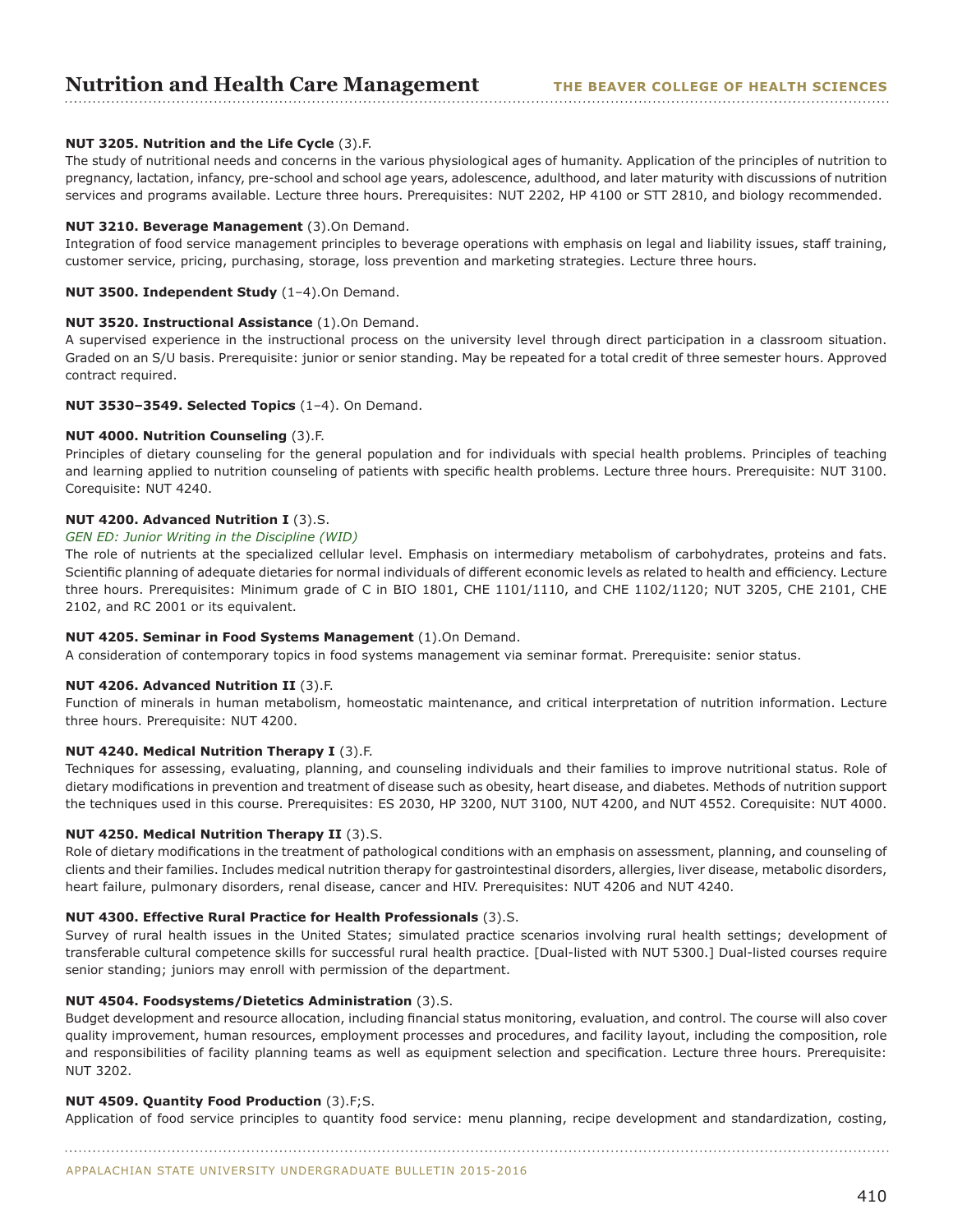**NUT 3205. Nutrition and the Life Cycle** (3).F.
The study of nutritional needs and concerns in the various physiological ages of humanity. Application of the principles of nutrition to pregnancy, lactation, infancy, pre-school and school age years, adolescence, adulthood, and later maturity with discussions of nutrition services and programs available. Lecture three hours. Prerequisites: NUT 2202, HP 4100 or STT 2810, and biology recommended.

**NUT 3210. Beverage Management** (3).On Demand.
Integration of food service management principles to beverage operations with emphasis on legal and liability issues, staff training, customer service, pricing, purchasing, storage, loss prevention and marketing strategies. Lecture three hours.

**NUT 3500. Independent Study** (1–4).On Demand.

**NUT 3520. Instructional Assistance** (1).On Demand.
A supervised experience in the instructional process on the university level through direct participation in a classroom situation. Graded on an S/U basis. Prerequisite: junior or senior standing. May be repeated for a total credit of three semester hours. Approved contract required.

**NUT 3530–3549. Selected Topics** (1–4). On Demand.

**NUT 4000. Nutrition Counseling** (3).F.
Principles of dietary counseling for the general population and for individuals with special health problems. Principles of teaching and learning applied to nutrition counseling of patients with specific health problems. Lecture three hours. Prerequisite: NUT 3100. Corequisite: NUT 4240.

**NUT 4200. Advanced Nutrition I** (3).S.
*GEN ED: Junior Writing in the Discipline (WID)*
The role of nutrients at the specialized cellular level. Emphasis on intermediary metabolism of carbohydrates, proteins and fats. Scientific planning of adequate dietaries for normal individuals of different economic levels as related to health and efficiency. Lecture three hours. Prerequisites: Minimum grade of C in BIO 1801, CHE 1101/1110, and CHE 1102/1120; NUT 3205, CHE 2101, CHE 2102, and RC 2001 or its equivalent.

**NUT 4205. Seminar in Food Systems Management** (1).On Demand.
A consideration of contemporary topics in food systems management via seminar format. Prerequisite: senior status.

**NUT 4206. Advanced Nutrition II** (3).F.
Function of minerals in human metabolism, homeostatic maintenance, and critical interpretation of nutrition information. Lecture three hours. Prerequisite: NUT 4200.

**NUT 4240. Medical Nutrition Therapy I** (3).F.
Techniques for assessing, evaluating, planning, and counseling individuals and their families to improve nutritional status. Role of dietary modifications in prevention and treatment of disease such as obesity, heart disease, and diabetes. Methods of nutrition support the techniques used in this course. Prerequisites: ES 2030, HP 3200, NUT 3100, NUT 4200, and NUT 4552. Corequisite: NUT 4000.

**NUT 4250. Medical Nutrition Therapy II** (3).S.
Role of dietary modifications in the treatment of pathological conditions with an emphasis on assessment, planning, and counseling of clients and their families. Includes medical nutrition therapy for gastrointestinal disorders, allergies, liver disease, metabolic disorders, heart failure, pulmonary disorders, renal disease, cancer and HIV. Prerequisites: NUT 4206 and NUT 4240.

**NUT 4300. Effective Rural Practice for Health Professionals** (3).S.
Survey of rural health issues in the United States; simulated practice scenarios involving rural health settings; development of transferable cultural competence skills for successful rural health practice. [Dual-listed with NUT 5300.] Dual-listed courses require senior standing; juniors may enroll with permission of the department.

**NUT 4504. Foodsystems/Dietetics Administration** (3).S.
Budget development and resource allocation, including financial status monitoring, evaluation, and control. The course will also cover quality improvement, human resources, employment processes and procedures, and facility layout, including the composition, role and responsibilities of facility planning teams as well as equipment selection and specification. Lecture three hours. Prerequisite: NUT 3202.

**NUT 4509. Quantity Food Production** (3).F;S.
Application of food service principles to quantity food service: menu planning, recipe development and standardization, costing,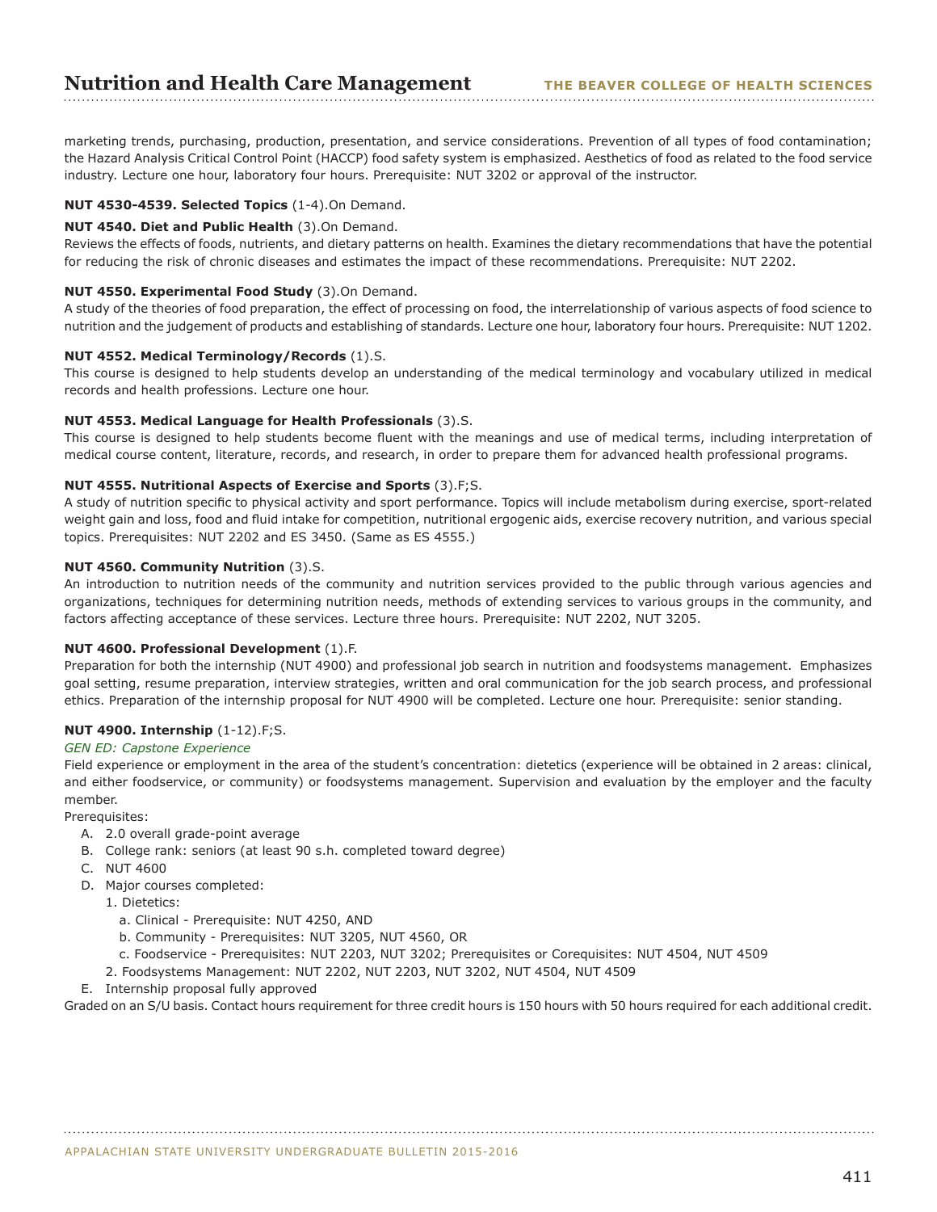marketing trends, purchasing, production, presentation, and service considerations. Prevention of all types of food contamination; the Hazard Analysis Critical Control Point (HACCP) food safety system is emphasized. Aesthetics of food as related to the food service industry. Lecture one hour, laboratory four hours. Prerequisite: NUT 3202 or approval of the instructor.

**NUT 4530-4539. Selected Topics** (1-4).On Demand.

**NUT 4540. Diet and Public Health** (3).On Demand.
Reviews the effects of foods, nutrients, and dietary patterns on health. Examines the dietary recommendations that have the potential for reducing the risk of chronic diseases and estimates the impact of these recommendations. Prerequisite: NUT 2202.

**NUT 4550. Experimental Food Study** (3).On Demand.
A study of the theories of food preparation, the effect of processing on food, the interrelationship of various aspects of food science to nutrition and the judgement of products and establishing of standards. Lecture one hour, laboratory four hours. Prerequisite: NUT 1202.

**NUT 4552. Medical Terminology/Records** (1).S.
This course is designed to help students develop an understanding of the medical terminology and vocabulary utilized in medical records and health professions. Lecture one hour.

**NUT 4553. Medical Language for Health Professionals** (3).S.
This course is designed to help students become fluent with the meanings and use of medical terms, including interpretation of medical course content, literature, records, and research, in order to prepare them for advanced health professional programs.

**NUT 4555. Nutritional Aspects of Exercise and Sports** (3).F;S.
A study of nutrition specific to physical activity and sport performance. Topics will include metabolism during exercise, sport-related weight gain and loss, food and fluid intake for competition, nutritional ergogenic aids, exercise recovery nutrition, and various special topics. Prerequisites: NUT 2202 and ES 3450. (Same as ES 4555.)

**NUT 4560. Community Nutrition** (3).S.
An introduction to nutrition needs of the community and nutrition services provided to the public through various agencies and organizations, techniques for determining nutrition needs, methods of extending services to various groups in the community, and factors affecting acceptance of these services. Lecture three hours. Prerequisite: NUT 2202, NUT 3205.

**NUT 4600. Professional Development** (1).F.
Preparation for both the internship (NUT 4900) and professional job search in nutrition and foodsystems management. Emphasizes goal setting, resume preparation, interview strategies, written and oral communication for the job search process, and professional ethics. Preparation of the internship proposal for NUT 4900 will be completed. Lecture one hour. Prerequisite: senior standing.

**NUT 4900. Internship** (1-12).F;S.
*GEN ED: Capstone Experience*
Field experience or employment in the area of the student's concentration: dietetics (experience will be obtained in 2 areas: clinical, and either foodservice, or community) or foodsystems management. Supervision and evaluation by the employer and the faculty member.
Prerequisites:

A. 2.0 overall grade-point average
B. College rank: seniors (at least 90 s.h. completed toward degree)
C. NUT 4600
D. Major courses completed:
   1. Dietetics:
      a. Clinical - Prerequisite: NUT 4250, AND
      b. Community - Prerequisites: NUT 3205, NUT 4560, OR
      c. Foodservice - Prerequisites: NUT 2203, NUT 3202; Prerequisites or Corequisites: NUT 4504, NUT 4509
   2. Foodsystems Management: NUT 2202, NUT 2203, NUT 3202, NUT 4504, NUT 4509
E. Internship proposal fully approved

Graded on an S/U basis. Contact hours requirement for three credit hours is 150 hours with 50 hours required for each additional credit.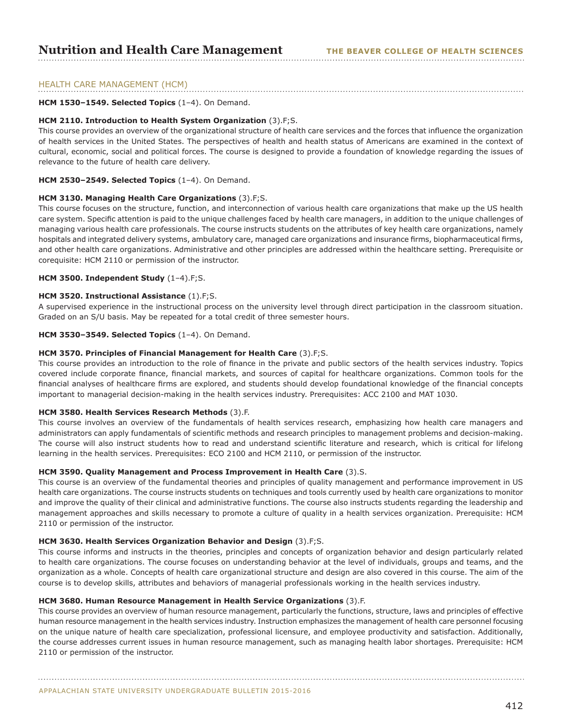## HEALTH CARE MANAGEMENT (HCM)

**HCM 1530–1549. Selected Topics** (1–4). On Demand.

**HCM 2110. Introduction to Health System Organization** (3).F;S.
This course provides an overview of the organizational structure of health care services and the forces that influence the organization of health services in the United States. The perspectives of health and health status of Americans are examined in the context of cultural, economic, social and political forces. The course is designed to provide a foundation of knowledge regarding the issues of relevance to the future of health care delivery.

**HCM 2530–2549. Selected Topics** (1–4). On Demand.

**HCM 3130. Managing Health Care Organizations** (3).F;S.
This course focuses on the structure, function, and interconnection of various health care organizations that make up the US health care system. Specific attention is paid to the unique challenges faced by health care managers, in addition to the unique challenges of managing various health care professionals. The course instructs students on the attributes of key health care organizations, namely hospitals and integrated delivery systems, ambulatory care, managed care organizations and insurance firms, biopharmaceutical firms, and other health care organizations. Administrative and other principles are addressed within the healthcare setting. Prerequisite or corequisite: HCM 2110 or permission of the instructor.

**HCM 3500. Independent Study** (1–4).F;S.

**HCM 3520. Instructional Assistance** (1).F;S.
A supervised experience in the instructional process on the university level through direct participation in the classroom situation. Graded on an S/U basis. May be repeated for a total credit of three semester hours.

**HCM 3530–3549. Selected Topics** (1–4). On Demand.

**HCM 3570. Principles of Financial Management for Health Care** (3).F;S.
This course provides an introduction to the role of finance in the private and public sectors of the health services industry. Topics covered include corporate finance, financial markets, and sources of capital for healthcare organizations. Common tools for the financial analyses of healthcare firms are explored, and students should develop foundational knowledge of the financial concepts important to managerial decision-making in the health services industry. Prerequisites: ACC 2100 and MAT 1030.

**HCM 3580. Health Services Research Methods** (3).F.
This course involves an overview of the fundamentals of health services research, emphasizing how health care managers and administrators can apply fundamentals of scientific methods and research principles to management problems and decision-making. The course will also instruct students how to read and understand scientific literature and research, which is critical for lifelong learning in the health services. Prerequisites: ECO 2100 and HCM 2110, or permission of the instructor.

**HCM 3590. Quality Management and Process Improvement in Health Care** (3).S.
This course is an overview of the fundamental theories and principles of quality management and performance improvement in US health care organizations. The course instructs students on techniques and tools currently used by health care organizations to monitor and improve the quality of their clinical and administrative functions. The course also instructs students regarding the leadership and management approaches and skills necessary to promote a culture of quality in a health services organization. Prerequisite: HCM 2110 or permission of the instructor.

**HCM 3630. Health Services Organization Behavior and Design** (3).F;S.
This course informs and instructs in the theories, principles and concepts of organization behavior and design particularly related to health care organizations. The course focuses on understanding behavior at the level of individuals, groups and teams, and the organization as a whole. Concepts of health care organizational structure and design are also covered in this course. The aim of the course is to develop skills, attributes and behaviors of managerial professionals working in the health services industry.

**HCM 3680. Human Resource Management in Health Service Organizations** (3).F.
This course provides an overview of human resource management, particularly the functions, structure, laws and principles of effective human resource management in the health services industry. Instruction emphasizes the management of health care personnel focusing on the unique nature of health care specialization, professional licensure, and employee productivity and satisfaction. Additionally, the course addresses current issues in human resource management, such as managing health labor shortages. Prerequisite: HCM 2110 or permission of the instructor.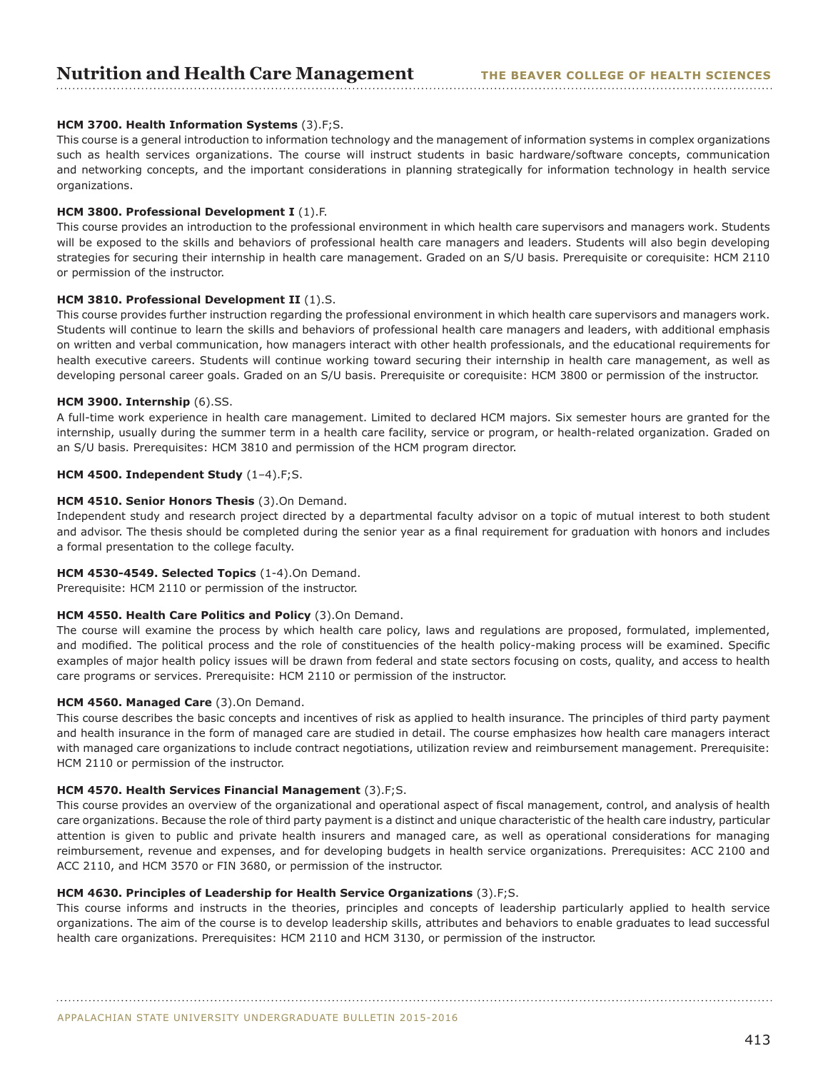**HCM 3700. Health Information Systems** (3).F;S.
This course is a general introduction to information technology and the management of information systems in complex organizations such as health services organizations. The course will instruct students in basic hardware/software concepts, communication and networking concepts, and the important considerations in planning strategically for information technology in health service organizations.

**HCM 3800. Professional Development I** (1).F.
This course provides an introduction to the professional environment in which health care supervisors and managers work. Students will be exposed to the skills and behaviors of professional health care managers and leaders. Students will also begin developing strategies for securing their internship in health care management. Graded on an S/U basis. Prerequisite or corequisite: HCM 2110 or permission of the instructor.

**HCM 3810. Professional Development II** (1).S.
This course provides further instruction regarding the professional environment in which health care supervisors and managers work. Students will continue to learn the skills and behaviors of professional health care managers and leaders, with additional emphasis on written and verbal communication, how managers interact with other health professionals, and the educational requirements for health executive careers. Students will continue working toward securing their internship in health care management, as well as developing personal career goals. Graded on an S/U basis. Prerequisite or corequisite: HCM 3800 or permission of the instructor.

**HCM 3900. Internship** (6).SS.
A full-time work experience in health care management. Limited to declared HCM majors. Six semester hours are granted for the internship, usually during the summer term in a health care facility, service or program, or health-related organization. Graded on an S/U basis. Prerequisites: HCM 3810 and permission of the HCM program director.

**HCM 4500. Independent Study** (1–4).F;S.

**HCM 4510. Senior Honors Thesis** (3).On Demand.
Independent study and research project directed by a departmental faculty advisor on a topic of mutual interest to both student and advisor. The thesis should be completed during the senior year as a final requirement for graduation with honors and includes a formal presentation to the college faculty.

**HCM 4530-4549. Selected Topics** (1-4).On Demand.
Prerequisite: HCM 2110 or permission of the instructor.

**HCM 4550. Health Care Politics and Policy** (3).On Demand.
The course will examine the process by which health care policy, laws and regulations are proposed, formulated, implemented, and modified. The political process and the role of constituencies of the health policy-making process will be examined. Specific examples of major health policy issues will be drawn from federal and state sectors focusing on costs, quality, and access to health care programs or services. Prerequisite: HCM 2110 or permission of the instructor.

**HCM 4560. Managed Care** (3).On Demand.
This course describes the basic concepts and incentives of risk as applied to health insurance. The principles of third party payment and health insurance in the form of managed care are studied in detail. The course emphasizes how health care managers interact with managed care organizations to include contract negotiations, utilization review and reimbursement management. Prerequisite: HCM 2110 or permission of the instructor.

**HCM 4570. Health Services Financial Management** (3).F;S.
This course provides an overview of the organizational and operational aspect of fiscal management, control, and analysis of health care organizations. Because the role of third party payment is a distinct and unique characteristic of the health care industry, particular attention is given to public and private health insurers and managed care, as well as operational considerations for managing reimbursement, revenue and expenses, and for developing budgets in health service organizations. Prerequisites: ACC 2100 and ACC 2110, and HCM 3570 or FIN 3680, or permission of the instructor.

**HCM 4630. Principles of Leadership for Health Service Organizations** (3).F;S.
This course informs and instructs in the theories, principles and concepts of leadership particularly applied to health service organizations. The aim of the course is to develop leadership skills, attributes and behaviors to enable graduates to lead successful health care organizations. Prerequisites: HCM 2110 and HCM 3130, or permission of the instructor.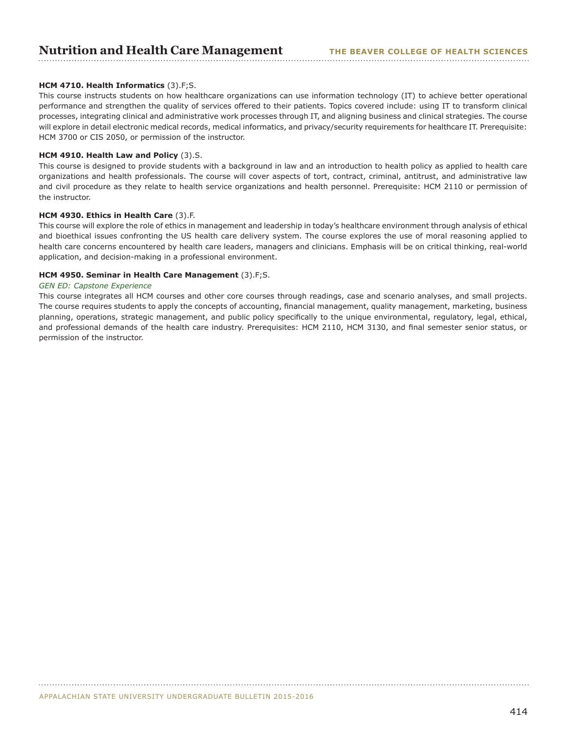**HCM 4710. Health Informatics** (3).F;S.
This course instructs students on how healthcare organizations can use information technology (IT) to achieve better operational performance and strengthen the quality of services offered to their patients. Topics covered include: using IT to transform clinical processes, integrating clinical and administrative work processes through IT, and aligning business and clinical strategies. The course will explore in detail electronic medical records, medical informatics, and privacy/security requirements for healthcare IT. Prerequisite: HCM 3700 or CIS 2050, or permission of the instructor.

**HCM 4910. Health Law and Policy** (3).S.
This course is designed to provide students with a background in law and an introduction to health policy as applied to health care organizations and health professionals. The course will cover aspects of tort, contract, criminal, antitrust, and administrative law and civil procedure as they relate to health service organizations and health personnel. Prerequisite: HCM 2110 or permission of the instructor.

**HCM 4930. Ethics in Health Care** (3).F.
This course will explore the role of ethics in management and leadership in today's healthcare environment through analysis of ethical and bioethical issues confronting the US health care delivery system. The course explores the use of moral reasoning applied to health care concerns encountered by health care leaders, managers and clinicians. Emphasis will be on critical thinking, real-world application, and decision-making in a professional environment.

**HCM 4950. Seminar in Health Care Management** (3).F;S.
*GEN ED: Capstone Experience*
This course integrates all HCM courses and other core courses through readings, case and scenario analyses, and small projects. The course requires students to apply the concepts of accounting, financial management, quality management, marketing, business planning, operations, strategic management, and public policy specifically to the unique environmental, regulatory, legal, ethical, and professional demands of the health care industry. Prerequisites: HCM 2110, HCM 3130, and final semester senior status, or permission of the instructor.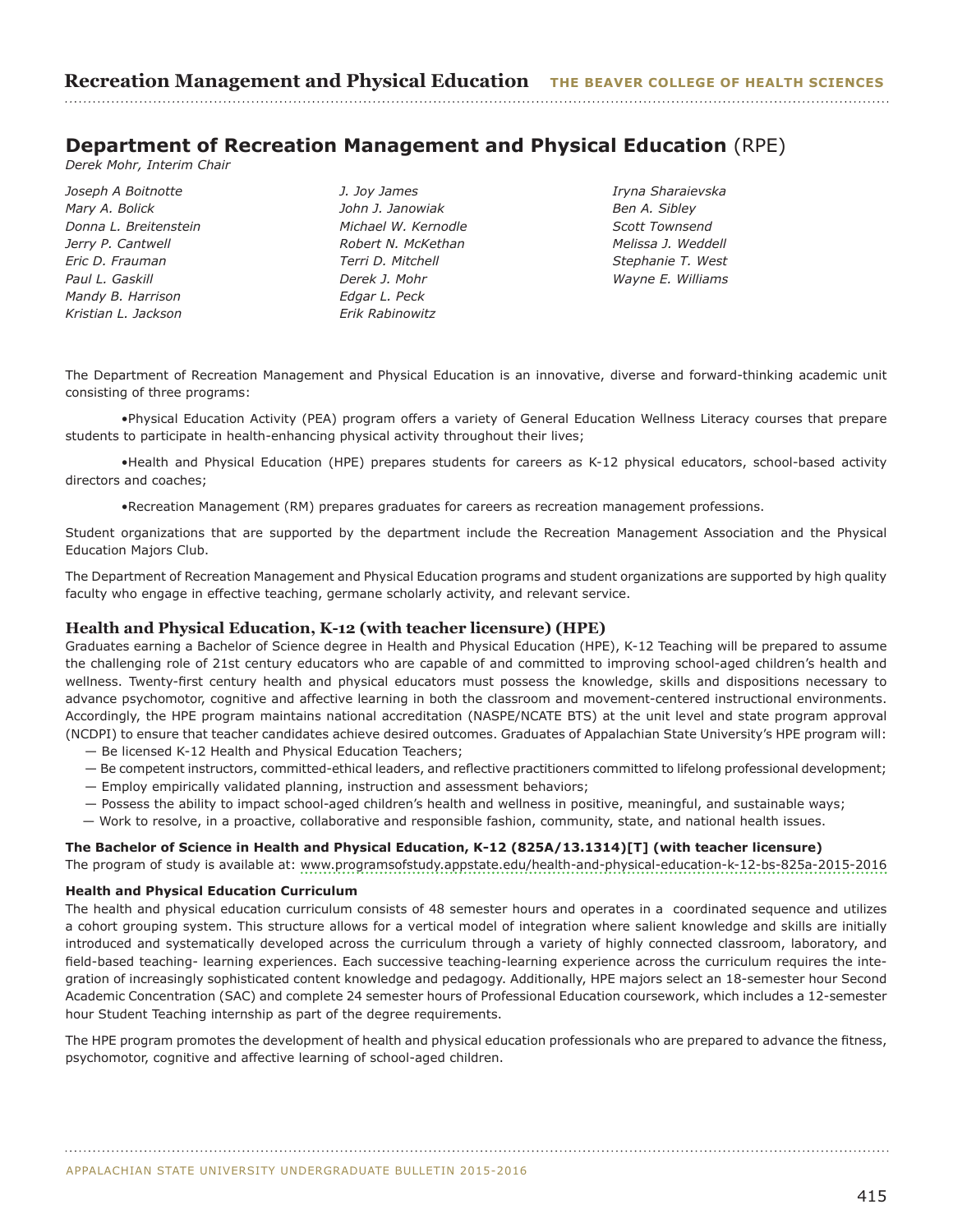## Department of Recreation Management and Physical Education (RPE)

*Derek Mohr, Interim Chair*

*Joseph A Boitnotte*
*Mary A. Bolick*
*Donna L. Breitenstein*
*Jerry P. Cantwell*
*Eric D. Frauman*
*Paul L. Gaskill*
*Mandy B. Harrison*
*Kristian L. Jackson*
*J. Joy James*
*John J. Janowiak*
*Michael W. Kernodle*
*Robert N. McKethan*
*Terri D. Mitchell*
*Derek J. Mohr*
*Edgar L. Peck*
*Erik Rabinowitz*
*Iryna Sharaievska*
*Ben A. Sibley*
*Scott Townsend*
*Melissa J. Weddell*
*Stephanie T. West*
*Wayne E. Williams*

The Department of Recreation Management and Physical Education is an innovative, diverse and forward-thinking academic unit consisting of three programs:

- Physical Education Activity (PEA) program offers a variety of General Education Wellness Literacy courses that prepare students to participate in health-enhancing physical activity throughout their lives;
- Health and Physical Education (HPE) prepares students for careers as K-12 physical educators, school-based activity directors and coaches;
- Recreation Management (RM) prepares graduates for careers as recreation management professions.

Student organizations that are supported by the department include the Recreation Management Association and the Physical Education Majors Club.

The Department of Recreation Management and Physical Education programs and student organizations are supported by high quality faculty who engage in effective teaching, germane scholarly activity, and relevant service.

### Health and Physical Education, K-12 (with teacher licensure) (HPE)

Graduates earning a Bachelor of Science degree in Health and Physical Education (HPE), K-12 Teaching will be prepared to assume the challenging role of 21st century educators who are capable of and committed to improving school-aged children's health and wellness. Twenty-first century health and physical educators must possess the knowledge, skills and dispositions necessary to advance psychomotor, cognitive and affective learning in both the classroom and movement-centered instructional environments. Accordingly, the HPE program maintains national accreditation (NASPE/NCATE BTS) at the unit level and state program approval (NCDPI) to ensure that teacher candidates achieve desired outcomes. Graduates of Appalachian State University's HPE program will:

— Be licensed K-12 Health and Physical Education Teachers;
— Be competent instructors, committed-ethical leaders, and reflective practitioners committed to lifelong professional development;
— Employ empirically validated planning, instruction and assessment behaviors;
— Possess the ability to impact school-aged children's health and wellness in positive, meaningful, and sustainable ways;
— Work to resolve, in a proactive, collaborative and responsible fashion, community, state, and national health issues.

**The Bachelor of Science in Health and Physical Education, K-12 (825A/13.1314)[T] (with teacher licensure)**
The program of study is available at: www.programsofstudy.appstate.edu/health-and-physical-education-k-12-bs-825a-2015-2016

**Health and Physical Education Curriculum**
The health and physical education curriculum consists of 48 semester hours and operates in a coordinated sequence and utilizes a cohort grouping system. This structure allows for a vertical model of integration where salient knowledge and skills are initially introduced and systematically developed across the curriculum through a variety of highly connected classroom, laboratory, and field-based teaching- learning experiences. Each successive teaching-learning experience across the curriculum requires the integration of increasingly sophisticated content knowledge and pedagogy. Additionally, HPE majors select an 18-semester hour Second Academic Concentration (SAC) and complete 24 semester hours of Professional Education coursework, which includes a 12-semester hour Student Teaching internship as part of the degree requirements.

The HPE program promotes the development of health and physical education professionals who are prepared to advance the fitness, psychomotor, cognitive and affective learning of school-aged children.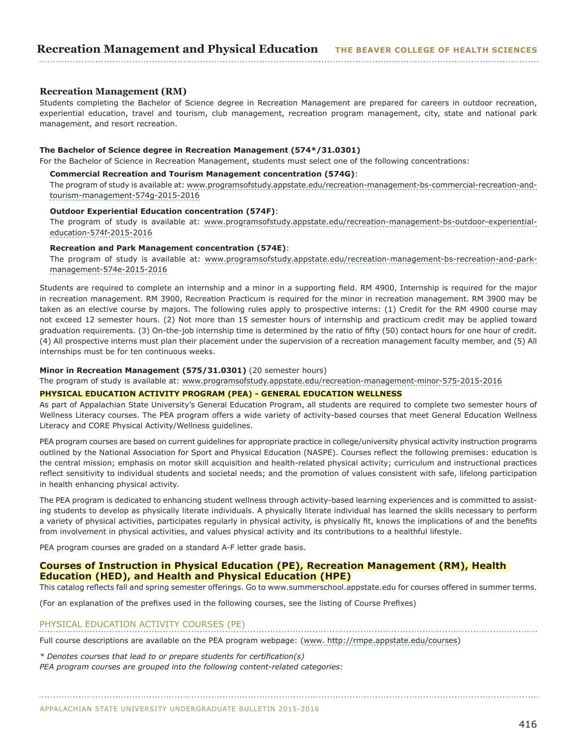## Recreation Management (RM)

Students completing the Bachelor of Science degree in Recreation Management are prepared for careers in outdoor recreation, experiential education, travel and tourism, club management, recreation program management, city, state and national park management, and resort recreation.

**The Bachelor of Science degree in Recreation Management (574*/31.0301)**

For the Bachelor of Science in Recreation Management, students must select one of the following concentrations:

**Commercial Recreation and Tourism Management concentration (574G)**:
The program of study is available at: www.programsofstudy.appstate.edu/recreation-management-bs-commercial-recreation-and-tourism-management-574g-2015-2016

**Outdoor Experiential Education concentration (574F)**:
The program of study is available at: www.programsofstudy.appstate.edu/recreation-management-bs-outdoor-experiential-education-574f-2015-2016

**Recreation and Park Management concentration (574E)**:
The program of study is available at: www.programsofstudy.appstate.edu/recreation-management-bs-recreation-and-park-management-574e-2015-2016

Students are required to complete an internship and a minor in a supporting field. RM 4900, Internship is required for the major in recreation management. RM 3900, Recreation Practicum is required for the minor in recreation management. RM 3900 may be taken as an elective course by majors. The following rules apply to prospective interns: (1) Credit for the RM 4900 course may not exceed 12 semester hours. (2) Not more than 15 semester hours of internship and practicum credit may be applied toward graduation requirements. (3) On-the-job internship time is determined by the ratio of fifty (50) contact hours for one hour of credit. (4) All prospective interns must plan their placement under the supervision of a recreation management faculty member, and (5) All internships must be for ten continuous weeks.

**Minor in Recreation Management (575/31.0301)** (20 semester hours)
The program of study is available at: www.programsofstudy.appstate.edu/recreation-management-minor-575-2015-2016

**PHYSICAL EDUCATION ACTIVITY PROGRAM (PEA) - GENERAL EDUCATION WELLNESS**

As part of Appalachian State University's General Education Program, all students are required to complete two semester hours of Wellness Literacy courses. The PEA program offers a wide variety of activity-based courses that meet General Education Wellness Literacy and CORE Physical Activity/Wellness guidelines.

PEA program courses are based on current guidelines for appropriate practice in college/university physical activity instruction programs outlined by the National Association for Sport and Physical Education (NASPE). Courses reflect the following premises: education is the central mission; emphasis on motor skill acquisition and health-related physical activity; curriculum and instructional practices reflect sensitivity to individual students and societal needs; and the promotion of values consistent with safe, lifelong participation in health enhancing physical activity.

The PEA program is dedicated to enhancing student wellness through activity-based learning experiences and is committed to assisting students to develop as physically literate individuals. A physically literate individual has learned the skills necessary to perform a variety of physical activities, participates regularly in physical activity, is physically fit, knows the implications of and the benefits from involvement in physical activities, and values physical activity and its contributions to a healthful lifestyle.

PEA program courses are graded on a standard A-F letter grade basis.

## Courses of Instruction in Physical Education (PE), Recreation Management (RM), Health Education (HED), and Health and Physical Education (HPE)

This catalog reflects fall and spring semester offerings. Go to www.summerschool.appstate.edu for courses offered in summer terms.

(For an explanation of the prefixes used in the following courses, see the listing of Course Prefixes)

### PHYSICAL EDUCATION ACTIVITY COURSES (PE)

Full course descriptions are available on the PEA program webpage: (www. http://rmpe.appstate.edu/courses)

*\* Denotes courses that lead to or prepare students for certification(s)*
*PEA program courses are grouped into the following content-related categories:*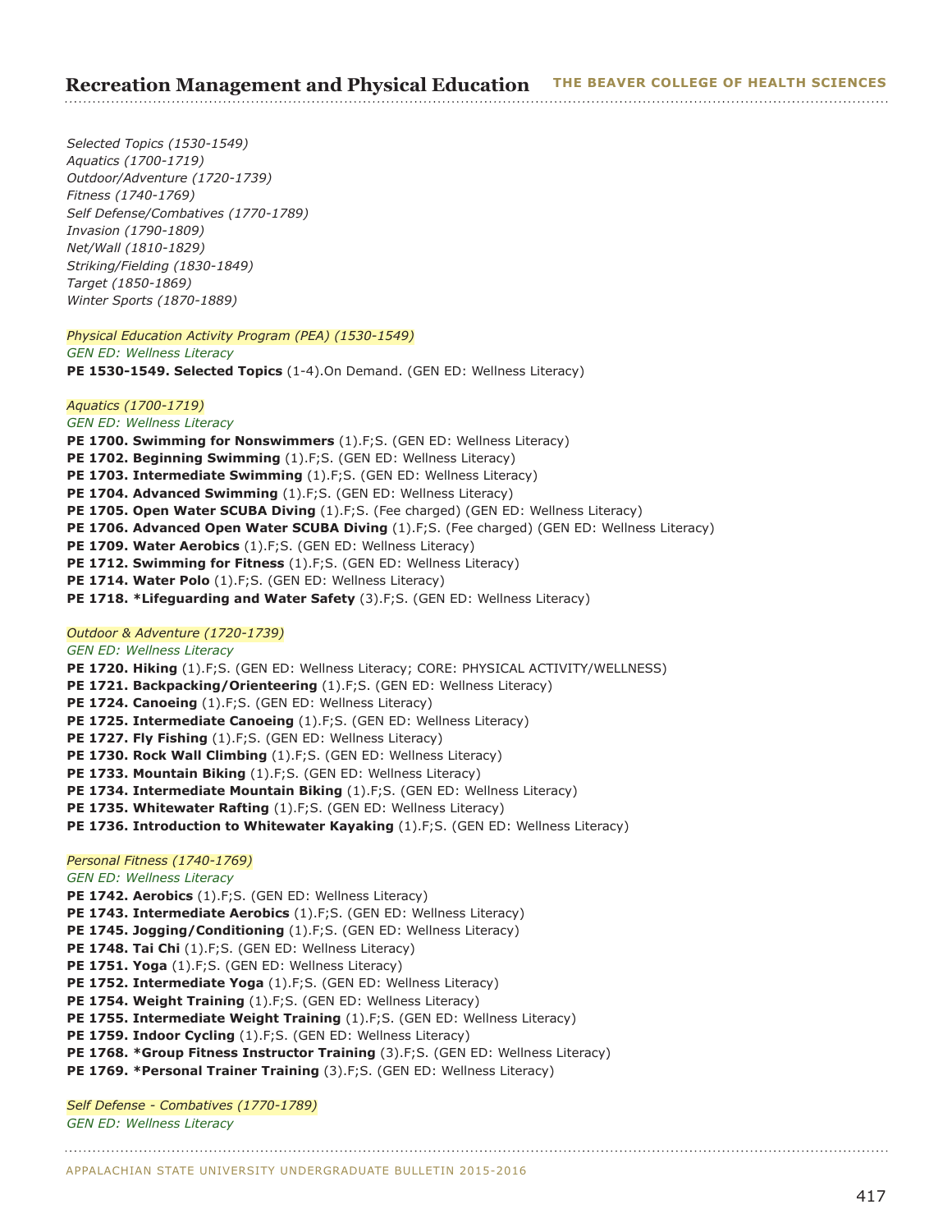*Selected Topics (1530-1549)*
*Aquatics (1700-1719)*
*Outdoor/Adventure (1720-1739)*
*Fitness (1740-1769)*
*Self Defense/Combatives (1770-1789)*
*Invasion (1790-1809)*
*Net/Wall (1810-1829)*
*Striking/Fielding (1830-1849)*
*Target (1850-1869)*
*Winter Sports (1870-1889)*

*Physical Education Activity Program (PEA) (1530-1549)*
*GEN ED: Wellness Literacy*
**PE 1530-1549. Selected Topics** (1-4).On Demand. (GEN ED: Wellness Literacy)

*Aquatics (1700-1719)*
*GEN ED: Wellness Literacy*
**PE 1700. Swimming for Nonswimmers** (1).F;S. (GEN ED: Wellness Literacy)
**PE 1702. Beginning Swimming** (1).F;S. (GEN ED: Wellness Literacy)
**PE 1703. Intermediate Swimming** (1).F;S. (GEN ED: Wellness Literacy)
**PE 1704. Advanced Swimming** (1).F;S. (GEN ED: Wellness Literacy)
**PE 1705. Open Water SCUBA Diving** (1).F;S. (Fee charged) (GEN ED: Wellness Literacy)
**PE 1706. Advanced Open Water SCUBA Diving** (1).F;S. (Fee charged) (GEN ED: Wellness Literacy)
**PE 1709. Water Aerobics** (1).F;S. (GEN ED: Wellness Literacy)
**PE 1712. Swimming for Fitness** (1).F;S. (GEN ED: Wellness Literacy)
**PE 1714. Water Polo** (1).F;S. (GEN ED: Wellness Literacy)
**PE 1718. *Lifeguarding and Water Safety** (3).F;S. (GEN ED: Wellness Literacy)

*Outdoor & Adventure (1720-1739)*
*GEN ED: Wellness Literacy*
**PE 1720. Hiking** (1).F;S. (GEN ED: Wellness Literacy; CORE: PHYSICAL ACTIVITY/WELLNESS)
**PE 1721. Backpacking/Orienteering** (1).F;S. (GEN ED: Wellness Literacy)
**PE 1724. Canoeing** (1).F;S. (GEN ED: Wellness Literacy)
**PE 1725. Intermediate Canoeing** (1).F;S. (GEN ED: Wellness Literacy)
**PE 1727. Fly Fishing** (1).F;S. (GEN ED: Wellness Literacy)
**PE 1730. Rock Wall Climbing** (1).F;S. (GEN ED: Wellness Literacy)
**PE 1733. Mountain Biking** (1).F;S. (GEN ED: Wellness Literacy)
**PE 1734. Intermediate Mountain Biking** (1).F;S. (GEN ED: Wellness Literacy)
**PE 1735. Whitewater Rafting** (1).F;S. (GEN ED: Wellness Literacy)
**PE 1736. Introduction to Whitewater Kayaking** (1).F;S. (GEN ED: Wellness Literacy)

*Personal Fitness (1740-1769)*
*GEN ED: Wellness Literacy*
**PE 1742. Aerobics** (1).F;S. (GEN ED: Wellness Literacy)
**PE 1743. Intermediate Aerobics** (1).F;S. (GEN ED: Wellness Literacy)
**PE 1745. Jogging/Conditioning** (1).F;S. (GEN ED: Wellness Literacy)
**PE 1748. Tai Chi** (1).F;S. (GEN ED: Wellness Literacy)
**PE 1751. Yoga** (1).F;S. (GEN ED: Wellness Literacy)
**PE 1752. Intermediate Yoga** (1).F;S. (GEN ED: Wellness Literacy)
**PE 1754. Weight Training** (1).F;S. (GEN ED: Wellness Literacy)
**PE 1755. Intermediate Weight Training** (1).F;S. (GEN ED: Wellness Literacy)
**PE 1759. Indoor Cycling** (1).F;S. (GEN ED: Wellness Literacy)
**PE 1768. *Group Fitness Instructor Training** (3).F;S. (GEN ED: Wellness Literacy)
**PE 1769. *Personal Trainer Training** (3).F;S. (GEN ED: Wellness Literacy)

*Self Defense - Combatives (1770-1789)*
*GEN ED: Wellness Literacy*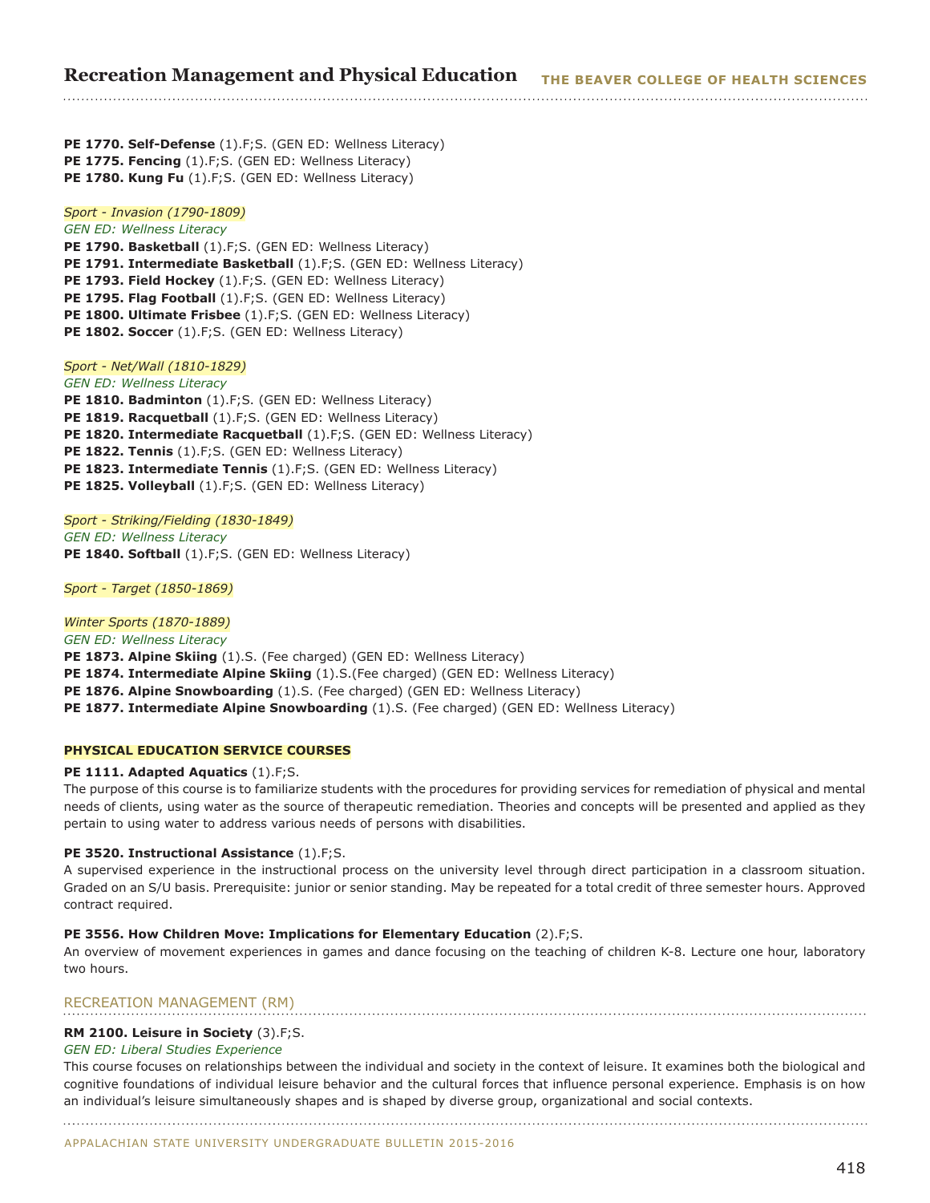**PE 1770. Self-Defense** (1).F;S. (GEN ED: Wellness Literacy)
**PE 1775. Fencing** (1).F;S. (GEN ED: Wellness Literacy)
**PE 1780. Kung Fu** (1).F;S. (GEN ED: Wellness Literacy)

*Sport - Invasion (1790-1809)*
*GEN ED: Wellness Literacy*
**PE 1790. Basketball** (1).F;S. (GEN ED: Wellness Literacy)
**PE 1791. Intermediate Basketball** (1).F;S. (GEN ED: Wellness Literacy)
**PE 1793. Field Hockey** (1).F;S. (GEN ED: Wellness Literacy)
**PE 1795. Flag Football** (1).F;S. (GEN ED: Wellness Literacy)
**PE 1800. Ultimate Frisbee** (1).F;S. (GEN ED: Wellness Literacy)
**PE 1802. Soccer** (1).F;S. (GEN ED: Wellness Literacy)

*Sport - Net/Wall (1810-1829)*
*GEN ED: Wellness Literacy*
**PE 1810. Badminton** (1).F;S. (GEN ED: Wellness Literacy)
**PE 1819. Racquetball** (1).F;S. (GEN ED: Wellness Literacy)
**PE 1820. Intermediate Racquetball** (1).F;S. (GEN ED: Wellness Literacy)
**PE 1822. Tennis** (1).F;S. (GEN ED: Wellness Literacy)
**PE 1823. Intermediate Tennis** (1).F;S. (GEN ED: Wellness Literacy)
**PE 1825. Volleyball** (1).F;S. (GEN ED: Wellness Literacy)

*Sport - Striking/Fielding (1830-1849)*
*GEN ED: Wellness Literacy*
**PE 1840. Softball** (1).F;S. (GEN ED: Wellness Literacy)

*Sport - Target (1850-1869)*

*Winter Sports (1870-1889)*
*GEN ED: Wellness Literacy*
**PE 1873. Alpine Skiing** (1).S. (Fee charged) (GEN ED: Wellness Literacy)
**PE 1874. Intermediate Alpine Skiing** (1).S.(Fee charged) (GEN ED: Wellness Literacy)
**PE 1876. Alpine Snowboarding** (1).S. (Fee charged) (GEN ED: Wellness Literacy)
**PE 1877. Intermediate Alpine Snowboarding** (1).S. (Fee charged) (GEN ED: Wellness Literacy)

### PHYSICAL EDUCATION SERVICE COURSES

**PE 1111. Adapted Aquatics** (1).F;S.
The purpose of this course is to familiarize students with the procedures for providing services for remediation of physical and mental needs of clients, using water as the source of therapeutic remediation. Theories and concepts will be presented and applied as they pertain to using water to address various needs of persons with disabilities.

**PE 3520. Instructional Assistance** (1).F;S.
A supervised experience in the instructional process on the university level through direct participation in a classroom situation. Graded on an S/U basis. Prerequisite: junior or senior standing. May be repeated for a total credit of three semester hours. Approved contract required.

**PE 3556. How Children Move: Implications for Elementary Education** (2).F;S.
An overview of movement experiences in games and dance focusing on the teaching of children K-8. Lecture one hour, laboratory two hours.

## RECREATION MANAGEMENT (RM)

**RM 2100. Leisure in Society** (3).F;S.
*GEN ED: Liberal Studies Experience*
This course focuses on relationships between the individual and society in the context of leisure. It examines both the biological and cognitive foundations of individual leisure behavior and the cultural forces that influence personal experience. Emphasis is on how an individual's leisure simultaneously shapes and is shaped by diverse group, organizational and social contexts.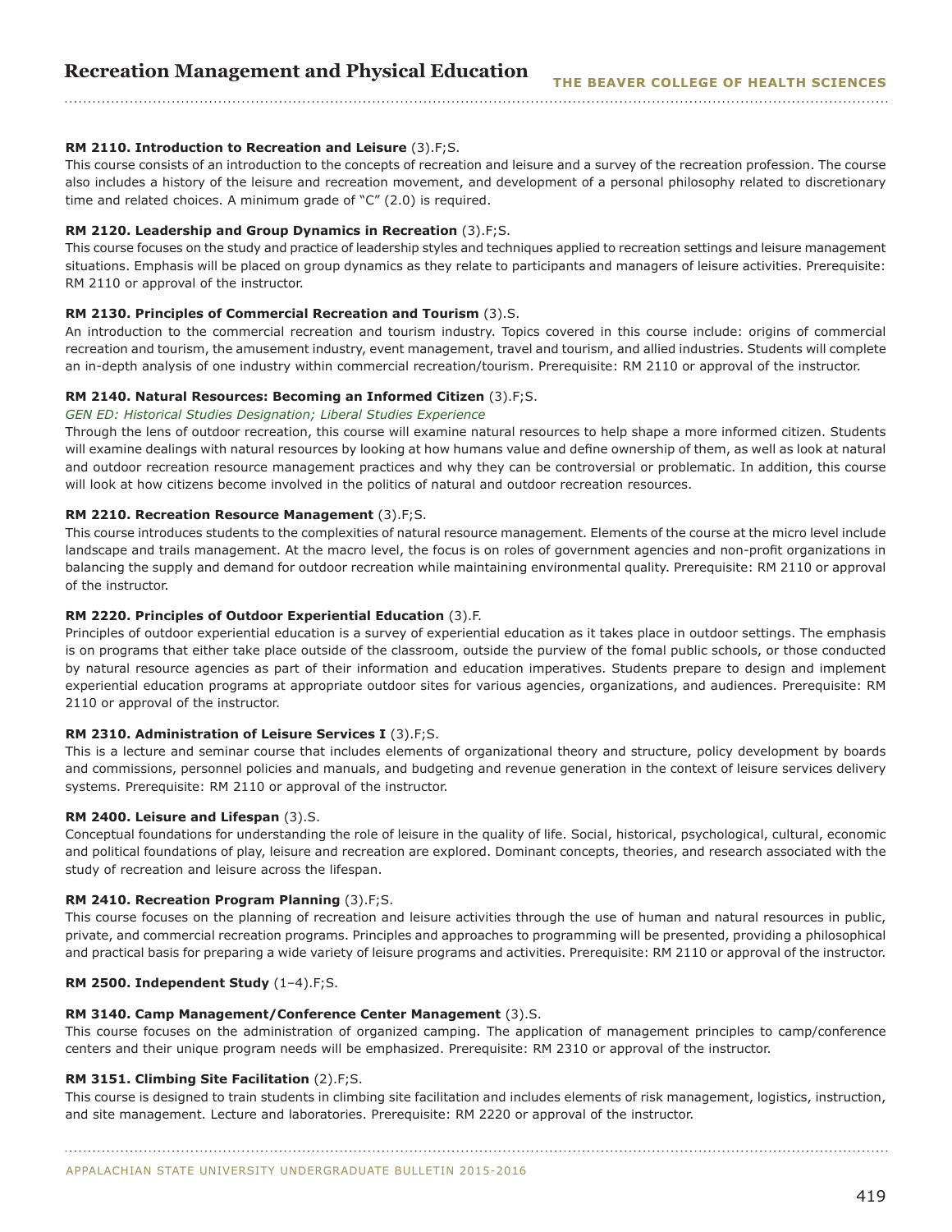**RM 2110. Introduction to Recreation and Leisure** (3).F;S.
This course consists of an introduction to the concepts of recreation and leisure and a survey of the recreation profession. The course also includes a history of the leisure and recreation movement, and development of a personal philosophy related to discretionary time and related choices. A minimum grade of "C" (2.0) is required.

**RM 2120. Leadership and Group Dynamics in Recreation** (3).F;S.
This course focuses on the study and practice of leadership styles and techniques applied to recreation settings and leisure management situations. Emphasis will be placed on group dynamics as they relate to participants and managers of leisure activities. Prerequisite: RM 2110 or approval of the instructor.

**RM 2130. Principles of Commercial Recreation and Tourism** (3).S.
An introduction to the commercial recreation and tourism industry. Topics covered in this course include: origins of commercial recreation and tourism, the amusement industry, event management, travel and tourism, and allied industries. Students will complete an in-depth analysis of one industry within commercial recreation/tourism. Prerequisite: RM 2110 or approval of the instructor.

**RM 2140. Natural Resources: Becoming an Informed Citizen** (3).F;S.
*GEN ED: Historical Studies Designation; Liberal Studies Experience*
Through the lens of outdoor recreation, this course will examine natural resources to help shape a more informed citizen. Students will examine dealings with natural resources by looking at how humans value and define ownership of them, as well as look at natural and outdoor recreation resource management practices and why they can be controversial or problematic. In addition, this course will look at how citizens become involved in the politics of natural and outdoor recreation resources.

**RM 2210. Recreation Resource Management** (3).F;S.
This course introduces students to the complexities of natural resource management. Elements of the course at the micro level include landscape and trails management. At the macro level, the focus is on roles of government agencies and non-profit organizations in balancing the supply and demand for outdoor recreation while maintaining environmental quality. Prerequisite: RM 2110 or approval of the instructor.

**RM 2220. Principles of Outdoor Experiential Education** (3).F.
Principles of outdoor experiential education is a survey of experiential education as it takes place in outdoor settings. The emphasis is on programs that either take place outside of the classroom, outside the purview of the fomal public schools, or those conducted by natural resource agencies as part of their information and education imperatives. Students prepare to design and implement experiential education programs at appropriate outdoor sites for various agencies, organizations, and audiences. Prerequisite: RM 2110 or approval of the instructor.

**RM 2310. Administration of Leisure Services I** (3).F;S.
This is a lecture and seminar course that includes elements of organizational theory and structure, policy development by boards and commissions, personnel policies and manuals, and budgeting and revenue generation in the context of leisure services delivery systems. Prerequisite: RM 2110 or approval of the instructor.

**RM 2400. Leisure and Lifespan** (3).S.
Conceptual foundations for understanding the role of leisure in the quality of life. Social, historical, psychological, cultural, economic and political foundations of play, leisure and recreation are explored. Dominant concepts, theories, and research associated with the study of recreation and leisure across the lifespan.

**RM 2410. Recreation Program Planning** (3).F;S.
This course focuses on the planning of recreation and leisure activities through the use of human and natural resources in public, private, and commercial recreation programs. Principles and approaches to programming will be presented, providing a philosophical and practical basis for preparing a wide variety of leisure programs and activities. Prerequisite: RM 2110 or approval of the instructor.

**RM 2500. Independent Study** (1–4).F;S.

**RM 3140. Camp Management/Conference Center Management** (3).S.
This course focuses on the administration of organized camping. The application of management principles to camp/conference centers and their unique program needs will be emphasized. Prerequisite: RM 2310 or approval of the instructor.

**RM 3151. Climbing Site Facilitation** (2).F;S.
This course is designed to train students in climbing site facilitation and includes elements of risk management, logistics, instruction, and site management. Lecture and laboratories. Prerequisite: RM 2220 or approval of the instructor.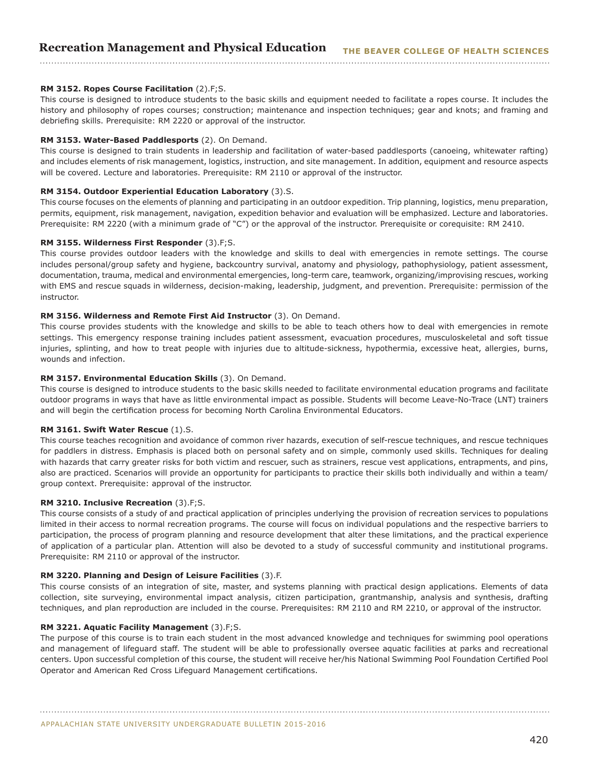**RM 3152. Ropes Course Facilitation** (2).F;S.
This course is designed to introduce students to the basic skills and equipment needed to facilitate a ropes course. It includes the history and philosophy of ropes courses; construction; maintenance and inspection techniques; gear and knots; and framing and debriefing skills. Prerequisite: RM 2220 or approval of the instructor.

**RM 3153. Water-Based Paddlesports** (2). On Demand.
This course is designed to train students in leadership and facilitation of water-based paddlesports (canoeing, whitewater rafting) and includes elements of risk management, logistics, instruction, and site management. In addition, equipment and resource aspects will be covered. Lecture and laboratories. Prerequisite: RM 2110 or approval of the instructor.

**RM 3154. Outdoor Experiential Education Laboratory** (3).S.
This course focuses on the elements of planning and participating in an outdoor expedition. Trip planning, logistics, menu preparation, permits, equipment, risk management, navigation, expedition behavior and evaluation will be emphasized. Lecture and laboratories. Prerequisite: RM 2220 (with a minimum grade of "C") or the approval of the instructor. Prerequisite or corequisite: RM 2410.

**RM 3155. Wilderness First Responder** (3).F;S.
This course provides outdoor leaders with the knowledge and skills to deal with emergencies in remote settings. The course includes personal/group safety and hygiene, backcountry survival, anatomy and physiology, pathophysiology, patient assessment, documentation, trauma, medical and environmental emergencies, long-term care, teamwork, organizing/improvising rescues, working with EMS and rescue squads in wilderness, decision-making, leadership, judgment, and prevention. Prerequisite: permission of the instructor.

**RM 3156. Wilderness and Remote First Aid Instructor** (3). On Demand.
This course provides students with the knowledge and skills to be able to teach others how to deal with emergencies in remote settings. This emergency response training includes patient assessment, evacuation procedures, musculoskeletal and soft tissue injuries, splinting, and how to treat people with injuries due to altitude-sickness, hypothermia, excessive heat, allergies, burns, wounds and infection.

**RM 3157. Environmental Education Skills** (3). On Demand.
This course is designed to introduce students to the basic skills needed to facilitate environmental education programs and facilitate outdoor programs in ways that have as little environmental impact as possible. Students will become Leave-No-Trace (LNT) trainers and will begin the certification process for becoming North Carolina Environmental Educators.

**RM 3161. Swift Water Rescue** (1).S.
This course teaches recognition and avoidance of common river hazards, execution of self-rescue techniques, and rescue techniques for paddlers in distress. Emphasis is placed both on personal safety and on simple, commonly used skills. Techniques for dealing with hazards that carry greater risks for both victim and rescuer, such as strainers, rescue vest applications, entrapments, and pins, also are practiced. Scenarios will provide an opportunity for participants to practice their skills both individually and within a team/group context. Prerequisite: approval of the instructor.

**RM 3210. Inclusive Recreation** (3).F;S.
This course consists of a study of and practical application of principles underlying the provision of recreation services to populations limited in their access to normal recreation programs. The course will focus on individual populations and the respective barriers to participation, the process of program planning and resource development that alter these limitations, and the practical experience of application of a particular plan. Attention will also be devoted to a study of successful community and institutional programs. Prerequisite: RM 2110 or approval of the instructor.

**RM 3220. Planning and Design of Leisure Facilities** (3).F.
This course consists of an integration of site, master, and systems planning with practical design applications. Elements of data collection, site surveying, environmental impact analysis, citizen participation, grantmanship, analysis and synthesis, drafting techniques, and plan reproduction are included in the course. Prerequisites: RM 2110 and RM 2210, or approval of the instructor.

**RM 3221. Aquatic Facility Management** (3).F;S.
The purpose of this course is to train each student in the most advanced knowledge and techniques for swimming pool operations and management of lifeguard staff. The student will be able to professionally oversee aquatic facilities at parks and recreational centers. Upon successful completion of this course, the student will receive her/his National Swimming Pool Foundation Certified Pool Operator and American Red Cross Lifeguard Management certifications.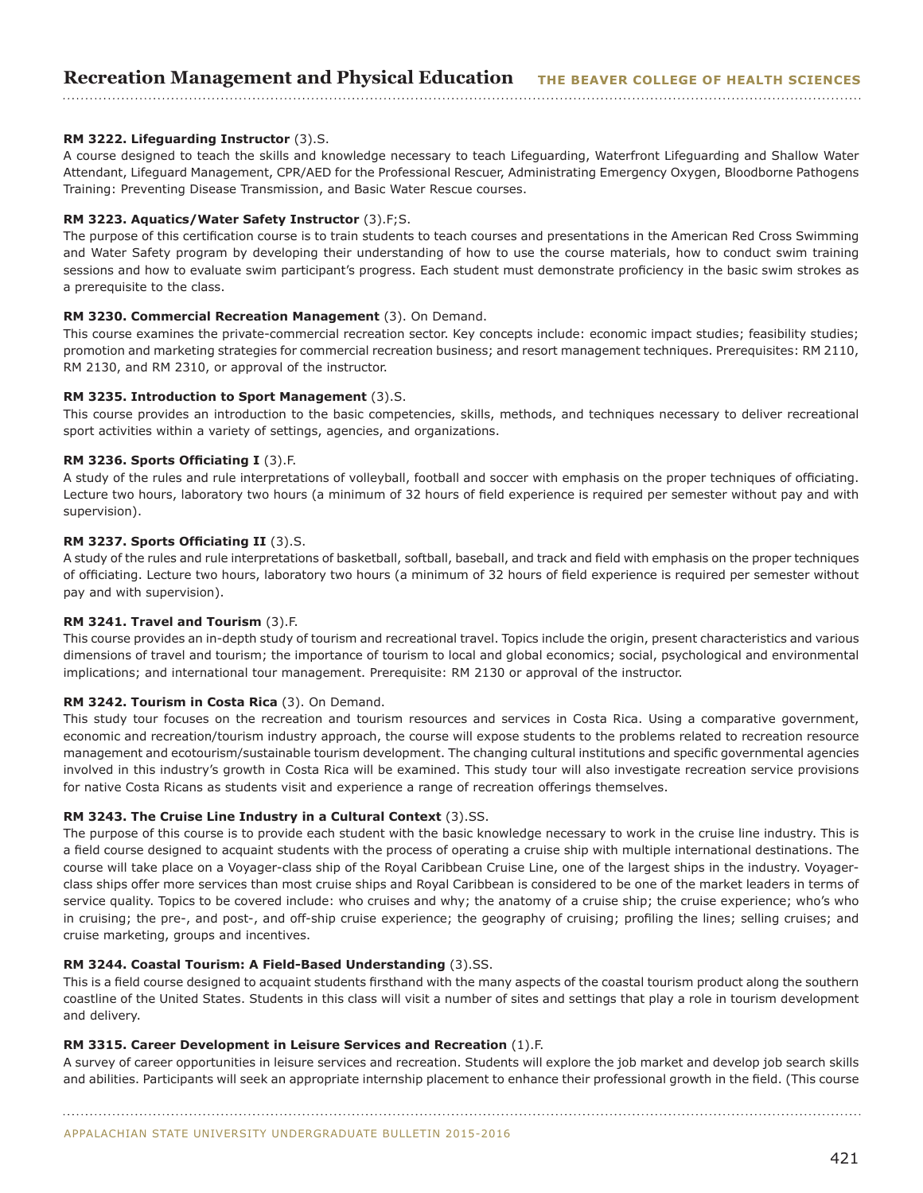**RM 3222. Lifeguarding Instructor** (3).S.
A course designed to teach the skills and knowledge necessary to teach Lifeguarding, Waterfront Lifeguarding and Shallow Water Attendant, Lifeguard Management, CPR/AED for the Professional Rescuer, Administrating Emergency Oxygen, Bloodborne Pathogens Training: Preventing Disease Transmission, and Basic Water Rescue courses.

**RM 3223. Aquatics/Water Safety Instructor** (3).F;S.
The purpose of this certification course is to train students to teach courses and presentations in the American Red Cross Swimming and Water Safety program by developing their understanding of how to use the course materials, how to conduct swim training sessions and how to evaluate swim participant's progress. Each student must demonstrate proficiency in the basic swim strokes as a prerequisite to the class.

**RM 3230. Commercial Recreation Management** (3). On Demand.
This course examines the private-commercial recreation sector. Key concepts include: economic impact studies; feasibility studies; promotion and marketing strategies for commercial recreation business; and resort management techniques. Prerequisites: RM 2110, RM 2130, and RM 2310, or approval of the instructor.

**RM 3235. Introduction to Sport Management** (3).S.
This course provides an introduction to the basic competencies, skills, methods, and techniques necessary to deliver recreational sport activities within a variety of settings, agencies, and organizations.

**RM 3236. Sports Officiating I** (3).F.
A study of the rules and rule interpretations of volleyball, football and soccer with emphasis on the proper techniques of officiating. Lecture two hours, laboratory two hours (a minimum of 32 hours of field experience is required per semester without pay and with supervision).

**RM 3237. Sports Officiating II** (3).S.
A study of the rules and rule interpretations of basketball, softball, baseball, and track and field with emphasis on the proper techniques of officiating. Lecture two hours, laboratory two hours (a minimum of 32 hours of field experience is required per semester without pay and with supervision).

**RM 3241. Travel and Tourism** (3).F.
This course provides an in-depth study of tourism and recreational travel. Topics include the origin, present characteristics and various dimensions of travel and tourism; the importance of tourism to local and global economics; social, psychological and environmental implications; and international tour management. Prerequisite: RM 2130 or approval of the instructor.

**RM 3242. Tourism in Costa Rica** (3). On Demand.
This study tour focuses on the recreation and tourism resources and services in Costa Rica. Using a comparative government, economic and recreation/tourism industry approach, the course will expose students to the problems related to recreation resource management and ecotourism/sustainable tourism development. The changing cultural institutions and specific governmental agencies involved in this industry's growth in Costa Rica will be examined. This study tour will also investigate recreation service provisions for native Costa Ricans as students visit and experience a range of recreation offerings themselves.

**RM 3243. The Cruise Line Industry in a Cultural Context** (3).SS.
The purpose of this course is to provide each student with the basic knowledge necessary to work in the cruise line industry. This is a field course designed to acquaint students with the process of operating a cruise ship with multiple international destinations. The course will take place on a Voyager-class ship of the Royal Caribbean Cruise Line, one of the largest ships in the industry. Voyager-class ships offer more services than most cruise ships and Royal Caribbean is considered to be one of the market leaders in terms of service quality. Topics to be covered include: who cruises and why; the anatomy of a cruise ship; the cruise experience; who's who in cruising; the pre-, and post-, and off-ship cruise experience; the geography of cruising; profiling the lines; selling cruises; and cruise marketing, groups and incentives.

**RM 3244. Coastal Tourism: A Field-Based Understanding** (3).SS.
This is a field course designed to acquaint students firsthand with the many aspects of the coastal tourism product along the southern coastline of the United States. Students in this class will visit a number of sites and settings that play a role in tourism development and delivery.

**RM 3315. Career Development in Leisure Services and Recreation** (1).F.
A survey of career opportunities in leisure services and recreation. Students will explore the job market and develop job search skills and abilities. Participants will seek an appropriate internship placement to enhance their professional growth in the field. (This course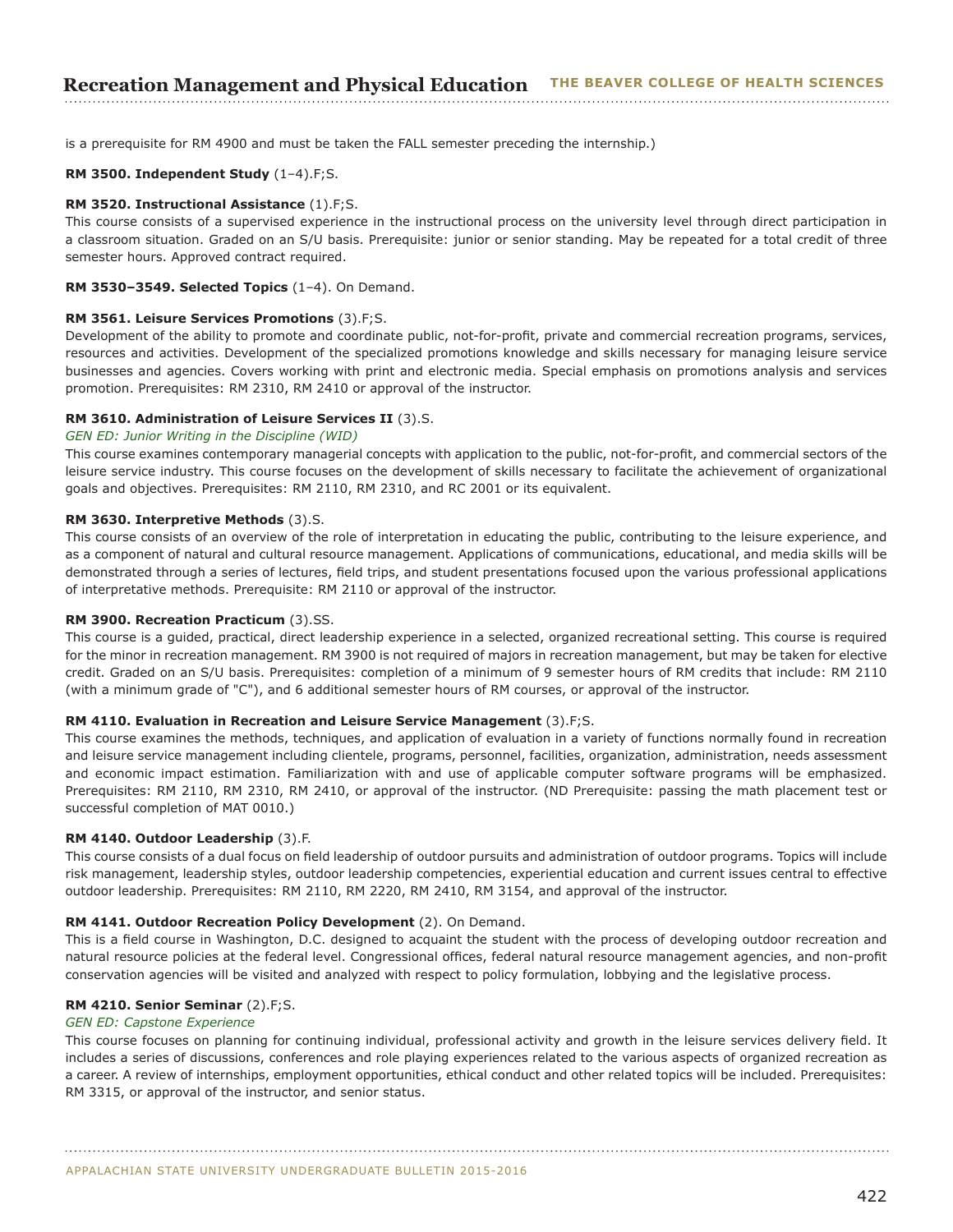is a prerequisite for RM 4900 and must be taken the FALL semester preceding the internship.)

**RM 3500. Independent Study** (1–4).F;S.

**RM 3520. Instructional Assistance** (1).F;S.
This course consists of a supervised experience in the instructional process on the university level through direct participation in a classroom situation. Graded on an S/U basis. Prerequisite: junior or senior standing. May be repeated for a total credit of three semester hours. Approved contract required.

**RM 3530–3549. Selected Topics** (1–4). On Demand.

**RM 3561. Leisure Services Promotions** (3).F;S.
Development of the ability to promote and coordinate public, not-for-profit, private and commercial recreation programs, services, resources and activities. Development of the specialized promotions knowledge and skills necessary for managing leisure service businesses and agencies. Covers working with print and electronic media. Special emphasis on promotions analysis and services promotion. Prerequisites: RM 2310, RM 2410 or approval of the instructor.

**RM 3610. Administration of Leisure Services II** (3).S.
*GEN ED: Junior Writing in the Discipline (WID)*
This course examines contemporary managerial concepts with application to the public, not-for-profit, and commercial sectors of the leisure service industry. This course focuses on the development of skills necessary to facilitate the achievement of organizational goals and objectives. Prerequisites: RM 2110, RM 2310, and RC 2001 or its equivalent.

**RM 3630. Interpretive Methods** (3).S.
This course consists of an overview of the role of interpretation in educating the public, contributing to the leisure experience, and as a component of natural and cultural resource management. Applications of communications, educational, and media skills will be demonstrated through a series of lectures, field trips, and student presentations focused upon the various professional applications of interpretative methods. Prerequisite: RM 2110 or approval of the instructor.

**RM 3900. Recreation Practicum** (3).SS.
This course is a guided, practical, direct leadership experience in a selected, organized recreational setting. This course is required for the minor in recreation management. RM 3900 is not required of majors in recreation management, but may be taken for elective credit. Graded on an S/U basis. Prerequisites: completion of a minimum of 9 semester hours of RM credits that include: RM 2110 (with a minimum grade of "C"), and 6 additional semester hours of RM courses, or approval of the instructor.

**RM 4110. Evaluation in Recreation and Leisure Service Management** (3).F;S.
This course examines the methods, techniques, and application of evaluation in a variety of functions normally found in recreation and leisure service management including clientele, programs, personnel, facilities, organization, administration, needs assessment and economic impact estimation. Familiarization with and use of applicable computer software programs will be emphasized. Prerequisites: RM 2110, RM 2310, RM 2410, or approval of the instructor. (ND Prerequisite: passing the math placement test or successful completion of MAT 0010.)

**RM 4140. Outdoor Leadership** (3).F.
This course consists of a dual focus on field leadership of outdoor pursuits and administration of outdoor programs. Topics will include risk management, leadership styles, outdoor leadership competencies, experiential education and current issues central to effective outdoor leadership. Prerequisites: RM 2110, RM 2220, RM 2410, RM 3154, and approval of the instructor.

**RM 4141. Outdoor Recreation Policy Development** (2). On Demand.
This is a field course in Washington, D.C. designed to acquaint the student with the process of developing outdoor recreation and natural resource policies at the federal level. Congressional offices, federal natural resource management agencies, and non-profit conservation agencies will be visited and analyzed with respect to policy formulation, lobbying and the legislative process.

**RM 4210. Senior Seminar** (2).F;S.
*GEN ED: Capstone Experience*
This course focuses on planning for continuing individual, professional activity and growth in the leisure services delivery field. It includes a series of discussions, conferences and role playing experiences related to the various aspects of organized recreation as a career. A review of internships, employment opportunities, ethical conduct and other related topics will be included. Prerequisites: RM 3315, or approval of the instructor, and senior status.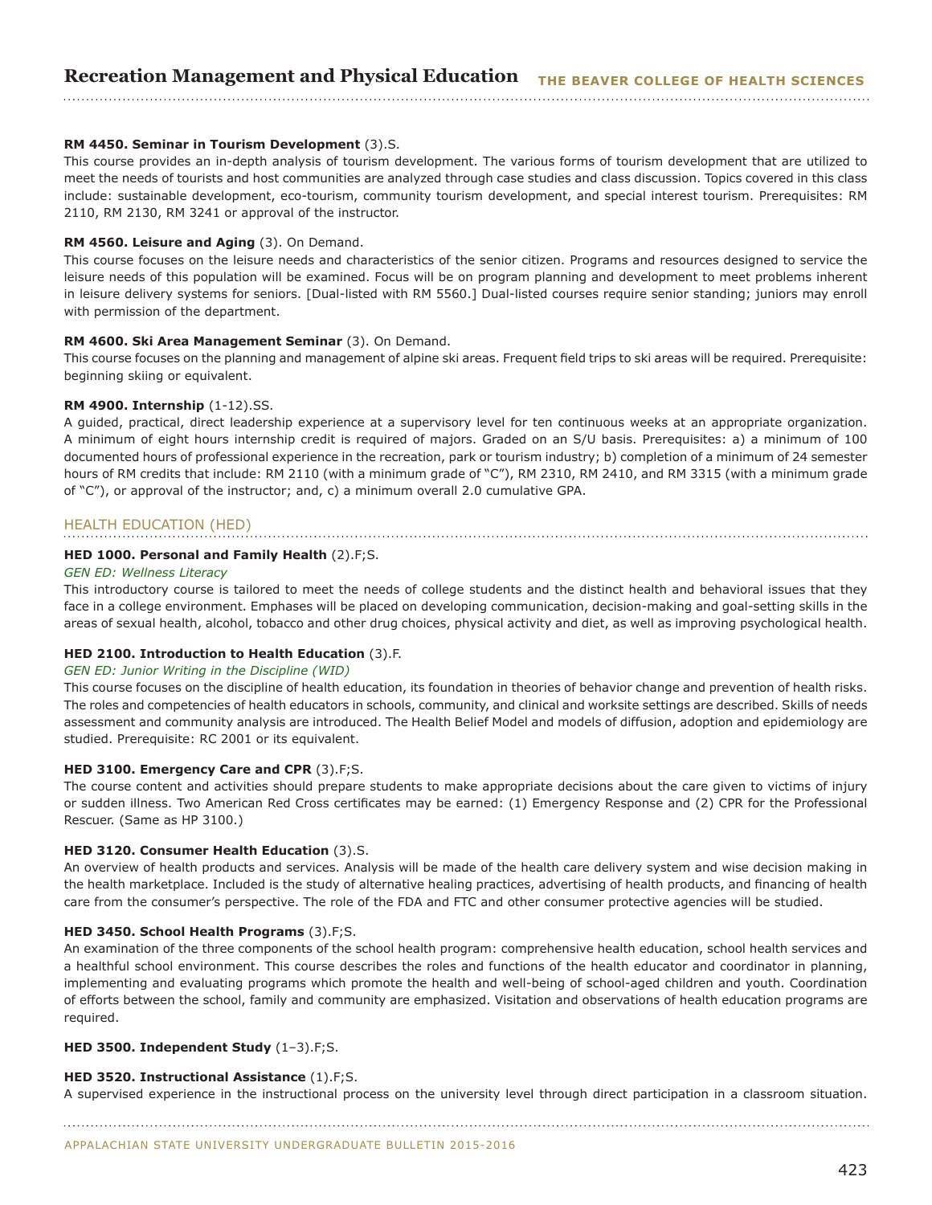**RM 4450. Seminar in Tourism Development** (3).S.

This course provides an in-depth analysis of tourism development. The various forms of tourism development that are utilized to meet the needs of tourists and host communities are analyzed through case studies and class discussion. Topics covered in this class include: sustainable development, eco-tourism, community tourism development, and special interest tourism. Prerequisites: RM 2110, RM 2130, RM 3241 or approval of the instructor.

**RM 4560. Leisure and Aging** (3). On Demand.

This course focuses on the leisure needs and characteristics of the senior citizen. Programs and resources designed to service the leisure needs of this population will be examined. Focus will be on program planning and development to meet problems inherent in leisure delivery systems for seniors. [Dual-listed with RM 5560.] Dual-listed courses require senior standing; juniors may enroll with permission of the department.

**RM 4600. Ski Area Management Seminar** (3). On Demand.

This course focuses on the planning and management of alpine ski areas. Frequent field trips to ski areas will be required. Prerequisite: beginning skiing or equivalent.

**RM 4900. Internship** (1-12).SS.

A guided, practical, direct leadership experience at a supervisory level for ten continuous weeks at an appropriate organization. A minimum of eight hours internship credit is required of majors. Graded on an S/U basis. Prerequisites: a) a minimum of 100 documented hours of professional experience in the recreation, park or tourism industry; b) completion of a minimum of 24 semester hours of RM credits that include: RM 2110 (with a minimum grade of "C"), RM 2310, RM 2410, and RM 3315 (with a minimum grade of "C"), or approval of the instructor; and, c) a minimum overall 2.0 cumulative GPA.

## HEALTH EDUCATION (HED)

**HED 1000. Personal and Family Health** (2).F;S.

*GEN ED: Wellness Literacy*

This introductory course is tailored to meet the needs of college students and the distinct health and behavioral issues that they face in a college environment. Emphases will be placed on developing communication, decision-making and goal-setting skills in the areas of sexual health, alcohol, tobacco and other drug choices, physical activity and diet, as well as improving psychological health.

**HED 2100. Introduction to Health Education** (3).F.

*GEN ED: Junior Writing in the Discipline (WID)*

This course focuses on the discipline of health education, its foundation in theories of behavior change and prevention of health risks. The roles and competencies of health educators in schools, community, and clinical and worksite settings are described. Skills of needs assessment and community analysis are introduced. The Health Belief Model and models of diffusion, adoption and epidemiology are studied. Prerequisite: RC 2001 or its equivalent.

**HED 3100. Emergency Care and CPR** (3).F;S.

The course content and activities should prepare students to make appropriate decisions about the care given to victims of injury or sudden illness. Two American Red Cross certificates may be earned: (1) Emergency Response and (2) CPR for the Professional Rescuer. (Same as HP 3100.)

**HED 3120. Consumer Health Education** (3).S.

An overview of health products and services. Analysis will be made of the health care delivery system and wise decision making in the health marketplace. Included is the study of alternative healing practices, advertising of health products, and financing of health care from the consumer's perspective. The role of the FDA and FTC and other consumer protective agencies will be studied.

**HED 3450. School Health Programs** (3).F;S.

An examination of the three components of the school health program: comprehensive health education, school health services and a healthful school environment. This course describes the roles and functions of the health educator and coordinator in planning, implementing and evaluating programs which promote the health and well-being of school-aged children and youth. Coordination of efforts between the school, family and community are emphasized. Visitation and observations of health education programs are required.

**HED 3500. Independent Study** (1–3).F;S.

**HED 3520. Instructional Assistance** (1).F;S.

A supervised experience in the instructional process on the university level through direct participation in a classroom situation.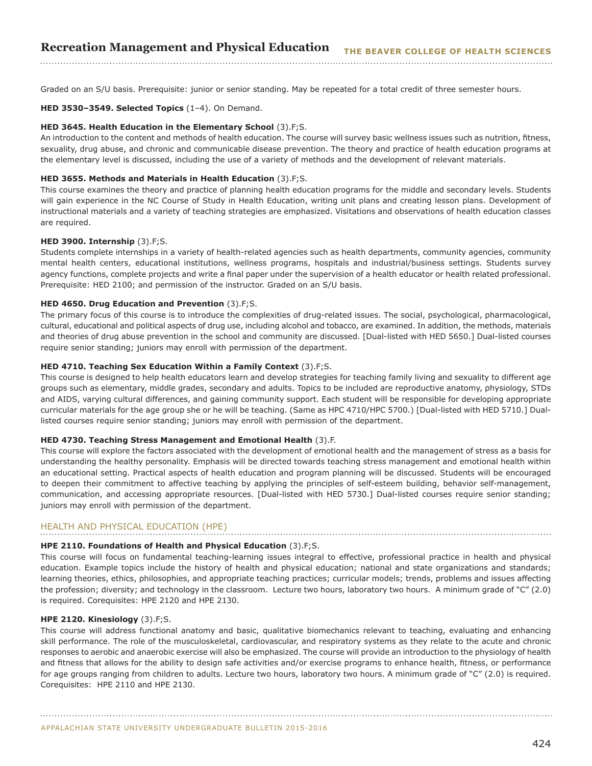Graded on an S/U basis. Prerequisite: junior or senior standing. May be repeated for a total credit of three semester hours.

**HED 3530–3549. Selected Topics** (1–4). On Demand.

**HED 3645. Health Education in the Elementary School** (3).F;S.
An introduction to the content and methods of health education. The course will survey basic wellness issues such as nutrition, fitness, sexuality, drug abuse, and chronic and communicable disease prevention. The theory and practice of health education programs at the elementary level is discussed, including the use of a variety of methods and the development of relevant materials.

**HED 3655. Methods and Materials in Health Education** (3).F;S.
This course examines the theory and practice of planning health education programs for the middle and secondary levels. Students will gain experience in the NC Course of Study in Health Education, writing unit plans and creating lesson plans. Development of instructional materials and a variety of teaching strategies are emphasized. Visitations and observations of health education classes are required.

**HED 3900. Internship** (3).F;S.
Students complete internships in a variety of health-related agencies such as health departments, community agencies, community mental health centers, educational institutions, wellness programs, hospitals and industrial/business settings. Students survey agency functions, complete projects and write a final paper under the supervision of a health educator or health related professional. Prerequisite: HED 2100; and permission of the instructor. Graded on an S/U basis.

**HED 4650. Drug Education and Prevention** (3).F;S.
The primary focus of this course is to introduce the complexities of drug-related issues. The social, psychological, pharmacological, cultural, educational and political aspects of drug use, including alcohol and tobacco, are examined. In addition, the methods, materials and theories of drug abuse prevention in the school and community are discussed. [Dual-listed with HED 5650.] Dual-listed courses require senior standing; juniors may enroll with permission of the department.

**HED 4710. Teaching Sex Education Within a Family Context** (3).F;S.
This course is designed to help health educators learn and develop strategies for teaching family living and sexuality to different age groups such as elementary, middle grades, secondary and adults. Topics to be included are reproductive anatomy, physiology, STDs and AIDS, varying cultural differences, and gaining community support. Each student will be responsible for developing appropriate curricular materials for the age group she or he will be teaching. (Same as HPC 4710/HPC 5700.) [Dual-listed with HED 5710.] Dual-listed courses require senior standing; juniors may enroll with permission of the department.

**HED 4730. Teaching Stress Management and Emotional Health** (3).F.
This course will explore the factors associated with the development of emotional health and the management of stress as a basis for understanding the healthy personality. Emphasis will be directed towards teaching stress management and emotional health within an educational setting. Practical aspects of health education and program planning will be discussed. Students will be encouraged to deepen their commitment to affective teaching by applying the principles of self-esteem building, behavior self-management, communication, and accessing appropriate resources. [Dual-listed with HED 5730.] Dual-listed courses require senior standing; juniors may enroll with permission of the department.

## HEALTH AND PHYSICAL EDUCATION (HPE)

**HPE 2110. Foundations of Health and Physical Education** (3).F;S.
This course will focus on fundamental teaching-learning issues integral to effective, professional practice in health and physical education. Example topics include the history of health and physical education; national and state organizations and standards; learning theories, ethics, philosophies, and appropriate teaching practices; curricular models; trends, problems and issues affecting the profession; diversity; and technology in the classroom. Lecture two hours, laboratory two hours. A minimum grade of "C" (2.0) is required. Corequisites: HPE 2120 and HPE 2130.

**HPE 2120. Kinesiology** (3).F;S.
This course will address functional anatomy and basic, qualitative biomechanics relevant to teaching, evaluating and enhancing skill performance. The role of the musculoskeletal, cardiovascular, and respiratory systems as they relate to the acute and chronic responses to aerobic and anaerobic exercise will also be emphasized. The course will provide an introduction to the physiology of health and fitness that allows for the ability to design safe activities and/or exercise programs to enhance health, fitness, or performance for age groups ranging from children to adults. Lecture two hours, laboratory two hours. A minimum grade of "C" (2.0) is required. Corequisites: HPE 2110 and HPE 2130.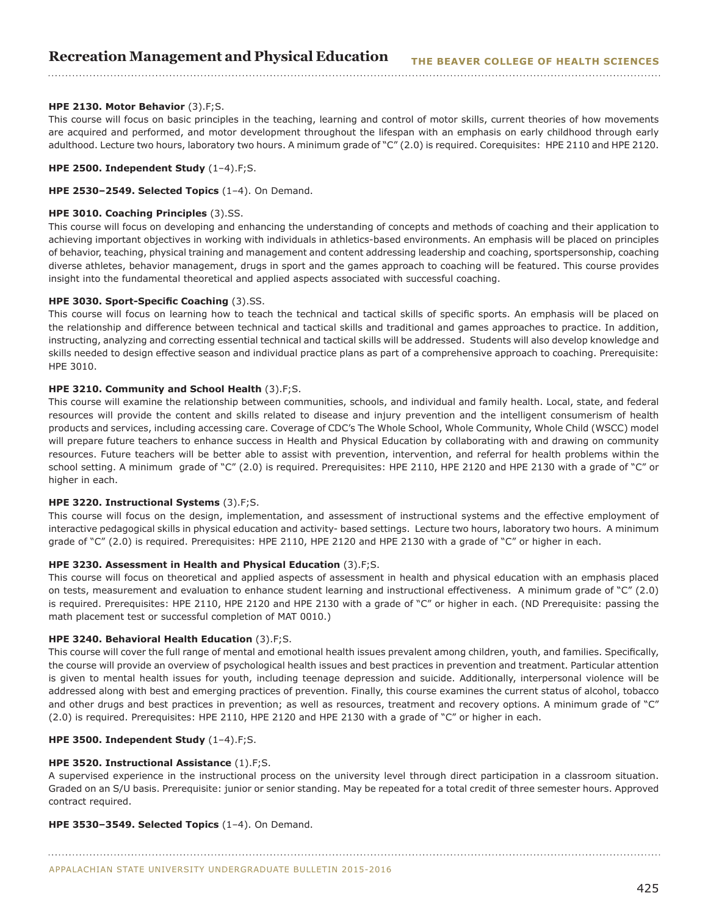**HPE 2130. Motor Behavior** (3).F;S.
This course will focus on basic principles in the teaching, learning and control of motor skills, current theories of how movements are acquired and performed, and motor development throughout the lifespan with an emphasis on early childhood through early adulthood. Lecture two hours, laboratory two hours. A minimum grade of "C" (2.0) is required. Corequisites: HPE 2110 and HPE 2120.

**HPE 2500. Independent Study** (1–4).F;S.

**HPE 2530–2549. Selected Topics** (1–4). On Demand.

**HPE 3010. Coaching Principles** (3).SS.
This course will focus on developing and enhancing the understanding of concepts and methods of coaching and their application to achieving important objectives in working with individuals in athletics-based environments. An emphasis will be placed on principles of behavior, teaching, physical training and management and content addressing leadership and coaching, sportspersonship, coaching diverse athletes, behavior management, drugs in sport and the games approach to coaching will be featured. This course provides insight into the fundamental theoretical and applied aspects associated with successful coaching.

**HPE 3030. Sport-Specific Coaching** (3).SS.
This course will focus on learning how to teach the technical and tactical skills of specific sports. An emphasis will be placed on the relationship and difference between technical and tactical skills and traditional and games approaches to practice. In addition, instructing, analyzing and correcting essential technical and tactical skills will be addressed. Students will also develop knowledge and skills needed to design effective season and individual practice plans as part of a comprehensive approach to coaching. Prerequisite: HPE 3010.

**HPE 3210. Community and School Health** (3).F;S.
This course will examine the relationship between communities, schools, and individual and family health. Local, state, and federal resources will provide the content and skills related to disease and injury prevention and the intelligent consumerism of health products and services, including accessing care. Coverage of CDC's The Whole School, Whole Community, Whole Child (WSCC) model will prepare future teachers to enhance success in Health and Physical Education by collaborating with and drawing on community resources. Future teachers will be better able to assist with prevention, intervention, and referral for health problems within the school setting. A minimum grade of "C" (2.0) is required. Prerequisites: HPE 2110, HPE 2120 and HPE 2130 with a grade of "C" or higher in each.

**HPE 3220. Instructional Systems** (3).F;S.
This course will focus on the design, implementation, and assessment of instructional systems and the effective employment of interactive pedagogical skills in physical education and activity- based settings. Lecture two hours, laboratory two hours. A minimum grade of "C" (2.0) is required. Prerequisites: HPE 2110, HPE 2120 and HPE 2130 with a grade of "C" or higher in each.

**HPE 3230. Assessment in Health and Physical Education** (3).F;S.
This course will focus on theoretical and applied aspects of assessment in health and physical education with an emphasis placed on tests, measurement and evaluation to enhance student learning and instructional effectiveness. A minimum grade of "C" (2.0) is required. Prerequisites: HPE 2110, HPE 2120 and HPE 2130 with a grade of "C" or higher in each. (ND Prerequisite: passing the math placement test or successful completion of MAT 0010.)

**HPE 3240. Behavioral Health Education** (3).F;S.
This course will cover the full range of mental and emotional health issues prevalent among children, youth, and families. Specifically, the course will provide an overview of psychological health issues and best practices in prevention and treatment. Particular attention is given to mental health issues for youth, including teenage depression and suicide. Additionally, interpersonal violence will be addressed along with best and emerging practices of prevention. Finally, this course examines the current status of alcohol, tobacco and other drugs and best practices in prevention; as well as resources, treatment and recovery options. A minimum grade of "C" (2.0) is required. Prerequisites: HPE 2110, HPE 2120 and HPE 2130 with a grade of "C" or higher in each.

**HPE 3500. Independent Study** (1–4).F;S.

**HPE 3520. Instructional Assistance** (1).F;S.
A supervised experience in the instructional process on the university level through direct participation in a classroom situation. Graded on an S/U basis. Prerequisite: junior or senior standing. May be repeated for a total credit of three semester hours. Approved contract required.

**HPE 3530–3549. Selected Topics** (1–4). On Demand.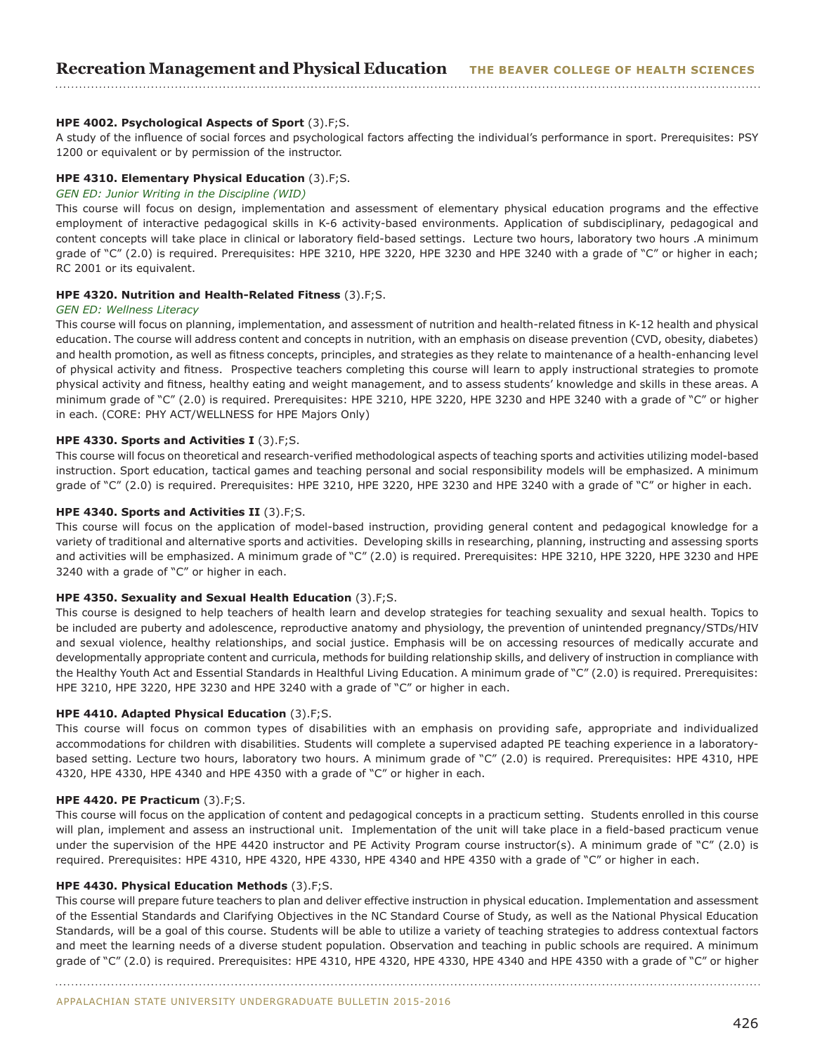**HPE 4002. Psychological Aspects of Sport** (3).F;S.
A study of the influence of social forces and psychological factors affecting the individual's performance in sport. Prerequisites: PSY 1200 or equivalent or by permission of the instructor.

**HPE 4310. Elementary Physical Education** (3).F;S.
*GEN ED: Junior Writing in the Discipline (WID)*
This course will focus on design, implementation and assessment of elementary physical education programs and the effective employment of interactive pedagogical skills in K-6 activity-based environments. Application of subdisciplinary, pedagogical and content concepts will take place in clinical or laboratory field-based settings. Lecture two hours, laboratory two hours .A minimum grade of "C" (2.0) is required. Prerequisites: HPE 3210, HPE 3220, HPE 3230 and HPE 3240 with a grade of "C" or higher in each; RC 2001 or its equivalent.

**HPE 4320. Nutrition and Health-Related Fitness** (3).F;S.
*GEN ED: Wellness Literacy*
This course will focus on planning, implementation, and assessment of nutrition and health-related fitness in K-12 health and physical education. The course will address content and concepts in nutrition, with an emphasis on disease prevention (CVD, obesity, diabetes) and health promotion, as well as fitness concepts, principles, and strategies as they relate to maintenance of a health-enhancing level of physical activity and fitness. Prospective teachers completing this course will learn to apply instructional strategies to promote physical activity and fitness, healthy eating and weight management, and to assess students' knowledge and skills in these areas. A minimum grade of "C" (2.0) is required. Prerequisites: HPE 3210, HPE 3220, HPE 3230 and HPE 3240 with a grade of "C" or higher in each. (CORE: PHY ACT/WELLNESS for HPE Majors Only)

**HPE 4330. Sports and Activities I** (3).F;S.
This course will focus on theoretical and research-verified methodological aspects of teaching sports and activities utilizing model-based instruction. Sport education, tactical games and teaching personal and social responsibility models will be emphasized. A minimum grade of "C" (2.0) is required. Prerequisites: HPE 3210, HPE 3220, HPE 3230 and HPE 3240 with a grade of "C" or higher in each.

**HPE 4340. Sports and Activities II** (3).F;S.
This course will focus on the application of model-based instruction, providing general content and pedagogical knowledge for a variety of traditional and alternative sports and activities. Developing skills in researching, planning, instructing and assessing sports and activities will be emphasized. A minimum grade of "C" (2.0) is required. Prerequisites: HPE 3210, HPE 3220, HPE 3230 and HPE 3240 with a grade of "C" or higher in each.

**HPE 4350. Sexuality and Sexual Health Education** (3).F;S.
This course is designed to help teachers of health learn and develop strategies for teaching sexuality and sexual health. Topics to be included are puberty and adolescence, reproductive anatomy and physiology, the prevention of unintended pregnancy/STDs/HIV and sexual violence, healthy relationships, and social justice. Emphasis will be on accessing resources of medically accurate and developmentally appropriate content and curricula, methods for building relationship skills, and delivery of instruction in compliance with the Healthy Youth Act and Essential Standards in Healthful Living Education. A minimum grade of "C" (2.0) is required. Prerequisites: HPE 3210, HPE 3220, HPE 3230 and HPE 3240 with a grade of "C" or higher in each.

**HPE 4410. Adapted Physical Education** (3).F;S.
This course will focus on common types of disabilities with an emphasis on providing safe, appropriate and individualized accommodations for children with disabilities. Students will complete a supervised adapted PE teaching experience in a laboratory-based setting. Lecture two hours, laboratory two hours. A minimum grade of "C" (2.0) is required. Prerequisites: HPE 4310, HPE 4320, HPE 4330, HPE 4340 and HPE 4350 with a grade of "C" or higher in each.

**HPE 4420. PE Practicum** (3).F;S.
This course will focus on the application of content and pedagogical concepts in a practicum setting. Students enrolled in this course will plan, implement and assess an instructional unit. Implementation of the unit will take place in a field-based practicum venue under the supervision of the HPE 4420 instructor and PE Activity Program course instructor(s). A minimum grade of "C" (2.0) is required. Prerequisites: HPE 4310, HPE 4320, HPE 4330, HPE 4340 and HPE 4350 with a grade of "C" or higher in each.

**HPE 4430. Physical Education Methods** (3).F;S.
This course will prepare future teachers to plan and deliver effective instruction in physical education. Implementation and assessment of the Essential Standards and Clarifying Objectives in the NC Standard Course of Study, as well as the National Physical Education Standards, will be a goal of this course. Students will be able to utilize a variety of teaching strategies to address contextual factors and meet the learning needs of a diverse student population. Observation and teaching in public schools are required. A minimum grade of "C" (2.0) is required. Prerequisites: HPE 4310, HPE 4320, HPE 4330, HPE 4340 and HPE 4350 with a grade of "C" or higher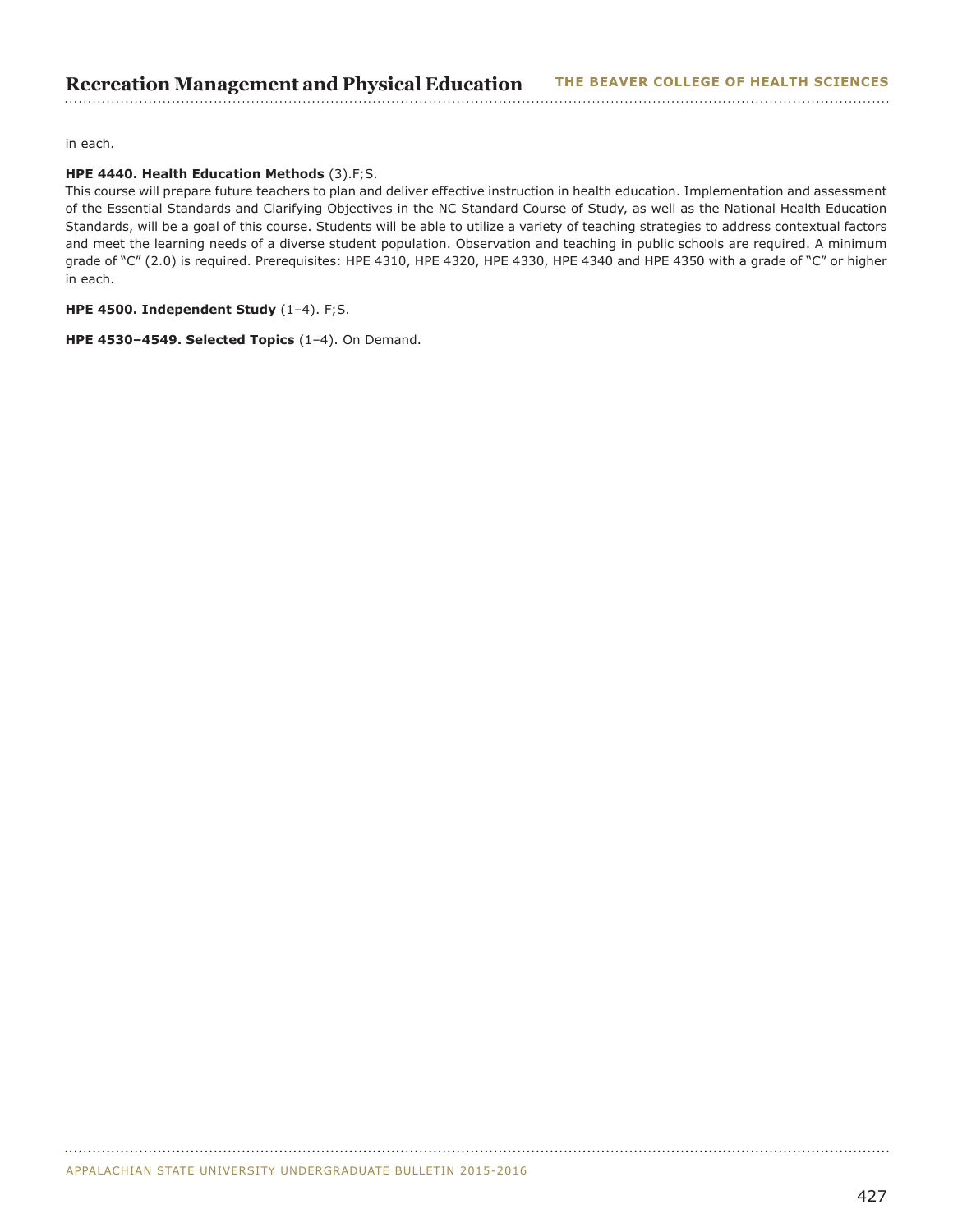in each.

**HPE 4440. Health Education Methods** (3).F;S.
This course will prepare future teachers to plan and deliver effective instruction in health education. Implementation and assessment of the Essential Standards and Clarifying Objectives in the NC Standard Course of Study, as well as the National Health Education Standards, will be a goal of this course. Students will be able to utilize a variety of teaching strategies to address contextual factors and meet the learning needs of a diverse student population. Observation and teaching in public schools are required. A minimum grade of "C" (2.0) is required. Prerequisites: HPE 4310, HPE 4320, HPE 4330, HPE 4340 and HPE 4350 with a grade of "C" or higher in each.

**HPE 4500. Independent Study** (1–4). F;S.

**HPE 4530–4549. Selected Topics** (1–4). On Demand.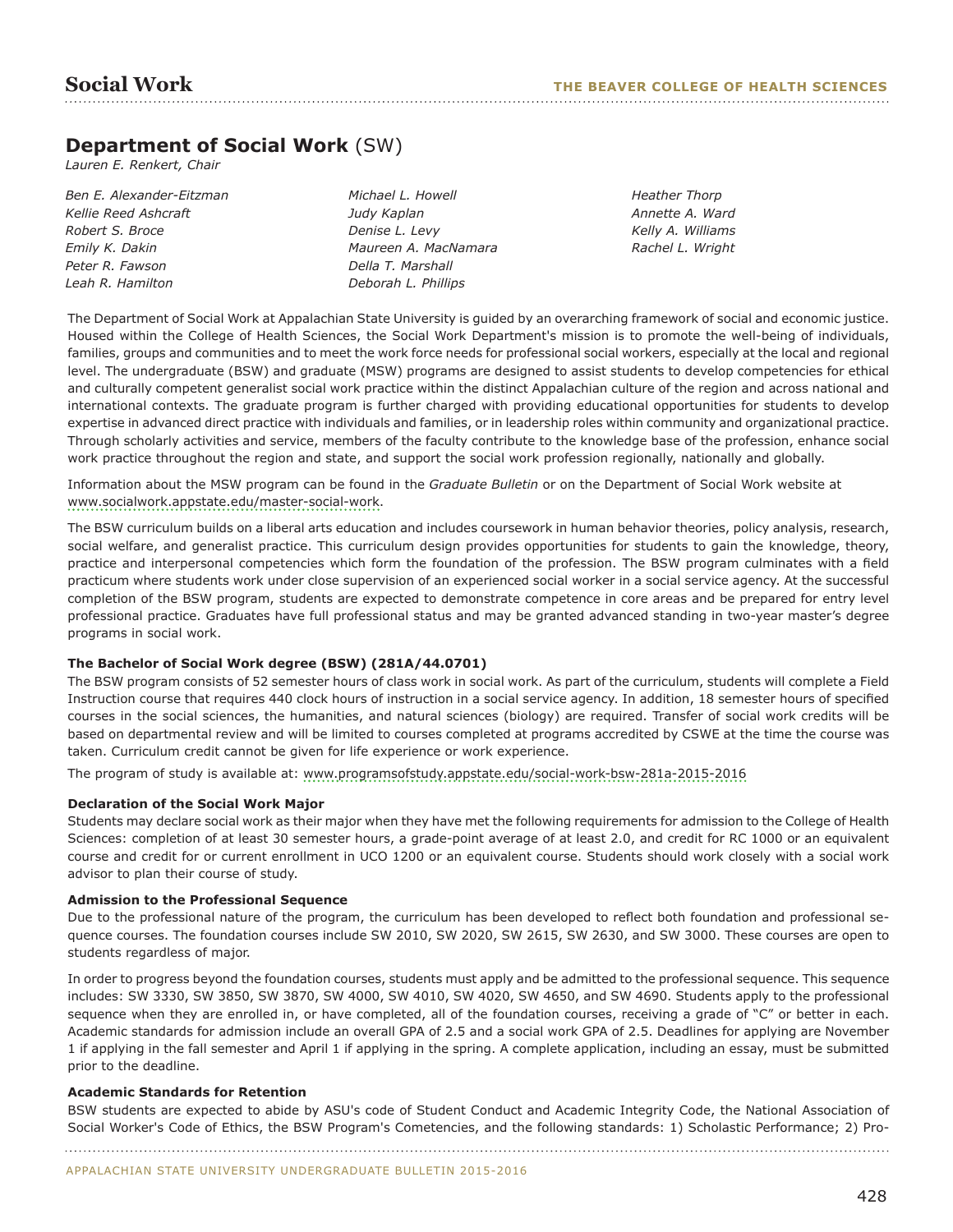# Department of Social Work (SW)

*Lauren E. Renkert, Chair*

*Ben E. Alexander-Eitzman*
*Kellie Reed Ashcraft*
*Robert S. Broce*
*Emily K. Dakin*
*Peter R. Fawson*
*Leah R. Hamilton*
*Michael L. Howell*
*Judy Kaplan*
*Denise L. Levy*
*Maureen A. MacNamara*
*Della T. Marshall*
*Deborah L. Phillips*
*Heather Thorp*
*Annette A. Ward*
*Kelly A. Williams*
*Rachel L. Wright*

The Department of Social Work at Appalachian State University is guided by an overarching framework of social and economic justice. Housed within the College of Health Sciences, the Social Work Department's mission is to promote the well-being of individuals, families, groups and communities and to meet the work force needs for professional social workers, especially at the local and regional level. The undergraduate (BSW) and graduate (MSW) programs are designed to assist students to develop competencies for ethical and culturally competent generalist social work practice within the distinct Appalachian culture of the region and across national and international contexts. The graduate program is further charged with providing educational opportunities for students to develop expertise in advanced direct practice with individuals and families, or in leadership roles within community and organizational practice. Through scholarly activities and service, members of the faculty contribute to the knowledge base of the profession, enhance social work practice throughout the region and state, and support the social work profession regionally, nationally and globally.

Information about the MSW program can be found in the *Graduate Bulletin* or on the Department of Social Work website at www.socialwork.appstate.edu/master-social-work.

The BSW curriculum builds on a liberal arts education and includes coursework in human behavior theories, policy analysis, research, social welfare, and generalist practice. This curriculum design provides opportunities for students to gain the knowledge, theory, practice and interpersonal competencies which form the foundation of the profession. The BSW program culminates with a field practicum where students work under close supervision of an experienced social worker in a social service agency. At the successful completion of the BSW program, students are expected to demonstrate competence in core areas and be prepared for entry level professional practice. Graduates have full professional status and may be granted advanced standing in two-year master's degree programs in social work.

**The Bachelor of Social Work degree (BSW) (281A/44.0701)**

The BSW program consists of 52 semester hours of class work in social work. As part of the curriculum, students will complete a Field Instruction course that requires 440 clock hours of instruction in a social service agency. In addition, 18 semester hours of specified courses in the social sciences, the humanities, and natural sciences (biology) are required. Transfer of social work credits will be based on departmental review and will be limited to courses completed at programs accredited by CSWE at the time the course was taken. Curriculum credit cannot be given for life experience or work experience.

The program of study is available at: www.programsofstudy.appstate.edu/social-work-bsw-281a-2015-2016

**Declaration of the Social Work Major**

Students may declare social work as their major when they have met the following requirements for admission to the College of Health Sciences: completion of at least 30 semester hours, a grade-point average of at least 2.0, and credit for RC 1000 or an equivalent course and credit for or current enrollment in UCO 1200 or an equivalent course. Students should work closely with a social work advisor to plan their course of study.

**Admission to the Professional Sequence**

Due to the professional nature of the program, the curriculum has been developed to reflect both foundation and professional sequence courses. The foundation courses include SW 2010, SW 2020, SW 2615, SW 2630, and SW 3000. These courses are open to students regardless of major.

In order to progress beyond the foundation courses, students must apply and be admitted to the professional sequence. This sequence includes: SW 3330, SW 3850, SW 3870, SW 4000, SW 4010, SW 4020, SW 4650, and SW 4690. Students apply to the professional sequence when they are enrolled in, or have completed, all of the foundation courses, receiving a grade of "C" or better in each. Academic standards for admission include an overall GPA of 2.5 and a social work GPA of 2.5. Deadlines for applying are November 1 if applying in the fall semester and April 1 if applying in the spring. A complete application, including an essay, must be submitted prior to the deadline.

**Academic Standards for Retention**

BSW students are expected to abide by ASU's code of Student Conduct and Academic Integrity Code, the National Association of Social Worker's Code of Ethics, the BSW Program's Cometencies, and the following standards: 1) Scholastic Performance; 2) Pro-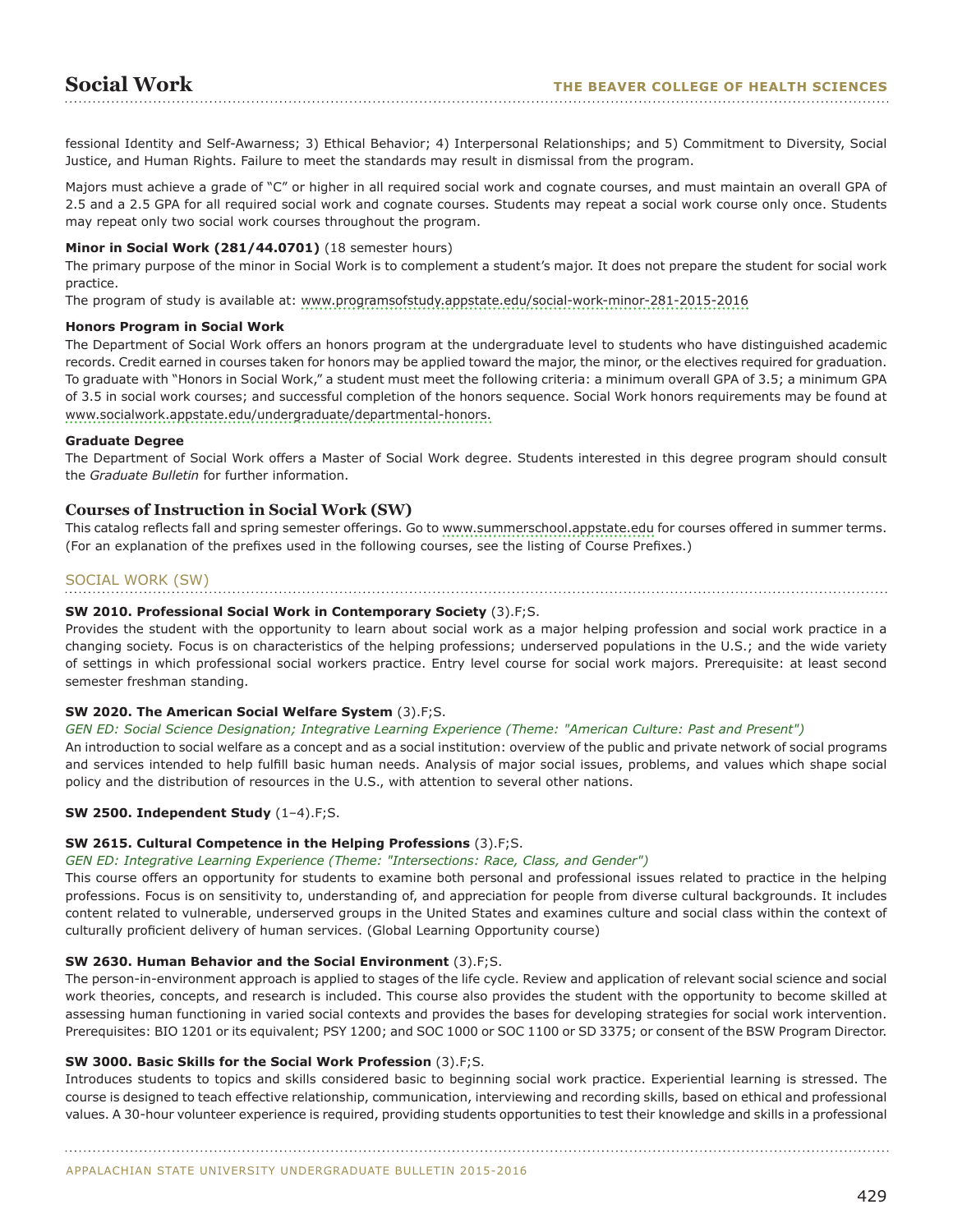fessional Identity and Self-Awarness; 3) Ethical Behavior; 4) Interpersonal Relationships; and 5) Commitment to Diversity, Social Justice, and Human Rights. Failure to meet the standards may result in dismissal from the program.

Majors must achieve a grade of "C" or higher in all required social work and cognate courses, and must maintain an overall GPA of 2.5 and a 2.5 GPA for all required social work and cognate courses. Students may repeat a social work course only once. Students may repeat only two social work courses throughout the program.

**Minor in Social Work (281/44.0701)** (18 semester hours)
The primary purpose of the minor in Social Work is to complement a student's major. It does not prepare the student for social work practice.
The program of study is available at: www.programsofstudy.appstate.edu/social-work-minor-281-2015-2016

**Honors Program in Social Work**
The Department of Social Work offers an honors program at the undergraduate level to students who have distinguished academic records. Credit earned in courses taken for honors may be applied toward the major, the minor, or the electives required for graduation. To graduate with "Honors in Social Work," a student must meet the following criteria: a minimum overall GPA of 3.5; a minimum GPA of 3.5 in social work courses; and successful completion of the honors sequence. Social Work honors requirements may be found at www.socialwork.appstate.edu/undergraduate/departmental-honors.

**Graduate Degree**
The Department of Social Work offers a Master of Social Work degree. Students interested in this degree program should consult the *Graduate Bulletin* for further information.

## Courses of Instruction in Social Work (SW)

This catalog reflects fall and spring semester offerings. Go to www.summerschool.appstate.edu for courses offered in summer terms. (For an explanation of the prefixes used in the following courses, see the listing of Course Prefixes.)

### SOCIAL WORK (SW)

**SW 2010. Professional Social Work in Contemporary Society** (3).F;S.
Provides the student with the opportunity to learn about social work as a major helping profession and social work practice in a changing society. Focus is on characteristics of the helping professions; underserved populations in the U.S.; and the wide variety of settings in which professional social workers practice. Entry level course for social work majors. Prerequisite: at least second semester freshman standing.

**SW 2020. The American Social Welfare System** (3).F;S.
*GEN ED: Social Science Designation; Integrative Learning Experience (Theme: "American Culture: Past and Present")*
An introduction to social welfare as a concept and as a social institution: overview of the public and private network of social programs and services intended to help fulfill basic human needs. Analysis of major social issues, problems, and values which shape social policy and the distribution of resources in the U.S., with attention to several other nations.

**SW 2500. Independent Study** (1–4).F;S.

**SW 2615. Cultural Competence in the Helping Professions** (3).F;S.
*GEN ED: Integrative Learning Experience (Theme: "Intersections: Race, Class, and Gender")*
This course offers an opportunity for students to examine both personal and professional issues related to practice in the helping professions. Focus is on sensitivity to, understanding of, and appreciation for people from diverse cultural backgrounds. It includes content related to vulnerable, underserved groups in the United States and examines culture and social class within the context of culturally proficient delivery of human services. (Global Learning Opportunity course)

**SW 2630. Human Behavior and the Social Environment** (3).F;S.
The person-in-environment approach is applied to stages of the life cycle. Review and application of relevant social science and social work theories, concepts, and research is included. This course also provides the student with the opportunity to become skilled at assessing human functioning in varied social contexts and provides the bases for developing strategies for social work intervention. Prerequisites: BIO 1201 or its equivalent; PSY 1200; and SOC 1000 or SOC 1100 or SD 3375; or consent of the BSW Program Director.

**SW 3000. Basic Skills for the Social Work Profession** (3).F;S.
Introduces students to topics and skills considered basic to beginning social work practice. Experiential learning is stressed. The course is designed to teach effective relationship, communication, interviewing and recording skills, based on ethical and professional values. A 30-hour volunteer experience is required, providing students opportunities to test their knowledge and skills in a professional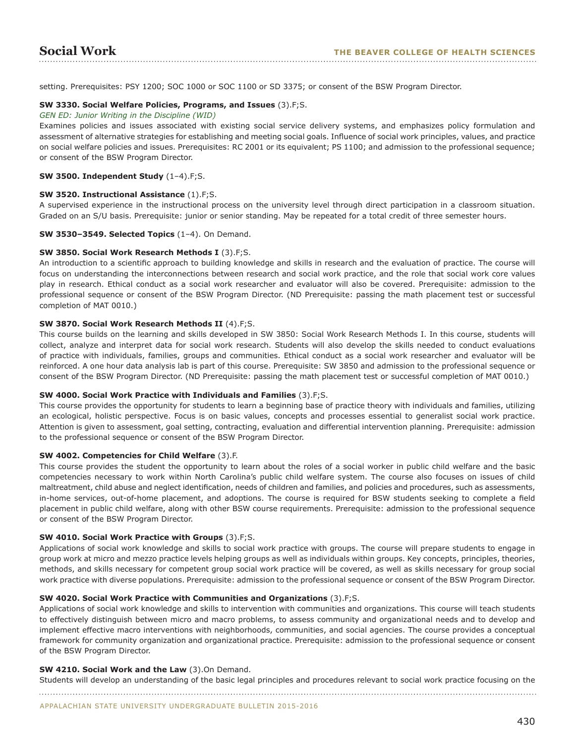setting. Prerequisites: PSY 1200; SOC 1000 or SOC 1100 or SD 3375; or consent of the BSW Program Director.

**SW 3330. Social Welfare Policies, Programs, and Issues** (3).F;S.
*GEN ED: Junior Writing in the Discipline (WID)*
Examines policies and issues associated with existing social service delivery systems, and emphasizes policy formulation and assessment of alternative strategies for establishing and meeting social goals. Influence of social work principles, values, and practice on social welfare policies and issues. Prerequisites: RC 2001 or its equivalent; PS 1100; and admission to the professional sequence; or consent of the BSW Program Director.

**SW 3500. Independent Study** (1–4).F;S.

**SW 3520. Instructional Assistance** (1).F;S.
A supervised experience in the instructional process on the university level through direct participation in a classroom situation. Graded on an S/U basis. Prerequisite: junior or senior standing. May be repeated for a total credit of three semester hours.

**SW 3530–3549. Selected Topics** (1–4). On Demand.

**SW 3850. Social Work Research Methods I** (3).F;S.
An introduction to a scientific approach to building knowledge and skills in research and the evaluation of practice. The course will focus on understanding the interconnections between research and social work practice, and the role that social work core values play in research. Ethical conduct as a social work researcher and evaluator will also be covered. Prerequisite: admission to the professional sequence or consent of the BSW Program Director. (ND Prerequisite: passing the math placement test or successful completion of MAT 0010.)

**SW 3870. Social Work Research Methods II** (4).F;S.
This course builds on the learning and skills developed in SW 3850: Social Work Research Methods I. In this course, students will collect, analyze and interpret data for social work research. Students will also develop the skills needed to conduct evaluations of practice with individuals, families, groups and communities. Ethical conduct as a social work researcher and evaluator will be reinforced. A one hour data analysis lab is part of this course. Prerequisite: SW 3850 and admission to the professional sequence or consent of the BSW Program Director. (ND Prerequisite: passing the math placement test or successful completion of MAT 0010.)

**SW 4000. Social Work Practice with Individuals and Families** (3).F;S.
This course provides the opportunity for students to learn a beginning base of practice theory with individuals and families, utilizing an ecological, holistic perspective. Focus is on basic values, concepts and processes essential to generalist social work practice. Attention is given to assessment, goal setting, contracting, evaluation and differential intervention planning. Prerequisite: admission to the professional sequence or consent of the BSW Program Director.

**SW 4002. Competencies for Child Welfare** (3).F.
This course provides the student the opportunity to learn about the roles of a social worker in public child welfare and the basic competencies necessary to work within North Carolina's public child welfare system. The course also focuses on issues of child maltreatment, child abuse and neglect identification, needs of children and families, and policies and procedures, such as assessments, in-home services, out-of-home placement, and adoptions. The course is required for BSW students seeking to complete a field placement in public child welfare, along with other BSW course requirements. Prerequisite: admission to the professional sequence or consent of the BSW Program Director.

**SW 4010. Social Work Practice with Groups** (3).F;S.
Applications of social work knowledge and skills to social work practice with groups. The course will prepare students to engage in group work at micro and mezzo practice levels helping groups as well as individuals within groups. Key concepts, principles, theories, methods, and skills necessary for competent group social work practice will be covered, as well as skills necessary for group social work practice with diverse populations. Prerequisite: admission to the professional sequence or consent of the BSW Program Director.

**SW 4020. Social Work Practice with Communities and Organizations** (3).F;S.
Applications of social work knowledge and skills to intervention with communities and organizations. This course will teach students to effectively distinguish between micro and macro problems, to assess community and organizational needs and to develop and implement effective macro interventions with neighborhoods, communities, and social agencies. The course provides a conceptual framework for community organization and organizational practice. Prerequisite: admission to the professional sequence or consent of the BSW Program Director.

**SW 4210. Social Work and the Law** (3).On Demand.
Students will develop an understanding of the basic legal principles and procedures relevant to social work practice focusing on the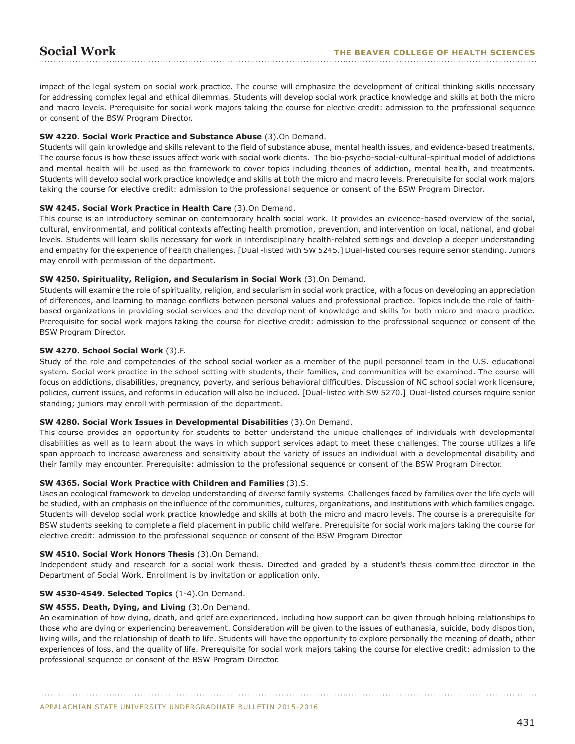impact of the legal system on social work practice. The course will emphasize the development of critical thinking skills necessary for addressing complex legal and ethical dilemmas. Students will develop social work practice knowledge and skills at both the micro and macro levels. Prerequisite for social work majors taking the course for elective credit: admission to the professional sequence or consent of the BSW Program Director.

**SW 4220. Social Work Practice and Substance Abuse** (3).On Demand.
Students will gain knowledge and skills relevant to the field of substance abuse, mental health issues, and evidence-based treatments. The course focus is how these issues affect work with social work clients. The bio-psycho-social-cultural-spiritual model of addictions and mental health will be used as the framework to cover topics including theories of addiction, mental health, and treatments. Students will develop social work practice knowledge and skills at both the micro and macro levels. Prerequisite for social work majors taking the course for elective credit: admission to the professional sequence or consent of the BSW Program Director.

**SW 4245. Social Work Practice in Health Care** (3).On Demand.
This course is an introductory seminar on contemporary health social work. It provides an evidence-based overview of the social, cultural, environmental, and political contexts affecting health promotion, prevention, and intervention on local, national, and global levels. Students will learn skills necessary for work in interdisciplinary health-related settings and develop a deeper understanding and empathy for the experience of health challenges. [Dual -listed with SW 5245.] Dual-listed courses require senior standing. Juniors may enroll with permission of the department.

**SW 4250. Spirituality, Religion, and Secularism in Social Work** (3).On Demand.
Students will examine the role of spirituality, religion, and secularism in social work practice, with a focus on developing an appreciation of differences, and learning to manage conflicts between personal values and professional practice. Topics include the role of faith-based organizations in providing social services and the development of knowledge and skills for both micro and macro practice. Prerequisite for social work majors taking the course for elective credit: admission to the professional sequence or consent of the BSW Program Director.

**SW 4270. School Social Work** (3).F.
Study of the role and competencies of the school social worker as a member of the pupil personnel team in the U.S. educational system. Social work practice in the school setting with students, their families, and communities will be examined. The course will focus on addictions, disabilities, pregnancy, poverty, and serious behavioral difficulties. Discussion of NC school social work licensure, policies, current issues, and reforms in education will also be included. [Dual-listed with SW 5270.] Dual-listed courses require senior standing; juniors may enroll with permission of the department.

**SW 4280. Social Work Issues in Developmental Disabilities** (3).On Demand.
This course provides an opportunity for students to better understand the unique challenges of individuals with developmental disabilities as well as to learn about the ways in which support services adapt to meet these challenges. The course utilizes a life span approach to increase awareness and sensitivity about the variety of issues an individual with a developmental disability and their family may encounter. Prerequisite: admission to the professional sequence or consent of the BSW Program Director.

**SW 4365. Social Work Practice with Children and Families** (3).S.
Uses an ecological framework to develop understanding of diverse family systems. Challenges faced by families over the life cycle will be studied, with an emphasis on the influence of the communities, cultures, organizations, and institutions with which families engage. Students will develop social work practice knowledge and skills at both the micro and macro levels. The course is a prerequisite for BSW students seeking to complete a field placement in public child welfare. Prerequisite for social work majors taking the course for elective credit: admission to the professional sequence or consent of the BSW Program Director.

**SW 4510. Social Work Honors Thesis** (3).On Demand.
Independent study and research for a social work thesis. Directed and graded by a student's thesis committee director in the Department of Social Work. Enrollment is by invitation or application only.

**SW 4530-4549. Selected Topics** (1-4).On Demand.

**SW 4555. Death, Dying, and Living** (3).On Demand.
An examination of how dying, death, and grief are experienced, including how support can be given through helping relationships to those who are dying or experiencing bereavement. Consideration will be given to the issues of euthanasia, suicide, body disposition, living wills, and the relationship of death to life. Students will have the opportunity to explore personally the meaning of death, other experiences of loss, and the quality of life. Prerequisite for social work majors taking the course for elective credit: admission to the professional sequence or consent of the BSW Program Director.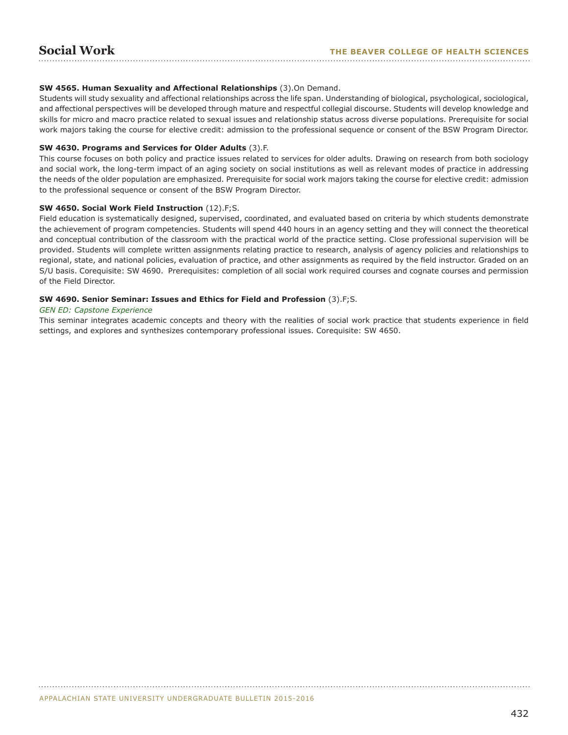**SW 4565. Human Sexuality and Affectional Relationships** (3).On Demand.
Students will study sexuality and affectional relationships across the life span. Understanding of biological, psychological, sociological, and affectional perspectives will be developed through mature and respectful collegial discourse. Students will develop knowledge and skills for micro and macro practice related to sexual issues and relationship status across diverse populations. Prerequisite for social work majors taking the course for elective credit: admission to the professional sequence or consent of the BSW Program Director.

**SW 4630. Programs and Services for Older Adults** (3).F.
This course focuses on both policy and practice issues related to services for older adults. Drawing on research from both sociology and social work, the long-term impact of an aging society on social institutions as well as relevant modes of practice in addressing the needs of the older population are emphasized. Prerequisite for social work majors taking the course for elective credit: admission to the professional sequence or consent of the BSW Program Director.

**SW 4650. Social Work Field Instruction** (12).F;S.
Field education is systematically designed, supervised, coordinated, and evaluated based on criteria by which students demonstrate the achievement of program competencies. Students will spend 440 hours in an agency setting and they will connect the theoretical and conceptual contribution of the classroom with the practical world of the practice setting. Close professional supervision will be provided. Students will complete written assignments relating practice to research, analysis of agency policies and relationships to regional, state, and national policies, evaluation of practice, and other assignments as required by the field instructor. Graded on an S/U basis. Corequisite: SW 4690. Prerequisites: completion of all social work required courses and cognate courses and permission of the Field Director.

**SW 4690. Senior Seminar: Issues and Ethics for Field and Profession** (3).F;S.
*GEN ED: Capstone Experience*
This seminar integrates academic concepts and theory with the realities of social work practice that students experience in field settings, and explores and synthesizes contemporary professional issues. Corequisite: SW 4650.